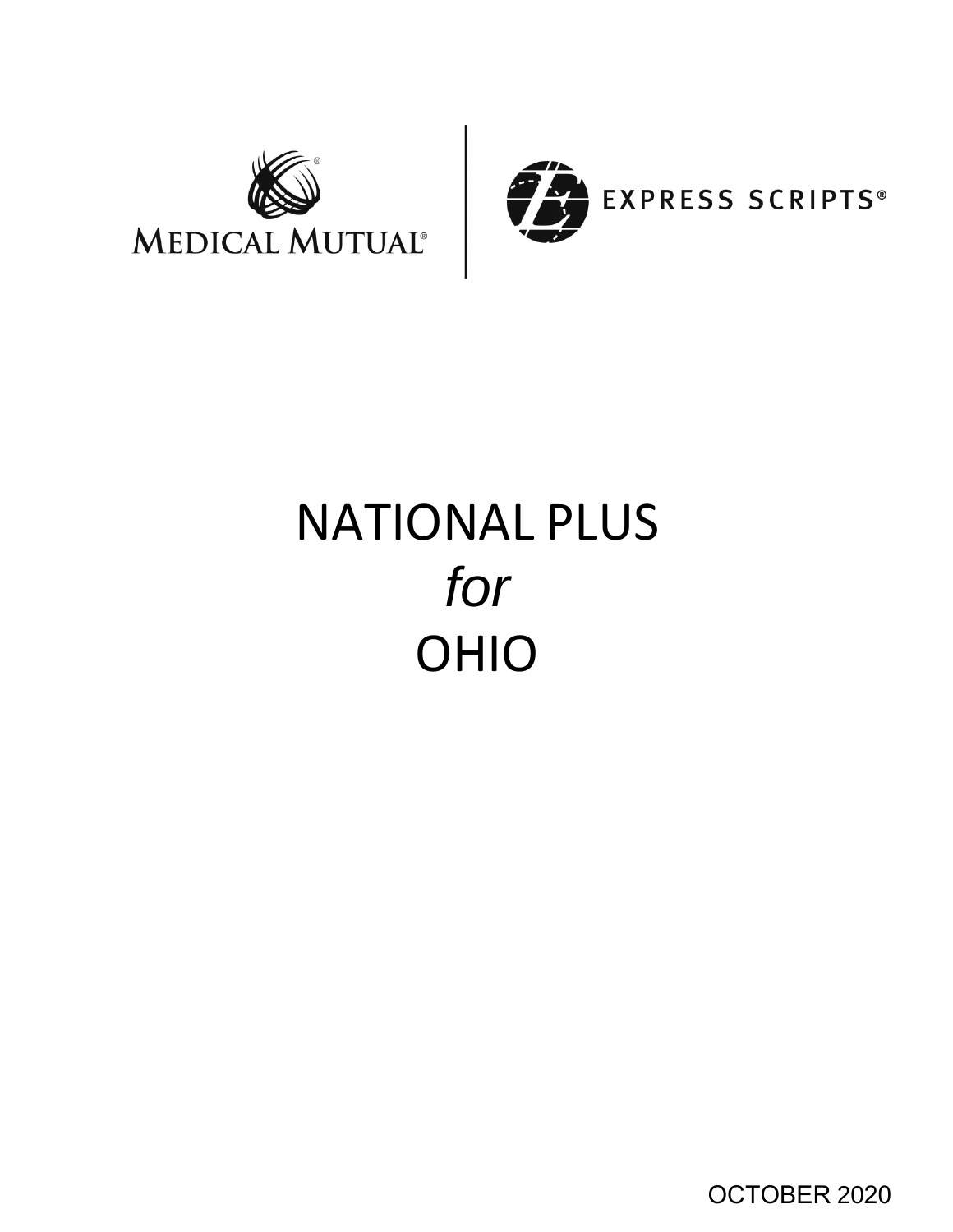MEDICAL MUTUAL®

EXPRESS SCRIPTS®

# NATIONAL PLUS
# *for*
# OHIO

OCTOBER 2020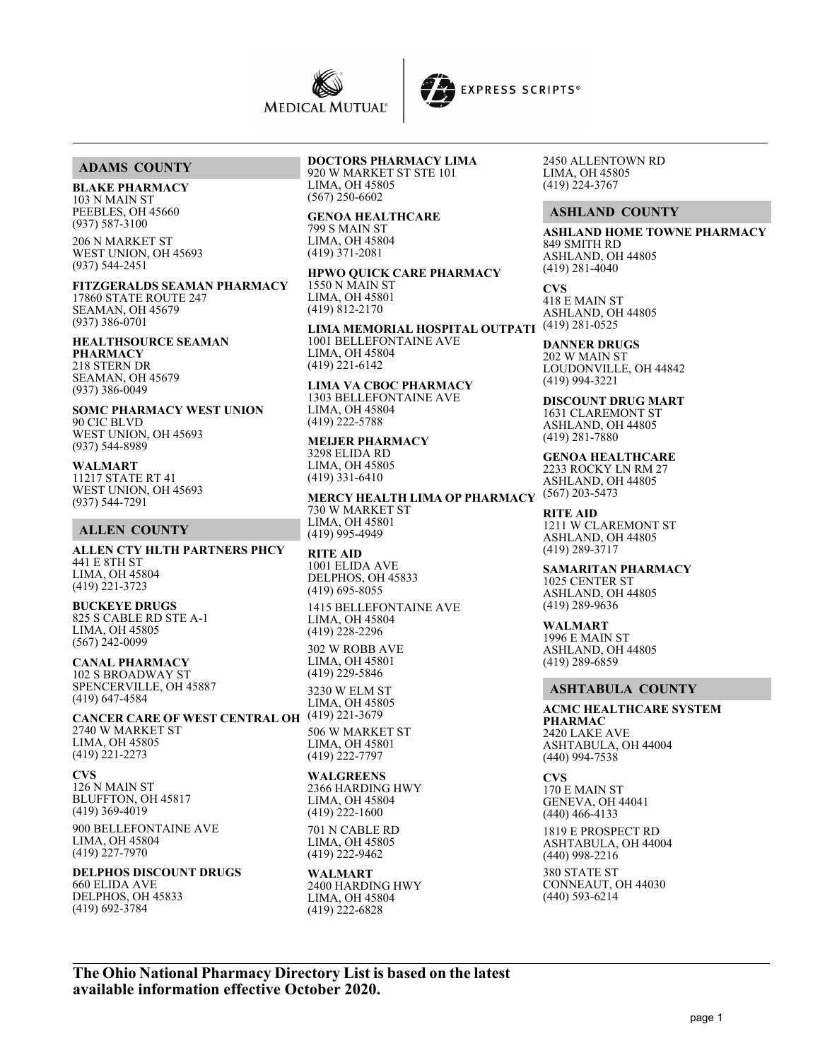## ADAMS COUNTY

**BLAKE PHARMACY**
103 N MAIN ST
PEEBLES, OH 45660
(937) 587-3100

206 N MARKET ST
WEST UNION, OH 45693
(937) 544-2451

**FITZGERALDS SEAMAN PHARMACY**
17860 STATE ROUTE 247
SEAMAN, OH 45679
(937) 386-0701

**HEALTHSOURCE SEAMAN PHARMACY**
218 STERN DR
SEAMAN, OH 45679
(937) 386-0049

**SOMC PHARMACY WEST UNION**
90 CIC BLVD
WEST UNION, OH 45693
(937) 544-8989

**WALMART**
11217 STATE RT 41
WEST UNION, OH 45693
(937) 544-7291

## ALLEN COUNTY

**ALLEN CTY HLTH PARTNERS PHCY**
441 E 8TH ST
LIMA, OH 45804
(419) 221-3723

**BUCKEYE DRUGS**
825 S CABLE RD STE A-1
LIMA, OH 45805
(567) 242-0099

**CANAL PHARMACY**
102 S BROADWAY ST
SPENCERVILLE, OH 45887
(419) 647-4584

**CANCER CARE OF WEST CENTRAL OH**
2740 W MARKET ST
LIMA, OH 45805
(419) 221-2273

**CVS**
126 N MAIN ST
BLUFFTON, OH 45817
(419) 369-4019

900 BELLEFONTAINE AVE
LIMA, OH 45804
(419) 227-7970

**DELPHOS DISCOUNT DRUGS**
660 ELIDA AVE
DELPHOS, OH 45833
(419) 692-3784

**DOCTORS PHARMACY LIMA**
920 W MARKET ST STE 101
LIMA, OH 45805
(567) 250-6602

**GENOA HEALTHCARE**
799 S MAIN ST
LIMA, OH 45804
(419) 371-2081

**HPWO QUICK CARE PHARMACY**
1550 N MAIN ST
LIMA, OH 45801
(419) 812-2170

**LIMA MEMORIAL HOSPITAL OUTPATI**
1001 BELLEFONTAINE AVE
LIMA, OH 45804
(419) 221-6142

**LIMA VA CBOC PHARMACY**
1303 BELLEFONTAINE AVE
LIMA, OH 45804
(419) 222-5788

**MEIJER PHARMACY**
3298 ELIDA RD
LIMA, OH 45805
(419) 331-6410

**MERCY HEALTH LIMA OP PHARMACY**
730 W MARKET ST
LIMA, OH 45801
(419) 995-4949

**RITE AID**
1001 ELIDA AVE
DELPHOS, OH 45833
(419) 695-8055

1415 BELLEFONTAINE AVE
LIMA, OH 45804
(419) 228-2296

302 W ROBB AVE
LIMA, OH 45801
(419) 229-5846

3230 W ELM ST
LIMA, OH 45805
(419) 221-3679

506 W MARKET ST
LIMA, OH 45801
(419) 222-7797

**WALGREENS**
2366 HARDING HWY
LIMA, OH 45804
(419) 222-1600

701 N CABLE RD
LIMA, OH 45805
(419) 222-9462

**WALMART**
2400 HARDING HWY
LIMA, OH 45804
(419) 222-6828

2450 ALLENTOWN RD
LIMA, OH 45805
(419) 224-3767

## ASHLAND COUNTY

**ASHLAND HOME TOWNE PHARMACY**
849 SMITH RD
ASHLAND, OH 44805
(419) 281-4040

**CVS**
418 E MAIN ST
ASHLAND, OH 44805
(419) 281-0525

**DANNER DRUGS**
202 W MAIN ST
LOUDONVILLE, OH 44842
(419) 994-3221

**DISCOUNT DRUG MART**
1631 CLAREMONT ST
ASHLAND, OH 44805
(419) 281-7880

**GENOA HEALTHCARE**
2233 ROCKY LN RM 27
ASHLAND, OH 44805
(567) 203-5473

**RITE AID**
1211 W CLAREMONT ST
ASHLAND, OH 44805
(419) 289-3717

**SAMARITAN PHARMACY**
1025 CENTER ST
ASHLAND, OH 44805
(419) 289-9636

**WALMART**
1996 E MAIN ST
ASHLAND, OH 44805
(419) 289-6859

## ASHTABULA COUNTY

**ACMC HEALTHCARE SYSTEM PHARMAC**
2420 LAKE AVE
ASHTABULA, OH 44004
(440) 994-7538

**CVS**
170 E MAIN ST
GENEVA, OH 44041
(440) 466-4133

1819 E PROSPECT RD
ASHTABULA, OH 44004
(440) 998-2216

380 STATE ST
CONNEAUT, OH 44030
(440) 593-6214

**The Ohio National Pharmacy Directory List is based on the latest available information effective October 2020.**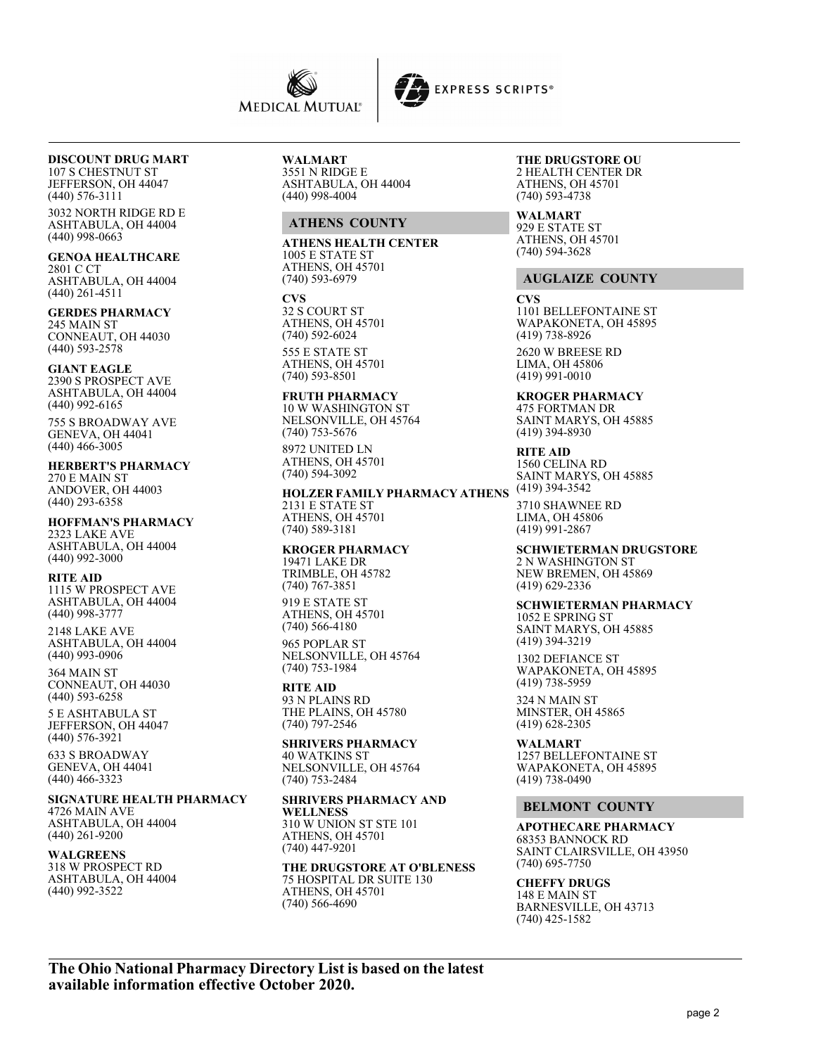**DISCOUNT DRUG MART**
107 S CHESTNUT ST
JEFFERSON, OH 44047
(440) 576-3111

3032 NORTH RIDGE RD E
ASHTABULA, OH 44004
(440) 998-0663

**GENOA HEALTHCARE**
2801 C CT
ASHTABULA, OH 44004
(440) 261-4511

**GERDES PHARMACY**
245 MAIN ST
CONNEAUT, OH 44030
(440) 593-2578

**GIANT EAGLE**
2390 S PROSPECT AVE
ASHTABULA, OH 44004
(440) 992-6165

755 S BROADWAY AVE
GENEVA, OH 44041
(440) 466-3005

**HERBERT'S PHARMACY**
270 E MAIN ST
ANDOVER, OH 44003
(440) 293-6358

**HOFFMAN'S PHARMACY**
2323 LAKE AVE
ASHTABULA, OH 44004
(440) 992-3000

**RITE AID**
1115 W PROSPECT AVE
ASHTABULA, OH 44004
(440) 998-3777

2148 LAKE AVE
ASHTABULA, OH 44004
(440) 993-0906

364 MAIN ST
CONNEAUT, OH 44030
(440) 593-6258

5 E ASHTABULA ST
JEFFERSON, OH 44047
(440) 576-3921

633 S BROADWAY
GENEVA, OH 44041
(440) 466-3323

**SIGNATURE HEALTH PHARMACY**
4726 MAIN AVE
ASHTABULA, OH 44004
(440) 261-9200

**WALGREENS**
318 W PROSPECT RD
ASHTABULA, OH 44004
(440) 992-3522

**WALMART**
3551 N RIDGE E
ASHTABULA, OH 44004
(440) 998-4004

## ATHENS COUNTY

**ATHENS HEALTH CENTER**
1005 E STATE ST
ATHENS, OH 45701
(740) 593-6979

**CVS**
32 S COURT ST
ATHENS, OH 45701
(740) 592-6024

555 E STATE ST
ATHENS, OH 45701
(740) 593-8501

**FRUTH PHARMACY**
10 W WASHINGTON ST
NELSONVILLE, OH 45764
(740) 753-5676

8972 UNITED LN
ATHENS, OH 45701
(740) 594-3092

**HOLZER FAMILY PHARMACY ATHENS**
2131 E STATE ST
ATHENS, OH 45701
(740) 589-3181

**KROGER PHARMACY**
19471 LAKE DR
TRIMBLE, OH 45782
(740) 767-3851

919 E STATE ST
ATHENS, OH 45701
(740) 566-4180

965 POPLAR ST
NELSONVILLE, OH 45764
(740) 753-1984

**RITE AID**
93 N PLAINS RD
THE PLAINS, OH 45780
(740) 797-2546

**SHRIVERS PHARMACY**
40 WATKINS ST
NELSONVILLE, OH 45764
(740) 753-2484

**SHRIVERS PHARMACY AND WELLNESS**
310 W UNION ST STE 101
ATHENS, OH 45701
(740) 447-9201

**THE DRUGSTORE AT O'BLENESS**
75 HOSPITAL DR SUITE 130
ATHENS, OH 45701
(740) 566-4690

**THE DRUGSTORE OU**
2 HEALTH CENTER DR
ATHENS, OH 45701
(740) 593-4738

**WALMART**
929 E STATE ST
ATHENS, OH 45701
(740) 594-3628

## AUGLAIZE COUNTY

**CVS**
1101 BELLEFONTAINE ST
WAPAKONETA, OH 45895
(419) 738-8926

2620 W BREESE RD
LIMA, OH 45806
(419) 991-0010

**KROGER PHARMACY**
475 FORTMAN DR
SAINT MARYS, OH 45885
(419) 394-8930

**RITE AID**
1560 CELINA RD
SAINT MARYS, OH 45885
(419) 394-3542

3710 SHAWNEE RD
LIMA, OH 45806
(419) 991-2867

**SCHWIETERMAN DRUGSTORE**
2 N WASHINGTON ST
NEW BREMEN, OH 45869
(419) 629-2336

**SCHWIETERMAN PHARMACY**
1052 E SPRING ST
SAINT MARYS, OH 45885
(419) 394-3219

1302 DEFIANCE ST
WAPAKONETA, OH 45895
(419) 738-5959

324 N MAIN ST
MINSTER, OH 45865
(419) 628-2305

**WALMART**
1257 BELLEFONTAINE ST
WAPAKONETA, OH 45895
(419) 738-0490

## BELMONT COUNTY

**APOTHECARE PHARMACY**
68353 BANNOCK RD
SAINT CLAIRSVILLE, OH 43950
(740) 695-7750

**CHEFFY DRUGS**
148 E MAIN ST
BARNESVILLE, OH 43713
(740) 425-1582

**The Ohio National Pharmacy Directory List is based on the latest available information effective October 2020.**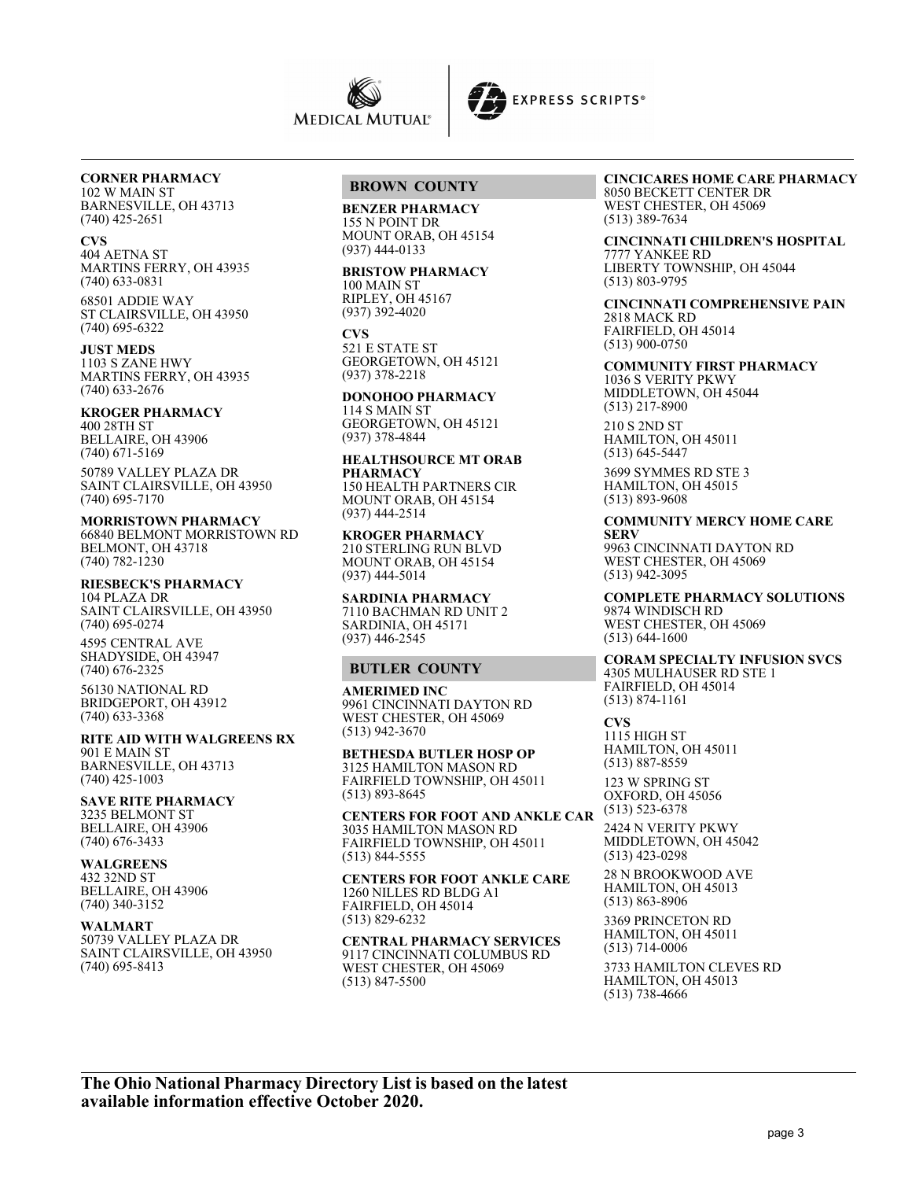**CORNER PHARMACY**
102 W MAIN ST
BARNESVILLE, OH 43713
(740) 425-2651

**CVS**
404 AETNA ST
MARTINS FERRY, OH 43935
(740) 633-0831

68501 ADDIE WAY
ST CLAIRSVILLE, OH 43950
(740) 695-6322

**JUST MEDS**
1103 S ZANE HWY
MARTINS FERRY, OH 43935
(740) 633-2676

**KROGER PHARMACY**
400 28TH ST
BELLAIRE, OH 43906
(740) 671-5169

50789 VALLEY PLAZA DR
SAINT CLAIRSVILLE, OH 43950
(740) 695-7170

**MORRISTOWN PHARMACY**
66840 BELMONT MORRISTOWN RD
BELMONT, OH 43718
(740) 782-1230

**RIESBECK'S PHARMACY**
104 PLAZA DR
SAINT CLAIRSVILLE, OH 43950
(740) 695-0274

4595 CENTRAL AVE
SHADYSIDE, OH 43947
(740) 676-2325

56130 NATIONAL RD
BRIDGEPORT, OH 43912
(740) 633-3368

**RITE AID WITH WALGREENS RX**
901 E MAIN ST
BARNESVILLE, OH 43713
(740) 425-1003

**SAVE RITE PHARMACY**
3235 BELMONT ST
BELLAIRE, OH 43906
(740) 676-3433

**WALGREENS**
432 32ND ST
BELLAIRE, OH 43906
(740) 340-3152

**WALMART**
50739 VALLEY PLAZA DR
SAINT CLAIRSVILLE, OH 43950
(740) 695-8413

## BROWN COUNTY

**BENZER PHARMACY**
155 N POINT DR
MOUNT ORAB, OH 45154
(937) 444-0133

**BRISTOW PHARMACY**
100 MAIN ST
RIPLEY, OH 45167
(937) 392-4020

**CVS**
521 E STATE ST
GEORGETOWN, OH 45121
(937) 378-2218

**DONOHOO PHARMACY**
114 S MAIN ST
GEORGETOWN, OH 45121
(937) 378-4844

**HEALTHSOURCE MT ORAB PHARMACY**
150 HEALTH PARTNERS CIR
MOUNT ORAB, OH 45154
(937) 444-2514

**KROGER PHARMACY**
210 STERLING RUN BLVD
MOUNT ORAB, OH 45154
(937) 444-5014

**SARDINIA PHARMACY**
7110 BACHMAN RD UNIT 2
SARDINIA, OH 45171
(937) 446-2545

## BUTLER COUNTY

**AMERIMED INC**
9961 CINCINNATI DAYTON RD
WEST CHESTER, OH 45069
(513) 942-3670

**BETHESDA BUTLER HOSP OP**
3125 HAMILTON MASON RD
FAIRFIELD TOWNSHIP, OH 45011
(513) 893-8645

**CENTERS FOR FOOT AND ANKLE CAR**
3035 HAMILTON MASON RD
FAIRFIELD TOWNSHIP, OH 45011
(513) 844-5555

**CENTERS FOR FOOT ANKLE CARE**
1260 NILLES RD BLDG A1
FAIRFIELD, OH 45014
(513) 829-6232

**CENTRAL PHARMACY SERVICES**
9117 CINCINNATI COLUMBUS RD
WEST CHESTER, OH 45069
(513) 847-5500

**CINCICARES HOME CARE PHARMACY**
8050 BECKETT CENTER DR
WEST CHESTER, OH 45069
(513) 389-7634

**CINCINNATI CHILDREN'S HOSPITAL**
7777 YANKEE RD
LIBERTY TOWNSHIP, OH 45044
(513) 803-9795

**CINCINNATI COMPREHENSIVE PAIN**
2818 MACK RD
FAIRFIELD, OH 45014
(513) 900-0750

**COMMUNITY FIRST PHARMACY**
1036 S VERITY PKWY
MIDDLETOWN, OH 45044
(513) 217-8900

210 S 2ND ST
HAMILTON, OH 45011
(513) 645-5447

3699 SYMMES RD STE 3
HAMILTON, OH 45015
(513) 893-9608

**COMMUNITY MERCY HOME CARE SERV**
9963 CINCINNATI DAYTON RD
WEST CHESTER, OH 45069
(513) 942-3095

**COMPLETE PHARMACY SOLUTIONS**
9874 WINDISCH RD
WEST CHESTER, OH 45069
(513) 644-1600

**CORAM SPECIALTY INFUSION SVCS**
4305 MULHAUSER RD STE 1
FAIRFIELD, OH 45014
(513) 874-1161

**CVS**
1115 HIGH ST
HAMILTON, OH 45011
(513) 887-8559

123 W SPRING ST
OXFORD, OH 45056
(513) 523-6378

2424 N VERITY PKWY
MIDDLETOWN, OH 45042
(513) 423-0298

28 N BROOKWOOD AVE
HAMILTON, OH 45013
(513) 863-8906

3369 PRINCETON RD
HAMILTON, OH 45011
(513) 714-0006

3733 HAMILTON CLEVES RD
HAMILTON, OH 45013
(513) 738-4666

**The Ohio National Pharmacy Directory List is based on the latest available information effective October 2020.**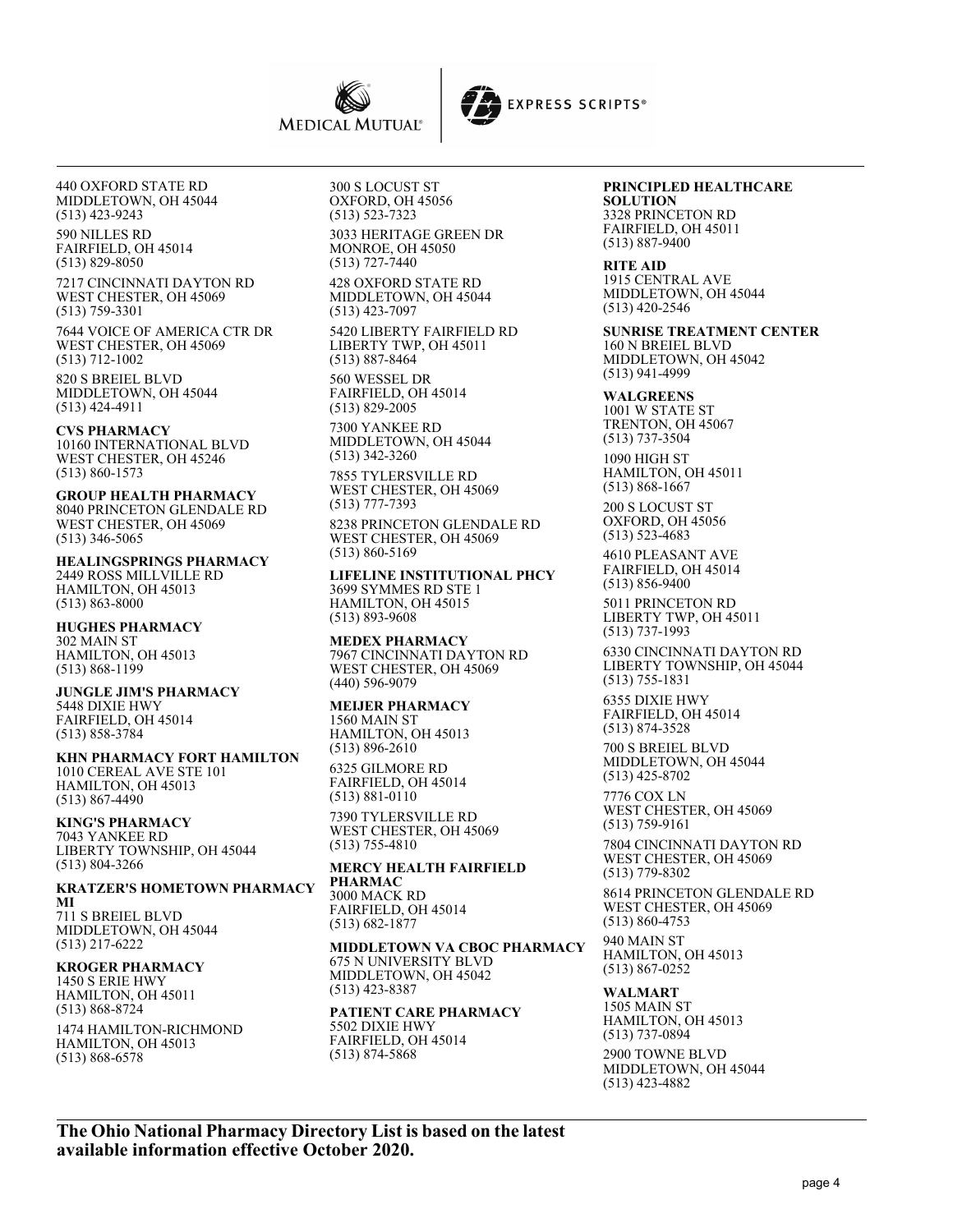440 OXFORD STATE RD
MIDDLETOWN, OH 45044
(513) 423-9243

590 NILLES RD
FAIRFIELD, OH 45014
(513) 829-8050

7217 CINCINNATI DAYTON RD
WEST CHESTER, OH 45069
(513) 759-3301

7644 VOICE OF AMERICA CTR DR
WEST CHESTER, OH 45069
(513) 712-1002

820 S BREIEL BLVD
MIDDLETOWN, OH 45044
(513) 424-4911

**CVS PHARMACY**
10160 INTERNATIONAL BLVD
WEST CHESTER, OH 45246
(513) 860-1573

**GROUP HEALTH PHARMACY**
8040 PRINCETON GLENDALE RD
WEST CHESTER, OH 45069
(513) 346-5065

**HEALINGSPRINGS PHARMACY**
2449 ROSS MILLVILLE RD
HAMILTON, OH 45013
(513) 863-8000

**HUGHES PHARMACY**
302 MAIN ST
HAMILTON, OH 45013
(513) 868-1199

**JUNGLE JIM'S PHARMACY**
5448 DIXIE HWY
FAIRFIELD, OH 45014
(513) 858-3784

**KHN PHARMACY FORT HAMILTON**
1010 CEREAL AVE STE 101
HAMILTON, OH 45013
(513) 867-4490

**KING'S PHARMACY**
7043 YANKEE RD
LIBERTY TOWNSHIP, OH 45044
(513) 804-3266

**KRATZER'S HOMETOWN PHARMACY MI**
711 S BREIEL BLVD
MIDDLETOWN, OH 45044
(513) 217-6222

**KROGER PHARMACY**
1450 S ERIE HWY
HAMILTON, OH 45011
(513) 868-8724

1474 HAMILTON-RICHMOND
HAMILTON, OH 45013
(513) 868-6578

300 S LOCUST ST
OXFORD, OH 45056
(513) 523-7323

3033 HERITAGE GREEN DR
MONROE, OH 45050
(513) 727-7440

428 OXFORD STATE RD
MIDDLETOWN, OH 45044
(513) 423-7097

5420 LIBERTY FAIRFIELD RD
LIBERTY TWP, OH 45011
(513) 887-8464

560 WESSEL DR
FAIRFIELD, OH 45014
(513) 829-2005

7300 YANKEE RD
MIDDLETOWN, OH 45044
(513) 342-3260

7855 TYLERSVILLE RD
WEST CHESTER, OH 45069
(513) 777-7393

8238 PRINCETON GLENDALE RD
WEST CHESTER, OH 45069
(513) 860-5169

**LIFELINE INSTITUTIONAL PHCY**
3699 SYMMES RD STE 1
HAMILTON, OH 45015
(513) 893-9608

**MEDEX PHARMACY**
7967 CINCINNATI DAYTON RD
WEST CHESTER, OH 45069
(440) 596-9079

**MEIJER PHARMACY**
1560 MAIN ST
HAMILTON, OH 45013
(513) 896-2610

6325 GILMORE RD
FAIRFIELD, OH 45014
(513) 881-0110

7390 TYLERSVILLE RD
WEST CHESTER, OH 45069
(513) 755-4810

**MERCY HEALTH FAIRFIELD PHARMAC**
3000 MACK RD
FAIRFIELD, OH 45014
(513) 682-1877

**MIDDLETOWN VA CBOC PHARMACY**
675 N UNIVERSITY BLVD
MIDDLETOWN, OH 45042
(513) 423-8387

**PATIENT CARE PHARMACY**
5502 DIXIE HWY
FAIRFIELD, OH 45014
(513) 874-5868

**PRINCIPLED HEALTHCARE SOLUTION**
3328 PRINCETON RD
FAIRFIELD, OH 45011
(513) 887-9400

**RITE AID**
1915 CENTRAL AVE
MIDDLETOWN, OH 45044
(513) 420-2546

**SUNRISE TREATMENT CENTER**
160 N BREIEL BLVD
MIDDLETOWN, OH 45042
(513) 941-4999

**WALGREENS**
1001 W STATE ST
TRENTON, OH 45067
(513) 737-3504

1090 HIGH ST
HAMILTON, OH 45011
(513) 868-1667

200 S LOCUST ST
OXFORD, OH 45056
(513) 523-4683

4610 PLEASANT AVE
FAIRFIELD, OH 45014
(513) 856-9400

5011 PRINCETON RD
LIBERTY TWP, OH 45011
(513) 737-1993

6330 CINCINNATI DAYTON RD
LIBERTY TOWNSHIP, OH 45044
(513) 755-1831

6355 DIXIE HWY
FAIRFIELD, OH 45014
(513) 874-3528

700 S BREIEL BLVD
MIDDLETOWN, OH 45044
(513) 425-8702

7776 COX LN
WEST CHESTER, OH 45069
(513) 759-9161

7804 CINCINNATI DAYTON RD
WEST CHESTER, OH 45069
(513) 779-8302

8614 PRINCETON GLENDALE RD
WEST CHESTER, OH 45069
(513) 860-4753

940 MAIN ST
HAMILTON, OH 45013
(513) 867-0252

**WALMART**
1505 MAIN ST
HAMILTON, OH 45013
(513) 737-0894

2900 TOWNE BLVD
MIDDLETOWN, OH 45044
(513) 423-4882

**The Ohio National Pharmacy Directory List is based on the latest available information effective October 2020.**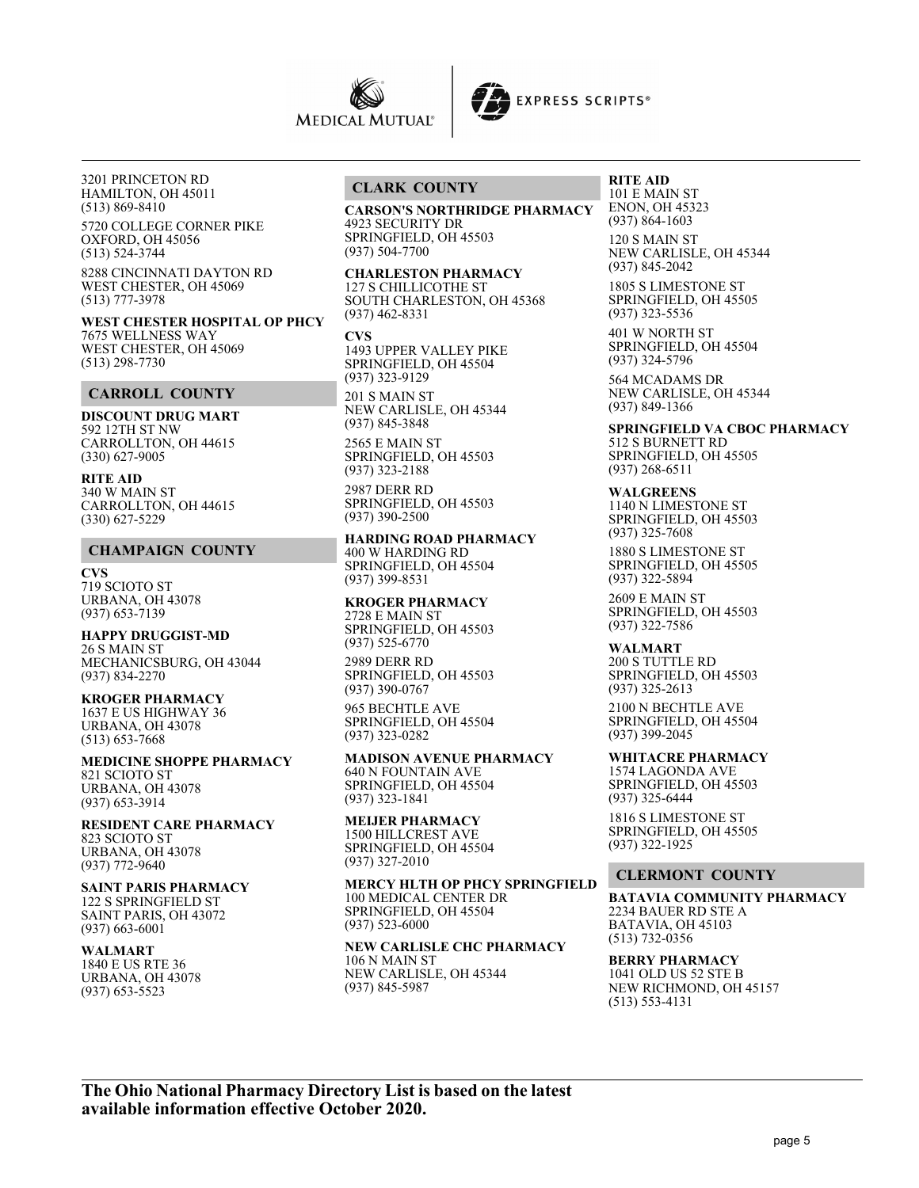3201 PRINCETON RD
HAMILTON, OH 45011
(513) 869-8410

5720 COLLEGE CORNER PIKE
OXFORD, OH 45056
(513) 524-3744

8288 CINCINNATI DAYTON RD
WEST CHESTER, OH 45069
(513) 777-3978

**WEST CHESTER HOSPITAL OP PHCY**
7675 WELLNESS WAY
WEST CHESTER, OH 45069
(513) 298-7730

## CARROLL COUNTY

**DISCOUNT DRUG MART**
592 12TH ST NW
CARROLLTON, OH 44615
(330) 627-9005

**RITE AID**
340 W MAIN ST
CARROLLTON, OH 44615
(330) 627-5229

## CHAMPAIGN COUNTY

**CVS**
719 SCIOTO ST
URBANA, OH 43078
(937) 653-7139

**HAPPY DRUGGIST-MD**
26 S MAIN ST
MECHANICSBURG, OH 43044
(937) 834-2270

**KROGER PHARMACY**
1637 E US HIGHWAY 36
URBANA, OH 43078
(513) 653-7668

**MEDICINE SHOPPE PHARMACY**
821 SCIOTO ST
URBANA, OH 43078
(937) 653-3914

**RESIDENT CARE PHARMACY**
823 SCIOTO ST
URBANA, OH 43078
(937) 772-9640

**SAINT PARIS PHARMACY**
122 S SPRINGFIELD ST
SAINT PARIS, OH 43072
(937) 663-6001

**WALMART**
1840 E US RTE 36
URBANA, OH 43078
(937) 653-5523

## CLARK COUNTY

**CARSON'S NORTHRIDGE PHARMACY**
4923 SECURITY DR
SPRINGFIELD, OH 45503
(937) 504-7700

**CHARLESTON PHARMACY**
127 S CHILLICOTHE ST
SOUTH CHARLESTON, OH 45368
(937) 462-8331

**CVS**
1493 UPPER VALLEY PIKE
SPRINGFIELD, OH 45504
(937) 323-9129

201 S MAIN ST
NEW CARLISLE, OH 45344
(937) 845-3848

2565 E MAIN ST
SPRINGFIELD, OH 45503
(937) 323-2188

2987 DERR RD
SPRINGFIELD, OH 45503
(937) 390-2500

**HARDING ROAD PHARMACY**
400 W HARDING RD
SPRINGFIELD, OH 45504
(937) 399-8531

**KROGER PHARMACY**
2728 E MAIN ST
SPRINGFIELD, OH 45503
(937) 525-6770

2989 DERR RD
SPRINGFIELD, OH 45503
(937) 390-0767

965 BECHTLE AVE
SPRINGFIELD, OH 45504
(937) 323-0282

**MADISON AVENUE PHARMACY**
640 N FOUNTAIN AVE
SPRINGFIELD, OH 45504
(937) 323-1841

**MEIJER PHARMACY**
1500 HILLCREST AVE
SPRINGFIELD, OH 45504
(937) 327-2010

**MERCY HLTH OP PHCY SPRINGFIELD**
100 MEDICAL CENTER DR
SPRINGFIELD, OH 45504
(937) 523-6000

**NEW CARLISLE CHC PHARMACY**
106 N MAIN ST
NEW CARLISLE, OH 45344
(937) 845-5987

**RITE AID**
101 E MAIN ST
ENON, OH 45323
(937) 864-1603

120 S MAIN ST
NEW CARLISLE, OH 45344
(937) 845-2042

1805 S LIMESTONE ST
SPRINGFIELD, OH 45505
(937) 323-5536

401 W NORTH ST
SPRINGFIELD, OH 45504
(937) 324-5796

564 MCADAMS DR
NEW CARLISLE, OH 45344
(937) 849-1366

**SPRINGFIELD VA CBOC PHARMACY**
512 S BURNETT RD
SPRINGFIELD, OH 45505
(937) 268-6511

**WALGREENS**
1140 N LIMESTONE ST
SPRINGFIELD, OH 45503
(937) 325-7608

1880 S LIMESTONE ST
SPRINGFIELD, OH 45505
(937) 322-5894

2609 E MAIN ST
SPRINGFIELD, OH 45503
(937) 322-7586

**WALMART**
200 S TUTTLE RD
SPRINGFIELD, OH 45503
(937) 325-2613

2100 N BECHTLE AVE
SPRINGFIELD, OH 45504
(937) 399-2045

**WHITACRE PHARMACY**
1574 LAGONDA AVE
SPRINGFIELD, OH 45503
(937) 325-6444

1816 S LIMESTONE ST
SPRINGFIELD, OH 45505
(937) 322-1925

## CLERMONT COUNTY

**BATAVIA COMMUNITY PHARMACY**
2234 BAUER RD STE A
BATAVIA, OH 45103
(513) 732-0356

**BERRY PHARMACY**
1041 OLD US 52 STE B
NEW RICHMOND, OH 45157
(513) 553-4131

**The Ohio National Pharmacy Directory List is based on the latest available information effective October 2020.**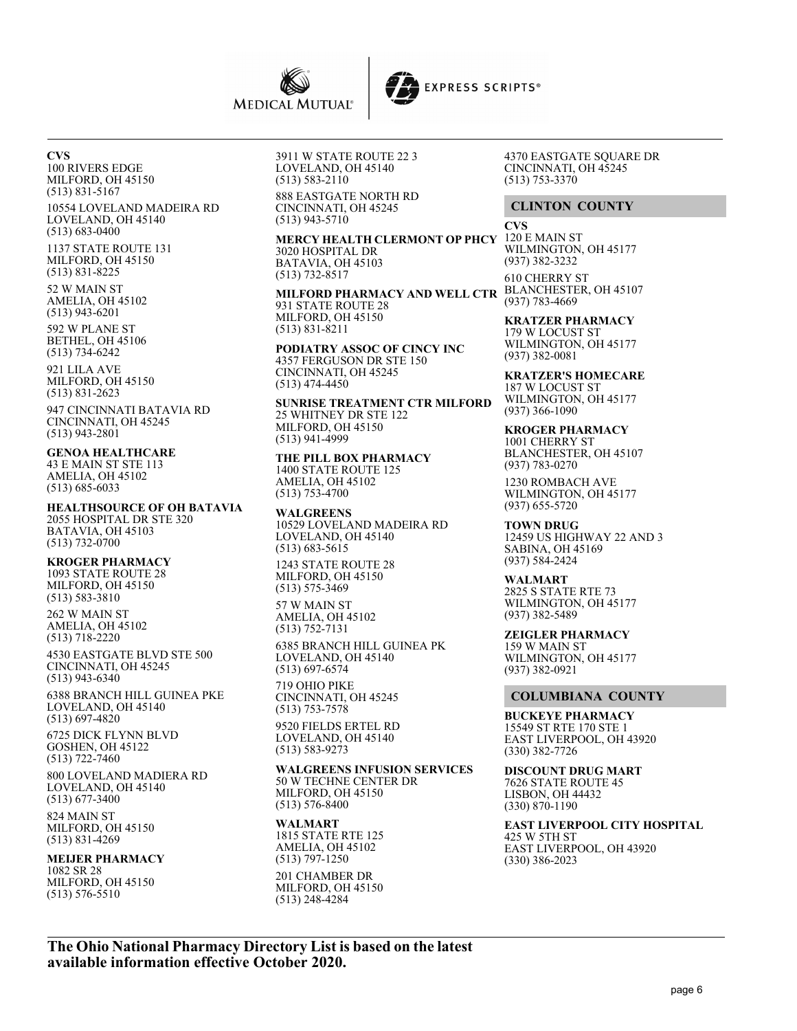**CVS**
100 RIVERS EDGE
MILFORD, OH 45150
(513) 831-5167

10554 LOVELAND MADEIRA RD
LOVELAND, OH 45140
(513) 683-0400

1137 STATE ROUTE 131
MILFORD, OH 45150
(513) 831-8225

52 W MAIN ST
AMELIA, OH 45102
(513) 943-6201

592 W PLANE ST
BETHEL, OH 45106
(513) 734-6242

921 LILA AVE
MILFORD, OH 45150
(513) 831-2623

947 CINCINNATI BATAVIA RD
CINCINNATI, OH 45245
(513) 943-2801

**GENOA HEALTHCARE**
43 E MAIN ST STE 113
AMELIA, OH 45102
(513) 685-6033

**HEALTHSOURCE OF OH BATAVIA**
2055 HOSPITAL DR STE 320
BATAVIA, OH 45103
(513) 732-0700

**KROGER PHARMACY**
1093 STATE ROUTE 28
MILFORD, OH 45150
(513) 583-3810

262 W MAIN ST
AMELIA, OH 45102
(513) 718-2220

4530 EASTGATE BLVD STE 500
CINCINNATI, OH 45245
(513) 943-6340

6388 BRANCH HILL GUINEA PKE
LOVELAND, OH 45140
(513) 697-4820

6725 DICK FLYNN BLVD
GOSHEN, OH 45122
(513) 722-7460

800 LOVELAND MADIERA RD
LOVELAND, OH 45140
(513) 677-3400

824 MAIN ST
MILFORD, OH 45150
(513) 831-4269

**MEIJER PHARMACY**
1082 SR 28
MILFORD, OH 45150
(513) 576-5510

3911 W STATE ROUTE 22 3
LOVELAND, OH 45140
(513) 583-2110

888 EASTGATE NORTH RD
CINCINNATI, OH 45245
(513) 943-5710

**MERCY HEALTH CLERMONT OP PHCY**
3020 HOSPITAL DR
BATAVIA, OH 45103
(513) 732-8517

**MILFORD PHARMACY AND WELL CTR**
931 STATE ROUTE 28
MILFORD, OH 45150
(513) 831-8211

**PODIATRY ASSOC OF CINCY INC**
4357 FERGUSON DR STE 150
CINCINNATI, OH 45245
(513) 474-4450

**SUNRISE TREATMENT CTR MILFORD**
25 WHITNEY DR STE 122
MILFORD, OH 45150
(513) 941-4999

**THE PILL BOX PHARMACY**
1400 STATE ROUTE 125
AMELIA, OH 45102
(513) 753-4700

**WALGREENS**
10529 LOVELAND MADEIRA RD
LOVELAND, OH 45140
(513) 683-5615

1243 STATE ROUTE 28
MILFORD, OH 45150
(513) 575-3469

57 W MAIN ST
AMELIA, OH 45102
(513) 752-7131

6385 BRANCH HILL GUINEA PK
LOVELAND, OH 45140
(513) 697-6574

719 OHIO PIKE
CINCINNATI, OH 45245
(513) 753-7578

9520 FIELDS ERTEL RD
LOVELAND, OH 45140
(513) 583-9273

**WALGREENS INFUSION SERVICES**
50 W TECHNE CENTER DR
MILFORD, OH 45150
(513) 576-8400

**WALMART**
1815 STATE RTE 125
AMELIA, OH 45102
(513) 797-1250

201 CHAMBER DR
MILFORD, OH 45150
(513) 248-4284

4370 EASTGATE SQUARE DR
CINCINNATI, OH 45245
(513) 753-3370

## CLINTON COUNTY

**CVS**
120 E MAIN ST
WILMINGTON, OH 45177
(937) 382-3232

610 CHERRY ST
BLANCHESTER, OH 45107
(937) 783-4669

**KRATZER PHARMACY**
179 W LOCUST ST
WILMINGTON, OH 45177
(937) 382-0081

**KRATZER'S HOMECARE**
187 W LOCUST ST
WILMINGTON, OH 45177
(937) 366-1090

**KROGER PHARMACY**
1001 CHERRY ST
BLANCHESTER, OH 45107
(937) 783-0270

1230 ROMBACH AVE
WILMINGTON, OH 45177
(937) 655-5720

**TOWN DRUG**
12459 US HIGHWAY 22 AND 3
SABINA, OH 45169
(937) 584-2424

**WALMART**
2825 S STATE RTE 73
WILMINGTON, OH 45177
(937) 382-5489

**ZEIGLER PHARMACY**
159 W MAIN ST
WILMINGTON, OH 45177
(937) 382-0921

## COLUMBIANA COUNTY

**BUCKEYE PHARMACY**
15549 ST RTE 170 STE 1
EAST LIVERPOOL, OH 43920
(330) 382-7726

**DISCOUNT DRUG MART**
7626 STATE ROUTE 45
LISBON, OH 44432
(330) 870-1190

**EAST LIVERPOOL CITY HOSPITAL**
425 W 5TH ST
EAST LIVERPOOL, OH 43920
(330) 386-2023

**The Ohio National Pharmacy Directory List is based on the latest available information effective October 2020.**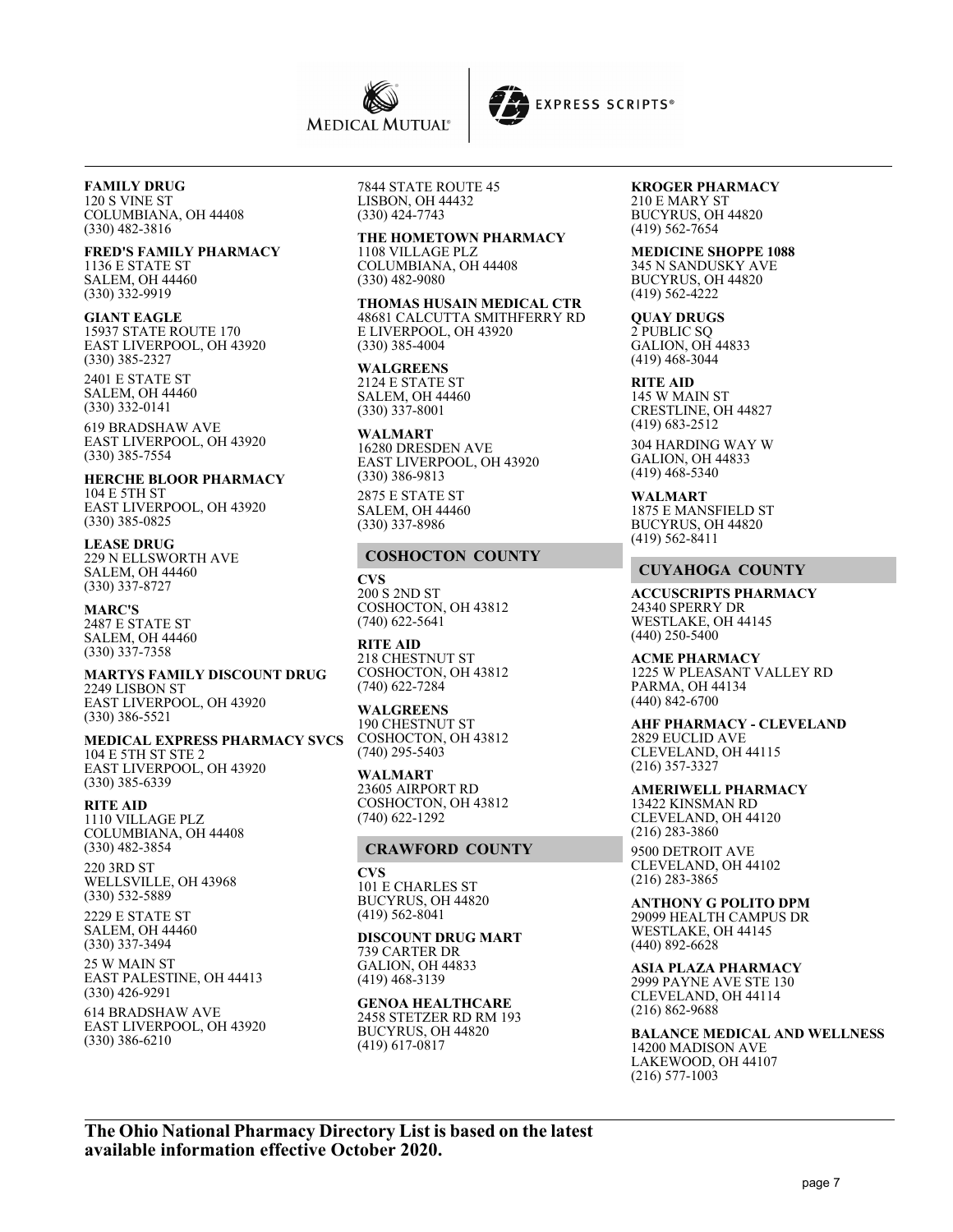**FAMILY DRUG**
120 S VINE ST
COLUMBIANA, OH 44408
(330) 482-3816

**FRED'S FAMILY PHARMACY**
1136 E STATE ST
SALEM, OH 44460
(330) 332-9919

**GIANT EAGLE**
15937 STATE ROUTE 170
EAST LIVERPOOL, OH 43920
(330) 385-2327

2401 E STATE ST
SALEM, OH 44460
(330) 332-0141

619 BRADSHAW AVE
EAST LIVERPOOL, OH 43920
(330) 385-7554

**HERCHE BLOOR PHARMACY**
104 E 5TH ST
EAST LIVERPOOL, OH 43920
(330) 385-0825

**LEASE DRUG**
229 N ELLSWORTH AVE
SALEM, OH 44460
(330) 337-8727

**MARC'S**
2487 E STATE ST
SALEM, OH 44460
(330) 337-7358

**MARTYS FAMILY DISCOUNT DRUG**
2249 LISBON ST
EAST LIVERPOOL, OH 43920
(330) 386-5521

**MEDICAL EXPRESS PHARMACY SVCS**
104 E 5TH ST STE 2
EAST LIVERPOOL, OH 43920
(330) 385-6339

**RITE AID**
1110 VILLAGE PLZ
COLUMBIANA, OH 44408
(330) 482-3854

220 3RD ST
WELLSVILLE, OH 43968
(330) 532-5889

2229 E STATE ST
SALEM, OH 44460
(330) 337-3494

25 W MAIN ST
EAST PALESTINE, OH 44413
(330) 426-9291

614 BRADSHAW AVE
EAST LIVERPOOL, OH 43920
(330) 386-6210

7844 STATE ROUTE 45
LISBON, OH 44432
(330) 424-7743

**THE HOMETOWN PHARMACY**
1108 VILLAGE PLZ
COLUMBIANA, OH 44408
(330) 482-9080

**THOMAS HUSAIN MEDICAL CTR**
48681 CALCUTTA SMITHFERRY RD
E LIVERPOOL, OH 43920
(330) 385-4004

**WALGREENS**
2124 E STATE ST
SALEM, OH 44460
(330) 337-8001

**WALMART**
16280 DRESDEN AVE
EAST LIVERPOOL, OH 43920
(330) 386-9813

2875 E STATE ST
SALEM, OH 44460
(330) 337-8986

## COSHOCTON COUNTY

**CVS**
200 S 2ND ST
COSHOCTON, OH 43812
(740) 622-5641

**RITE AID**
218 CHESTNUT ST
COSHOCTON, OH 43812
(740) 622-7284

**WALGREENS**
190 CHESTNUT ST
COSHOCTON, OH 43812
(740) 295-5403

**WALMART**
23605 AIRPORT RD
COSHOCTON, OH 43812
(740) 622-1292

## CRAWFORD COUNTY

**CVS**
101 E CHARLES ST
BUCYRUS, OH 44820
(419) 562-8041

**DISCOUNT DRUG MART**
739 CARTER DR
GALION, OH 44833
(419) 468-3139

**GENOA HEALTHCARE**
2458 STETZER RD RM 193
BUCYRUS, OH 44820
(419) 617-0817

**KROGER PHARMACY**
210 E MARY ST
BUCYRUS, OH 44820
(419) 562-7654

**MEDICINE SHOPPE 1088**
345 N SANDUSKY AVE
BUCYRUS, OH 44820
(419) 562-4222

**QUAY DRUGS**
2 PUBLIC SQ
GALION, OH 44833
(419) 468-3044

**RITE AID**
145 W MAIN ST
CRESTLINE, OH 44827
(419) 683-2512

304 HARDING WAY W
GALION, OH 44833
(419) 468-5340

**WALMART**
1875 E MANSFIELD ST
BUCYRUS, OH 44820
(419) 562-8411

## CUYAHOGA COUNTY

**ACCUSCRIPTS PHARMACY**
24340 SPERRY DR
WESTLAKE, OH 44145
(440) 250-5400

**ACME PHARMACY**
1225 W PLEASANT VALLEY RD
PARMA, OH 44134
(440) 842-6700

**AHF PHARMACY - CLEVELAND**
2829 EUCLID AVE
CLEVELAND, OH 44115
(216) 357-3327

**AMERIWELL PHARMACY**
13422 KINSMAN RD
CLEVELAND, OH 44120
(216) 283-3860

9500 DETROIT AVE
CLEVELAND, OH 44102
(216) 283-3865

**ANTHONY G POLITO DPM**
29099 HEALTH CAMPUS DR
WESTLAKE, OH 44145
(440) 892-6628

**ASIA PLAZA PHARMACY**
2999 PAYNE AVE STE 130
CLEVELAND, OH 44114
(216) 862-9688

**BALANCE MEDICAL AND WELLNESS**
14200 MADISON AVE
LAKEWOOD, OH 44107
(216) 577-1003

**The Ohio National Pharmacy Directory List is based on the latest available information effective October 2020.**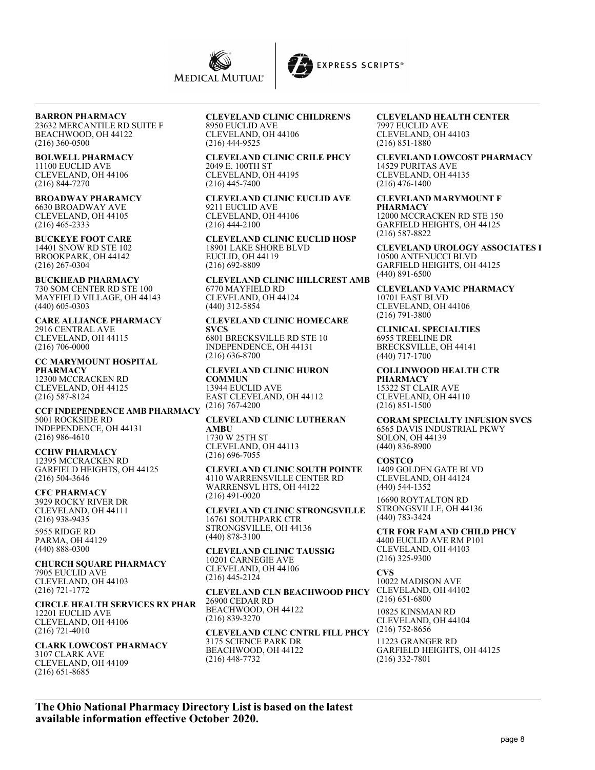**BARRON PHARMACY**
23632 MERCANTILE RD SUITE F
BEACHWOOD, OH 44122
(216) 360-0500

**BOLWELL PHARMACY**
11100 EUCLID AVE
CLEVELAND, OH 44106
(216) 844-7270

**BROADWAY PHARAMCY**
6630 BROADWAY AVE
CLEVELAND, OH 44105
(216) 465-2333

**BUCKEYE FOOT CARE**
14401 SNOW RD STE 102
BROOKPARK, OH 44142
(216) 267-0304

**BUCKHEAD PHARMACY**
730 SOM CENTER RD STE 100
MAYFIELD VILLAGE, OH 44143
(440) 605-0303

**CARE ALLIANCE PHARMACY**
2916 CENTRAL AVE
CLEVELAND, OH 44115
(216) 706-0000

**CC MARYMOUNT HOSPITAL PHARMACY**
12300 MCCRACKEN RD
CLEVELAND, OH 44125
(216) 587-8124

**CCF INDEPENDENCE AMB PHARMACY**
5001 ROCKSIDE RD
INDEPENDENCE, OH 44131
(216) 986-4610

**CCHW PHARMACY**
12395 MCCRACKEN RD
GARFIELD HEIGHTS, OH 44125
(216) 504-3646

**CFC PHARMACY**
3929 ROCKY RIVER DR
CLEVELAND, OH 44111
(216) 938-9435

5955 RIDGE RD
PARMA, OH 44129
(440) 888-0300

**CHURCH SQUARE PHARMACY**
7905 EUCLID AVE
CLEVELAND, OH 44103
(216) 721-1772

**CIRCLE HEALTH SERVICES RX PHAR**
12201 EUCLID AVE
CLEVELAND, OH 44106
(216) 721-4010

**CLARK LOWCOST PHARMACY**
3107 CLARK AVE
CLEVELAND, OH 44109
(216) 651-8685

**CLEVELAND CLINIC CHILDREN'S**
8950 EUCLID AVE
CLEVELAND, OH 44106
(216) 444-9525

**CLEVELAND CLINIC CRILE PHCY**
2049 E. 100TH ST
CLEVELAND, OH 44195
(216) 445-7400

**CLEVELAND CLINIC EUCLID AVE**
9211 EUCLID AVE
CLEVELAND, OH 44106
(216) 444-2100

**CLEVELAND CLINIC EUCLID HOSP**
18901 LAKE SHORE BLVD
EUCLID, OH 44119
(216) 692-8809

**CLEVELAND CLINIC HILLCREST AMB**
6770 MAYFIELD RD
CLEVELAND, OH 44124
(440) 312-5854

**CLEVELAND CLINIC HOMECARE SVCS**
6801 BRECKSVILLE RD STE 10
INDEPENDENCE, OH 44131
(216) 636-8700

**CLEVELAND CLINIC HURON COMMUN**
13944 EUCLID AVE
EAST CLEVELAND, OH 44112
(216) 767-4200

**CLEVELAND CLINIC LUTHERAN AMBU**
1730 W 25TH ST
CLEVELAND, OH 44113
(216) 696-7055

**CLEVELAND CLINIC SOUTH POINTE**
4110 WARRENSVILLE CENTER RD
WARRENSVL HTS, OH 44122
(216) 491-0020

**CLEVELAND CLINIC STRONGSVILLE**
16761 SOUTHPARK CTR
STRONGSVILLE, OH 44136
(440) 878-3100

**CLEVELAND CLINIC TAUSSIG**
10201 CARNEGIE AVE
CLEVELAND, OH 44106
(216) 445-2124

**CLEVELAND CLN BEACHWOOD PHCY**
26900 CEDAR RD
BEACHWOOD, OH 44122
(216) 839-3270

**CLEVELAND CLNC CNTRL FILL PHCY**
3175 SCIENCE PARK DR
BEACHWOOD, OH 44122
(216) 448-7732

**CLEVELAND HEALTH CENTER**
7997 EUCLID AVE
CLEVELAND, OH 44103
(216) 851-1880

**CLEVELAND LOWCOST PHARMACY**
14529 PURITAS AVE
CLEVELAND, OH 44135
(216) 476-1400

**CLEVELAND MARYMOUNT F PHARMACY**
12000 MCCRACKEN RD STE 150
GARFIELD HEIGHTS, OH 44125
(216) 587-8822

**CLEVELAND UROLOGY ASSOCIATES I**
10500 ANTENUCCI BLVD
GARFIELD HEIGHTS, OH 44125
(440) 891-6500

**CLEVELAND VAMC PHARMACY**
10701 EAST BLVD
CLEVELAND, OH 44106
(216) 791-3800

**CLINICAL SPECIALTIES**
6955 TREELINE DR
BRECKSVILLE, OH 44141
(440) 717-1700

**COLLINWOOD HEALTH CTR PHARMACY**
15322 ST CLAIR AVE
CLEVELAND, OH 44110
(216) 851-1500

**CORAM SPECIALTY INFUSION SVCS**
6565 DAVIS INDUSTRIAL PKWY
SOLON, OH 44139
(440) 836-8900

**COSTCO**
1409 GOLDEN GATE BLVD
CLEVELAND, OH 44124
(440) 544-1352

16690 ROYTALTON RD
STRONGSVILLE, OH 44136
(440) 783-3424

**CTR FOR FAM AND CHILD PHCY**
4400 EUCLID AVE RM P101
CLEVELAND, OH 44103
(216) 325-9300

**CVS**
10022 MADISON AVE
CLEVELAND, OH 44102
(216) 651-6800

10825 KINSMAN RD
CLEVELAND, OH 44104
(216) 752-8656

11223 GRANGER RD
GARFIELD HEIGHTS, OH 44125
(216) 332-7801

**The Ohio National Pharmacy Directory List is based on the latest available information effective October 2020.**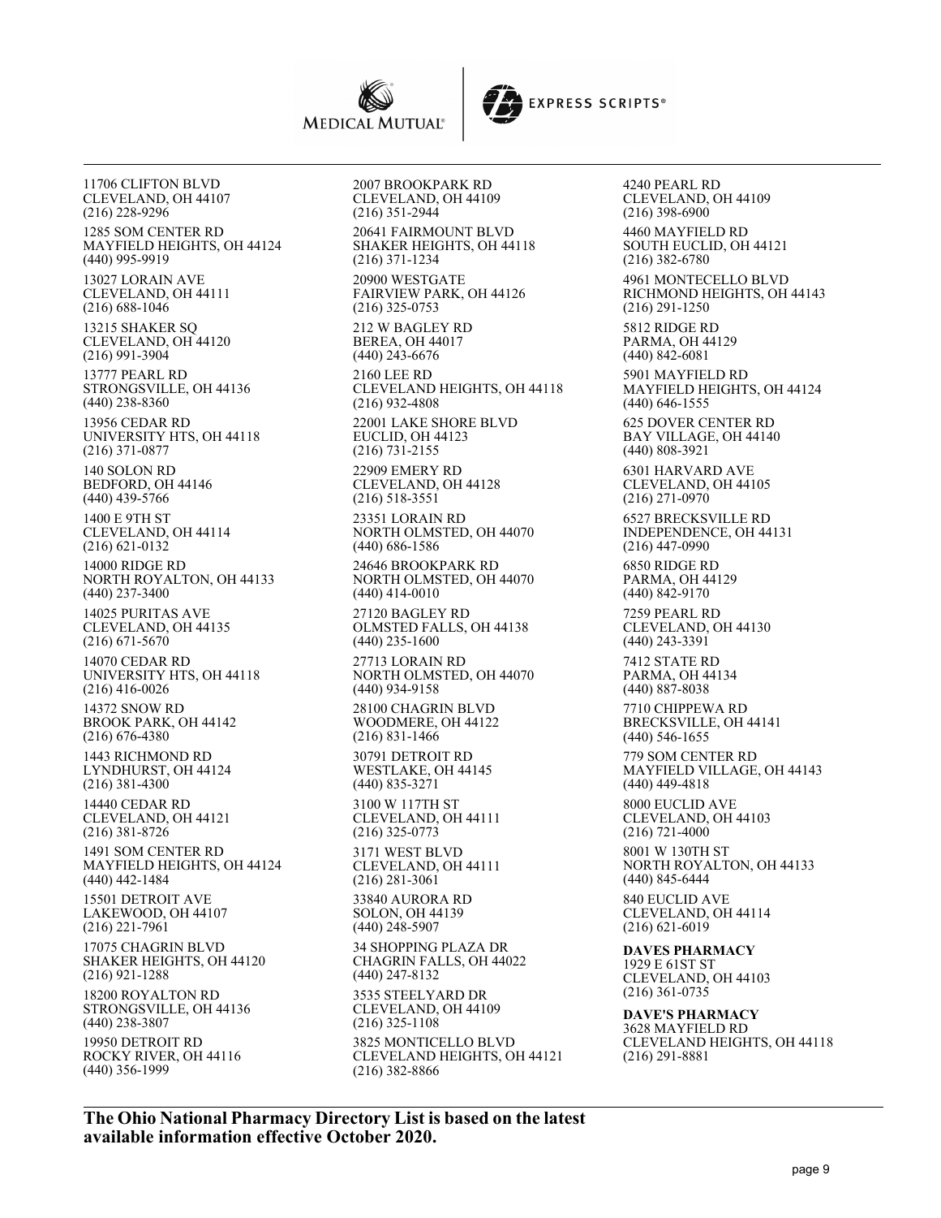11706 CLIFTON BLVD
CLEVELAND, OH 44107
(216) 228-9296

1285 SOM CENTER RD
MAYFIELD HEIGHTS, OH 44124
(440) 995-9919

13027 LORAIN AVE
CLEVELAND, OH 44111
(216) 688-1046

13215 SHAKER SQ
CLEVELAND, OH 44120
(216) 991-3904

13777 PEARL RD
STRONGSVILLE, OH 44136
(440) 238-8360

13956 CEDAR RD
UNIVERSITY HTS, OH 44118
(216) 371-0877

140 SOLON RD
BEDFORD, OH 44146
(440) 439-5766

1400 E 9TH ST
CLEVELAND, OH 44114
(216) 621-0132

14000 RIDGE RD
NORTH ROYALTON, OH 44133
(440) 237-3400

14025 PURITAS AVE
CLEVELAND, OH 44135
(216) 671-5670

14070 CEDAR RD
UNIVERSITY HTS, OH 44118
(216) 416-0026

14372 SNOW RD
BROOK PARK, OH 44142
(216) 676-4380

1443 RICHMOND RD
LYNDHURST, OH 44124
(216) 381-4300

14440 CEDAR RD
CLEVELAND, OH 44121
(216) 381-8726

1491 SOM CENTER RD
MAYFIELD HEIGHTS, OH 44124
(440) 442-1484

15501 DETROIT AVE
LAKEWOOD, OH 44107
(216) 221-7961

17075 CHAGRIN BLVD
SHAKER HEIGHTS, OH 44120
(216) 921-1288

18200 ROYALTON RD
STRONGSVILLE, OH 44136
(440) 238-3807

19950 DETROIT RD
ROCKY RIVER, OH 44116
(440) 356-1999

2007 BROOKPARK RD
CLEVELAND, OH 44109
(216) 351-2944

20641 FAIRMOUNT BLVD
SHAKER HEIGHTS, OH 44118
(216) 371-1234

20900 WESTGATE
FAIRVIEW PARK, OH 44126
(216) 325-0753

212 W BAGLEY RD
BEREA, OH 44017
(440) 243-6676

2160 LEE RD
CLEVELAND HEIGHTS, OH 44118
(216) 932-4808

22001 LAKE SHORE BLVD
EUCLID, OH 44123
(216) 731-2155

22909 EMERY RD
CLEVELAND, OH 44128
(216) 518-3551

23351 LORAIN RD
NORTH OLMSTED, OH 44070
(440) 686-1586

24646 BROOKPARK RD
NORTH OLMSTED, OH 44070
(440) 414-0010

27120 BAGLEY RD
OLMSTED FALLS, OH 44138
(440) 235-1600

27713 LORAIN RD
NORTH OLMSTED, OH 44070
(440) 934-9158

28100 CHAGRIN BLVD
WOODMERE, OH 44122
(216) 831-1466

30791 DETROIT RD
WESTLAKE, OH 44145
(440) 835-3271

3100 W 117TH ST
CLEVELAND, OH 44111
(216) 325-0773

3171 WEST BLVD
CLEVELAND, OH 44111
(216) 281-3061

33840 AURORA RD
SOLON, OH 44139
(440) 248-5907

34 SHOPPING PLAZA DR
CHAGRIN FALLS, OH 44022
(440) 247-8132

3535 STEELYARD DR
CLEVELAND, OH 44109
(216) 325-1108

3825 MONTICELLO BLVD
CLEVELAND HEIGHTS, OH 44121
(216) 382-8866

4240 PEARL RD
CLEVELAND, OH 44109
(216) 398-6900

4460 MAYFIELD RD
SOUTH EUCLID, OH 44121
(216) 382-6780

4961 MONTECELLO BLVD
RICHMOND HEIGHTS, OH 44143
(216) 291-1250

5812 RIDGE RD
PARMA, OH 44129
(440) 842-6081

5901 MAYFIELD RD
MAYFIELD HEIGHTS, OH 44124
(440) 646-1555

625 DOVER CENTER RD
BAY VILLAGE, OH 44140
(440) 808-3921

6301 HARVARD AVE
CLEVELAND, OH 44105
(216) 271-0970

6527 BRECKSVILLE RD
INDEPENDENCE, OH 44131
(216) 447-0990

6850 RIDGE RD
PARMA, OH 44129
(440) 842-9170

7259 PEARL RD
CLEVELAND, OH 44130
(440) 243-3391

7412 STATE RD
PARMA, OH 44134
(440) 887-8038

7710 CHIPPEWA RD
BRECKSVILLE, OH 44141
(440) 546-1655

779 SOM CENTER RD
MAYFIELD VILLAGE, OH 44143
(440) 449-4818

8000 EUCLID AVE
CLEVELAND, OH 44103
(216) 721-4000

8001 W 130TH ST
NORTH ROYALTON, OH 44133
(440) 845-6444

840 EUCLID AVE
CLEVELAND, OH 44114
(216) 621-6019

**DAVES PHARMACY**
1929 E 61ST ST
CLEVELAND, OH 44103
(216) 361-0735

**DAVE'S PHARMACY**
3628 MAYFIELD RD
CLEVELAND HEIGHTS, OH 44118
(216) 291-8881

**The Ohio National Pharmacy Directory List is based on the latest available information effective October 2020.**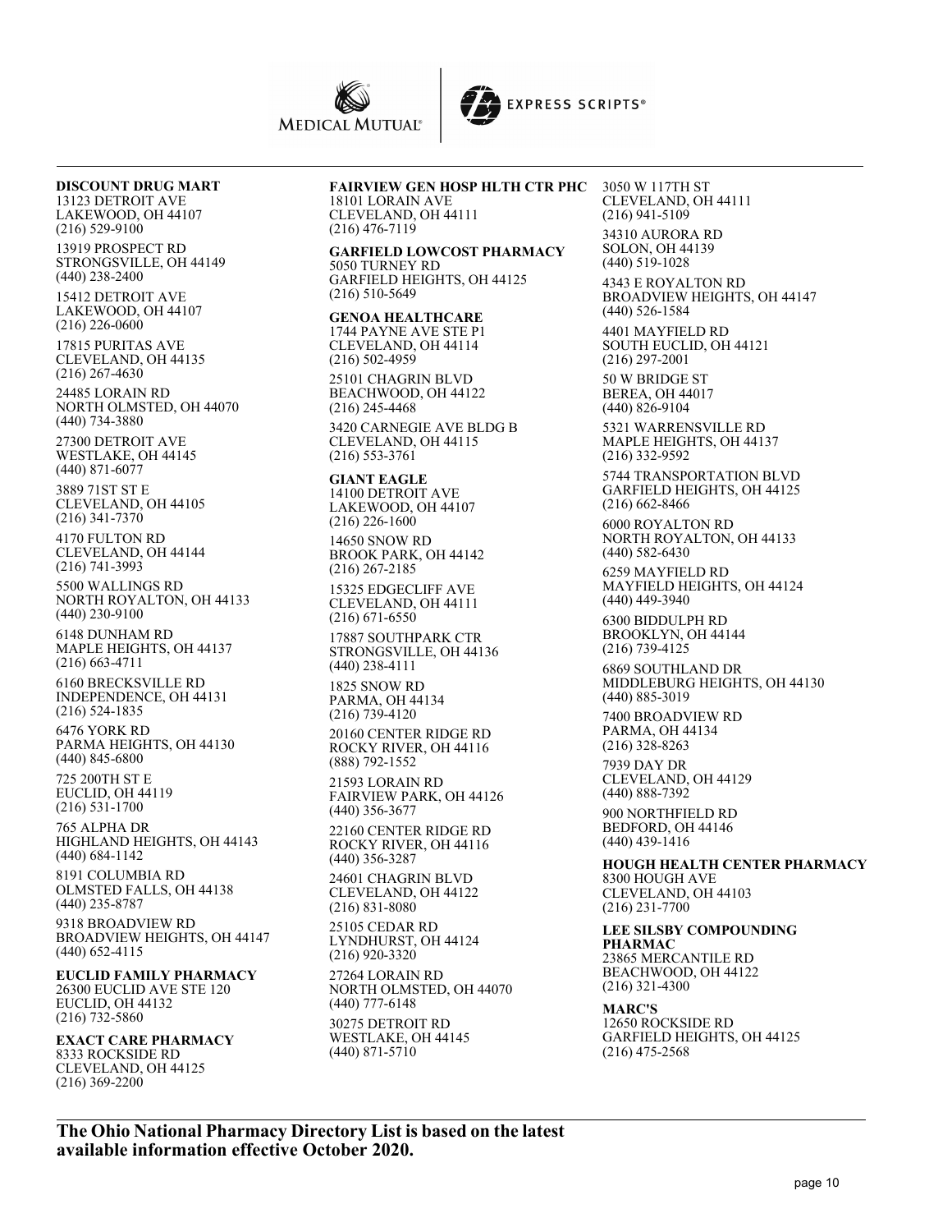**DISCOUNT DRUG MART**
13123 DETROIT AVE
LAKEWOOD, OH 44107
(216) 529-9100

13919 PROSPECT RD
STRONGSVILLE, OH 44149
(440) 238-2400

15412 DETROIT AVE
LAKEWOOD, OH 44107
(216) 226-0600

17815 PURITAS AVE
CLEVELAND, OH 44135
(216) 267-4630

24485 LORAIN RD
NORTH OLMSTED, OH 44070
(440) 734-3880

27300 DETROIT AVE
WESTLAKE, OH 44145
(440) 871-6077

3889 71ST ST E
CLEVELAND, OH 44105
(216) 341-7370

4170 FULTON RD
CLEVELAND, OH 44144
(216) 741-3993

5500 WALLINGS RD
NORTH ROYALTON, OH 44133
(440) 230-9100

6148 DUNHAM RD
MAPLE HEIGHTS, OH 44137
(216) 663-4711

6160 BRECKSVILLE RD
INDEPENDENCE, OH 44131
(216) 524-1835

6476 YORK RD
PARMA HEIGHTS, OH 44130
(440) 845-6800

725 200TH ST E
EUCLID, OH 44119
(216) 531-1700

765 ALPHA DR
HIGHLAND HEIGHTS, OH 44143
(440) 684-1142

8191 COLUMBIA RD
OLMSTED FALLS, OH 44138
(440) 235-8787

9318 BROADVIEW RD
BROADVIEW HEIGHTS, OH 44147
(440) 652-4115

**EUCLID FAMILY PHARMACY**
26300 EUCLID AVE STE 120
EUCLID, OH 44132
(216) 732-5860

**EXACT CARE PHARMACY**
8333 ROCKSIDE RD
CLEVELAND, OH 44125
(216) 369-2200

**FAIRVIEW GEN HOSP HLTH CTR PHC**
18101 LORAIN AVE
CLEVELAND, OH 44111
(216) 476-7119

**GARFIELD LOWCOST PHARMACY**
5050 TURNEY RD
GARFIELD HEIGHTS, OH 44125
(216) 510-5649

**GENOA HEALTHCARE**
1744 PAYNE AVE STE P1
CLEVELAND, OH 44114
(216) 502-4959

25101 CHAGRIN BLVD
BEACHWOOD, OH 44122
(216) 245-4468

3420 CARNEGIE AVE BLDG B
CLEVELAND, OH 44115
(216) 553-3761

**GIANT EAGLE**
14100 DETROIT AVE
LAKEWOOD, OH 44107
(216) 226-1600

14650 SNOW RD
BROOK PARK, OH 44142
(216) 267-2185

15325 EDGECLIFF AVE
CLEVELAND, OH 44111
(216) 671-6550

17887 SOUTHPARK CTR
STRONGSVILLE, OH 44136
(440) 238-4111

1825 SNOW RD
PARMA, OH 44134
(216) 739-4120

20160 CENTER RIDGE RD
ROCKY RIVER, OH 44116
(888) 792-1552

21593 LORAIN RD
FAIRVIEW PARK, OH 44126
(440) 356-3677

22160 CENTER RIDGE RD
ROCKY RIVER, OH 44116
(440) 356-3287

24601 CHAGRIN BLVD
CLEVELAND, OH 44122
(216) 831-8080

25105 CEDAR RD
LYNDHURST, OH 44124
(216) 920-3320

27264 LORAIN RD
NORTH OLMSTED, OH 44070
(440) 777-6148

30275 DETROIT RD
WESTLAKE, OH 44145
(440) 871-5710

3050 W 117TH ST
CLEVELAND, OH 44111
(216) 941-5109

34310 AURORA RD
SOLON, OH 44139
(440) 519-1028

4343 E ROYALTON RD
BROADVIEW HEIGHTS, OH 44147
(440) 526-1584

4401 MAYFIELD RD
SOUTH EUCLID, OH 44121
(216) 297-2001

50 W BRIDGE ST
BEREA, OH 44017
(440) 826-9104

5321 WARRENSVILLE RD
MAPLE HEIGHTS, OH 44137
(216) 332-9592

5744 TRANSPORTATION BLVD
GARFIELD HEIGHTS, OH 44125
(216) 662-8466

6000 ROYALTON RD
NORTH ROYALTON, OH 44133
(440) 582-6430

6259 MAYFIELD RD
MAYFIELD HEIGHTS, OH 44124
(440) 449-3940

6300 BIDDULPH RD
BROOKLYN, OH 44144
(216) 739-4125

6869 SOUTHLAND DR
MIDDLEBURG HEIGHTS, OH 44130
(440) 885-3019

7400 BROADVIEW RD
PARMA, OH 44134
(216) 328-8263

7939 DAY DR
CLEVELAND, OH 44129
(440) 888-7392

900 NORTHFIELD RD
BEDFORD, OH 44146
(440) 439-1416

**HOUGH HEALTH CENTER PHARMACY**
8300 HOUGH AVE
CLEVELAND, OH 44103
(216) 231-7700

**LEE SILSBY COMPOUNDING PHARMAC**
23865 MERCANTILE RD
BEACHWOOD, OH 44122
(216) 321-4300

**MARC'S**
12650 ROCKSIDE RD
GARFIELD HEIGHTS, OH 44125
(216) 475-2568

**The Ohio National Pharmacy Directory List is based on the latest available information effective October 2020.**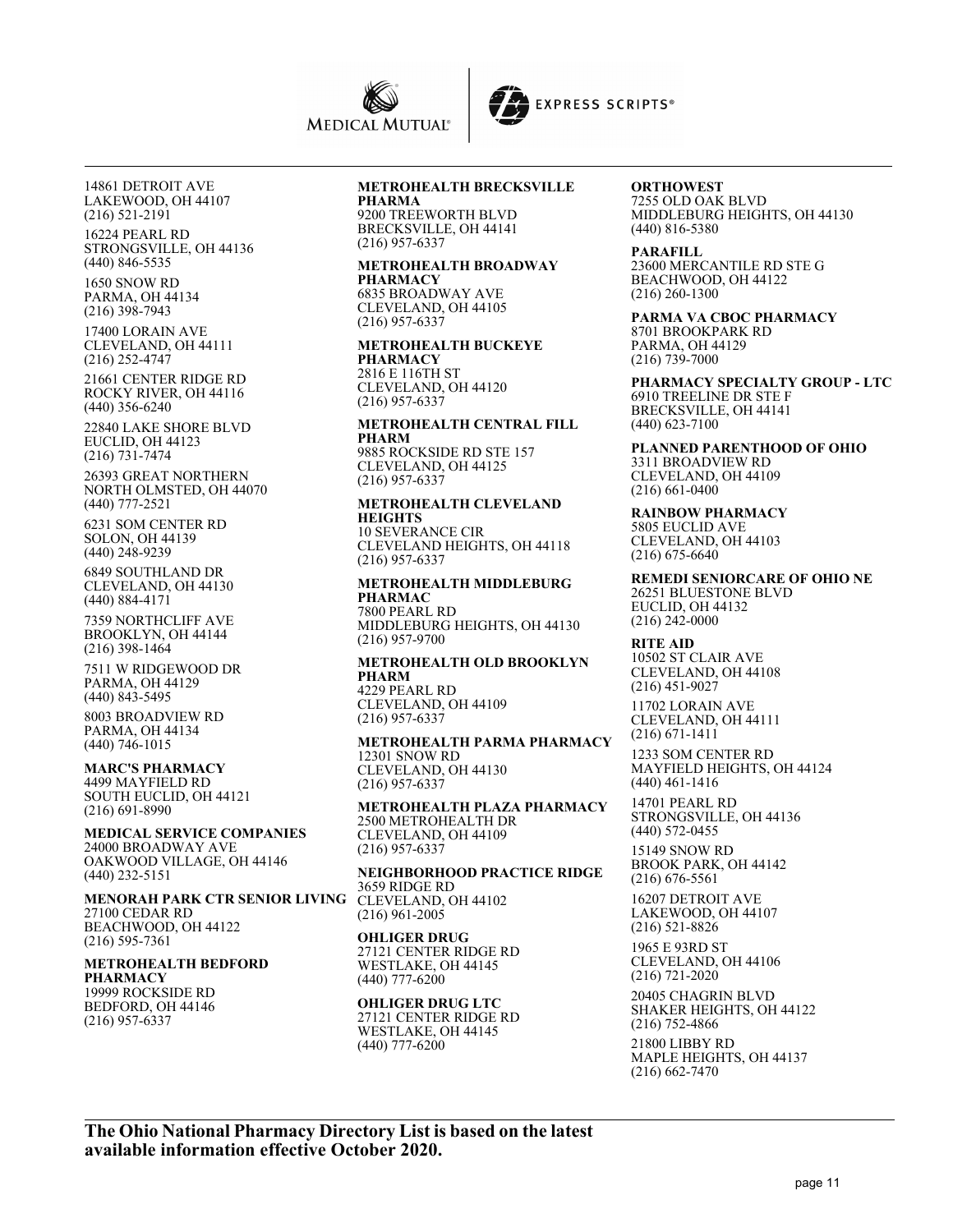14861 DETROIT AVE
LAKEWOOD, OH 44107
(216) 521-2191

16224 PEARL RD
STRONGSVILLE, OH 44136
(440) 846-5535

1650 SNOW RD
PARMA, OH 44134
(216) 398-7943

17400 LORAIN AVE
CLEVELAND, OH 44111
(216) 252-4747

21661 CENTER RIDGE RD
ROCKY RIVER, OH 44116
(440) 356-6240

22840 LAKE SHORE BLVD
EUCLID, OH 44123
(216) 731-7474

26393 GREAT NORTHERN
NORTH OLMSTED, OH 44070
(440) 777-2521

6231 SOM CENTER RD
SOLON, OH 44139
(440) 248-9239

6849 SOUTHLAND DR
CLEVELAND, OH 44130
(440) 884-4171

7359 NORTHCLIFF AVE
BROOKLYN, OH 44144
(216) 398-1464

7511 W RIDGEWOOD DR
PARMA, OH 44129
(440) 843-5495

8003 BROADVIEW RD
PARMA, OH 44134
(440) 746-1015

**MARC'S PHARMACY**
4499 MAYFIELD RD
SOUTH EUCLID, OH 44121
(216) 691-8990

**MEDICAL SERVICE COMPANIES**
24000 BROADWAY AVE
OAKWOOD VILLAGE, OH 44146
(440) 232-5151

**MENORAH PARK CTR SENIOR LIVING**
27100 CEDAR RD
BEACHWOOD, OH 44122
(216) 595-7361

**METROHEALTH BEDFORD PHARMACY**
19999 ROCKSIDE RD
BEDFORD, OH 44146
(216) 957-6337

**METROHEALTH BRECKSVILLE PHARMA**
9200 TREEWORTH BLVD
BRECKSVILLE, OH 44141
(216) 957-6337

**METROHEALTH BROADWAY PHARMACY**
6835 BROADWAY AVE
CLEVELAND, OH 44105
(216) 957-6337

**METROHEALTH BUCKEYE PHARMACY**
2816 E 116TH ST
CLEVELAND, OH 44120
(216) 957-6337

**METROHEALTH CENTRAL FILL PHARM**
9885 ROCKSIDE RD STE 157
CLEVELAND, OH 44125
(216) 957-6337

**METROHEALTH CLEVELAND HEIGHTS**
10 SEVERANCE CIR
CLEVELAND HEIGHTS, OH 44118
(216) 957-6337

**METROHEALTH MIDDLEBURG PHARMAC**
7800 PEARL RD
MIDDLEBURG HEIGHTS, OH 44130
(216) 957-9700

**METROHEALTH OLD BROOKLYN PHARM**
4229 PEARL RD
CLEVELAND, OH 44109
(216) 957-6337

**METROHEALTH PARMA PHARMACY**
12301 SNOW RD
CLEVELAND, OH 44130
(216) 957-6337

**METROHEALTH PLAZA PHARMACY**
2500 METROHEALTH DR
CLEVELAND, OH 44109
(216) 957-6337

**NEIGHBORHOOD PRACTICE RIDGE**
3659 RIDGE RD
CLEVELAND, OH 44102
(216) 961-2005

**OHLIGER DRUG**
27121 CENTER RIDGE RD
WESTLAKE, OH 44145
(440) 777-6200

**OHLIGER DRUG LTC**
27121 CENTER RIDGE RD
WESTLAKE, OH 44145
(440) 777-6200

**ORTHOWEST**
7255 OLD OAK BLVD
MIDDLEBURG HEIGHTS, OH 44130
(440) 816-5380

**PARAFILL**
23600 MERCANTILE RD STE G
BEACHWOOD, OH 44122
(216) 260-1300

**PARMA VA CBOC PHARMACY**
8701 BROOKPARK RD
PARMA, OH 44129
(216) 739-7000

**PHARMACY SPECIALTY GROUP - LTC**
6910 TREELINE DR STE F
BRECKSVILLE, OH 44141
(440) 623-7100

**PLANNED PARENTHOOD OF OHIO**
3311 BROADVIEW RD
CLEVELAND, OH 44109
(216) 661-0400

**RAINBOW PHARMACY**
5805 EUCLID AVE
CLEVELAND, OH 44103
(216) 675-6640

**REMEDI SENIORCARE OF OHIO NE**
26251 BLUESTONE BLVD
EUCLID, OH 44132
(216) 242-0000

**RITE AID**
10502 ST CLAIR AVE
CLEVELAND, OH 44108
(216) 451-9027

11702 LORAIN AVE
CLEVELAND, OH 44111
(216) 671-1411

1233 SOM CENTER RD
MAYFIELD HEIGHTS, OH 44124
(440) 461-1416

14701 PEARL RD
STRONGSVILLE, OH 44136
(440) 572-0455

15149 SNOW RD
BROOK PARK, OH 44142
(216) 676-5561

16207 DETROIT AVE
LAKEWOOD, OH 44107
(216) 521-8826

1965 E 93RD ST
CLEVELAND, OH 44106
(216) 721-2020

20405 CHAGRIN BLVD
SHAKER HEIGHTS, OH 44122
(216) 752-4866

21800 LIBBY RD
MAPLE HEIGHTS, OH 44137
(216) 662-7470

**The Ohio National Pharmacy Directory List is based on the latest available information effective October 2020.**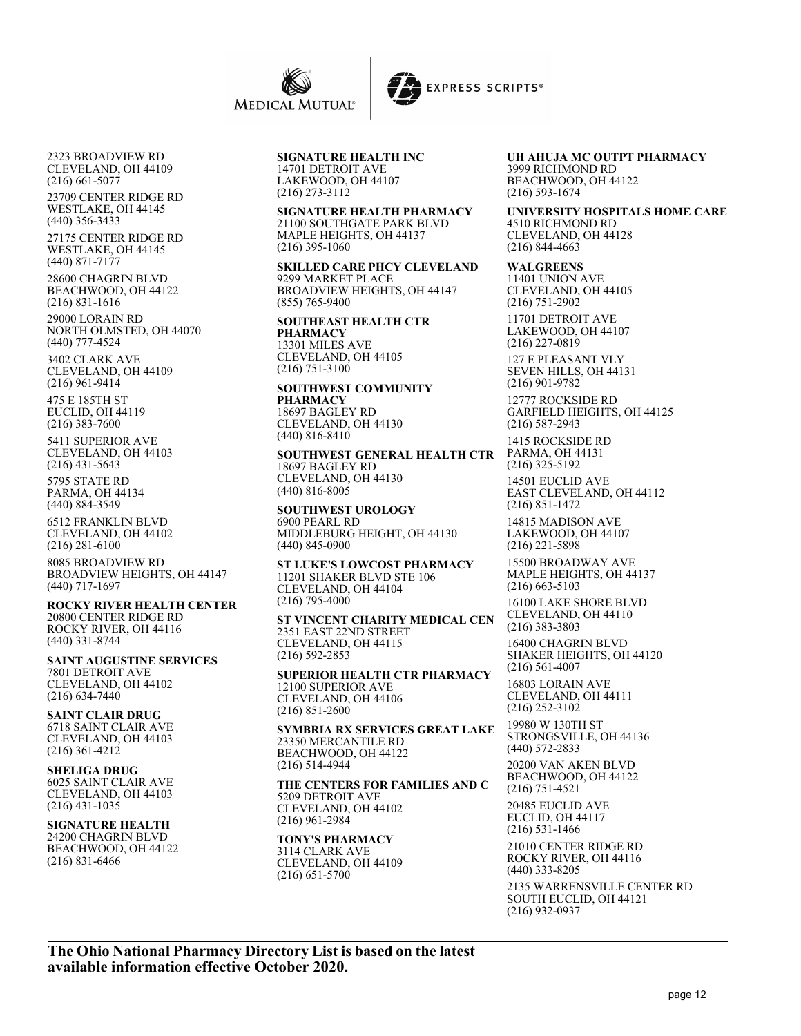2323 BROADVIEW RD
CLEVELAND, OH 44109
(216) 661-5077

23709 CENTER RIDGE RD
WESTLAKE, OH 44145
(440) 356-3433

27175 CENTER RIDGE RD
WESTLAKE, OH 44145
(440) 871-7177

28600 CHAGRIN BLVD
BEACHWOOD, OH 44122
(216) 831-1616

29000 LORAIN RD
NORTH OLMSTED, OH 44070
(440) 777-4524

3402 CLARK AVE
CLEVELAND, OH 44109
(216) 961-9414

475 E 185TH ST
EUCLID, OH 44119
(216) 383-7600

5411 SUPERIOR AVE
CLEVELAND, OH 44103
(216) 431-5643

5795 STATE RD
PARMA, OH 44134
(440) 884-3549

6512 FRANKLIN BLVD
CLEVELAND, OH 44102
(216) 281-6100

8085 BROADVIEW RD
BROADVIEW HEIGHTS, OH 44147
(440) 717-1697

**ROCKY RIVER HEALTH CENTER**
20800 CENTER RIDGE RD
ROCKY RIVER, OH 44116
(440) 331-8744

**SAINT AUGUSTINE SERVICES**
7801 DETROIT AVE
CLEVELAND, OH 44102
(216) 634-7440

**SAINT CLAIR DRUG**
6718 SAINT CLAIR AVE
CLEVELAND, OH 44103
(216) 361-4212

**SHELIGA DRUG**
6025 SAINT CLAIR AVE
CLEVELAND, OH 44103
(216) 431-1035

**SIGNATURE HEALTH**
24200 CHAGRIN BLVD
BEACHWOOD, OH 44122
(216) 831-6466

**SIGNATURE HEALTH INC**
14701 DETROIT AVE
LAKEWOOD, OH 44107
(216) 273-3112

**SIGNATURE HEALTH PHARMACY**
21100 SOUTHGATE PARK BLVD
MAPLE HEIGHTS, OH 44137
(216) 395-1060

**SKILLED CARE PHCY CLEVELAND**
9299 MARKET PLACE
BROADVIEW HEIGHTS, OH 44147
(855) 765-9400

**SOUTHEAST HEALTH CTR PHARMACY**
13301 MILES AVE
CLEVELAND, OH 44105
(216) 751-3100

**SOUTHWEST COMMUNITY PHARMACY**
18697 BAGLEY RD
CLEVELAND, OH 44130
(440) 816-8410

**SOUTHWEST GENERAL HEALTH CTR**
18697 BAGLEY RD
CLEVELAND, OH 44130
(440) 816-8005

**SOUTHWEST UROLOGY**
6900 PEARL RD
MIDDLEBURG HEIGHT, OH 44130
(440) 845-0900

**ST LUKE'S LOWCOST PHARMACY**
11201 SHAKER BLVD STE 106
CLEVELAND, OH 44104
(216) 795-4000

**ST VINCENT CHARITY MEDICAL CEN**
2351 EAST 22ND STREET
CLEVELAND, OH 44115
(216) 592-2853

**SUPERIOR HEALTH CTR PHARMACY**
12100 SUPERIOR AVE
CLEVELAND, OH 44106
(216) 851-2600

**SYMBRIA RX SERVICES GREAT LAKE**
23350 MERCANTILE RD
BEACHWOOD, OH 44122
(216) 514-4944

**THE CENTERS FOR FAMILIES AND C**
5209 DETROIT AVE
CLEVELAND, OH 44102
(216) 961-2984

**TONY'S PHARMACY**
3114 CLARK AVE
CLEVELAND, OH 44109
(216) 651-5700

**UH AHUJA MC OUTPT PHARMACY**
3999 RICHMOND RD
BEACHWOOD, OH 44122
(216) 593-1674

**UNIVERSITY HOSPITALS HOME CARE**
4510 RICHMOND RD
CLEVELAND, OH 44128
(216) 844-4663

**WALGREENS**
11401 UNION AVE
CLEVELAND, OH 44105
(216) 751-2902

11701 DETROIT AVE
LAKEWOOD, OH 44107
(216) 227-0819

127 E PLEASANT VLY
SEVEN HILLS, OH 44131
(216) 901-9782

12777 ROCKSIDE RD
GARFIELD HEIGHTS, OH 44125
(216) 587-2943

1415 ROCKSIDE RD
PARMA, OH 44131
(216) 325-5192

14501 EUCLID AVE
EAST CLEVELAND, OH 44112
(216) 851-1472

14815 MADISON AVE
LAKEWOOD, OH 44107
(216) 221-5898

15500 BROADWAY AVE
MAPLE HEIGHTS, OH 44137
(216) 663-5103

16100 LAKE SHORE BLVD
CLEVELAND, OH 44110
(216) 383-3803

16400 CHAGRIN BLVD
SHAKER HEIGHTS, OH 44120
(216) 561-4007

16803 LORAIN AVE
CLEVELAND, OH 44111
(216) 252-3102

19980 W 130TH ST
STRONGSVILLE, OH 44136
(440) 572-2833

20200 VAN AKEN BLVD
BEACHWOOD, OH 44122
(216) 751-4521

20485 EUCLID AVE
EUCLID, OH 44117
(216) 531-1466

21010 CENTER RIDGE RD
ROCKY RIVER, OH 44116
(440) 333-8205

2135 WARRENSVILLE CENTER RD
SOUTH EUCLID, OH 44121
(216) 932-0937

**The Ohio National Pharmacy Directory List is based on the latest available information effective October 2020.**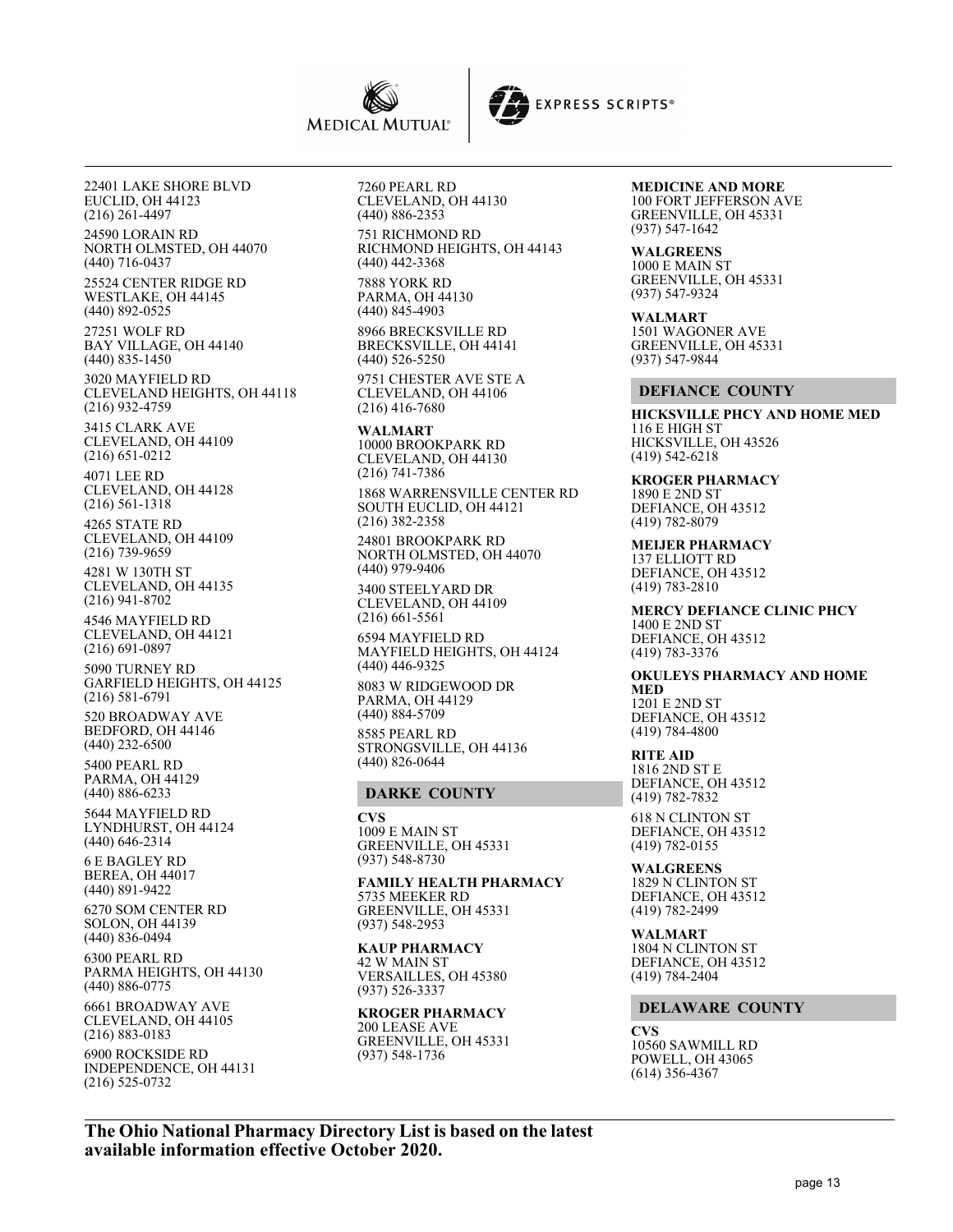22401 LAKE SHORE BLVD
EUCLID, OH 44123
(216) 261-4497

24590 LORAIN RD
NORTH OLMSTED, OH 44070
(440) 716-0437

25524 CENTER RIDGE RD
WESTLAKE, OH 44145
(440) 892-0525

27251 WOLF RD
BAY VILLAGE, OH 44140
(440) 835-1450

3020 MAYFIELD RD
CLEVELAND HEIGHTS, OH 44118
(216) 932-4759

3415 CLARK AVE
CLEVELAND, OH 44109
(216) 651-0212

4071 LEE RD
CLEVELAND, OH 44128
(216) 561-1318

4265 STATE RD
CLEVELAND, OH 44109
(216) 739-9659

4281 W 130TH ST
CLEVELAND, OH 44135
(216) 941-8702

4546 MAYFIELD RD
CLEVELAND, OH 44121
(216) 691-0897

5090 TURNEY RD
GARFIELD HEIGHTS, OH 44125
(216) 581-6791

520 BROADWAY AVE
BEDFORD, OH 44146
(440) 232-6500

5400 PEARL RD
PARMA, OH 44129
(440) 886-6233

5644 MAYFIELD RD
LYNDHURST, OH 44124
(440) 646-2314

6 E BAGLEY RD
BEREA, OH 44017
(440) 891-9422

6270 SOM CENTER RD
SOLON, OH 44139
(440) 836-0494

6300 PEARL RD
PARMA HEIGHTS, OH 44130
(440) 886-0775

6661 BROADWAY AVE
CLEVELAND, OH 44105
(216) 883-0183

6900 ROCKSIDE RD
INDEPENDENCE, OH 44131
(216) 525-0732

7260 PEARL RD
CLEVELAND, OH 44130
(440) 886-2353

751 RICHMOND RD
RICHMOND HEIGHTS, OH 44143
(440) 442-3368

7888 YORK RD
PARMA, OH 44130
(440) 845-4903

8966 BRECKSVILLE RD
BRECKSVILLE, OH 44141
(440) 526-5250

9751 CHESTER AVE STE A
CLEVELAND, OH 44106
(216) 416-7680

**WALMART**
10000 BROOKPARK RD
CLEVELAND, OH 44130
(216) 741-7386

1868 WARRENSVILLE CENTER RD
SOUTH EUCLID, OH 44121
(216) 382-2358

24801 BROOKPARK RD
NORTH OLMSTED, OH 44070
(440) 979-9406

3400 STEELYARD DR
CLEVELAND, OH 44109
(216) 661-5561

6594 MAYFIELD RD
MAYFIELD HEIGHTS, OH 44124
(440) 446-9325

8083 W RIDGEWOOD DR
PARMA, OH 44129
(440) 884-5709

8585 PEARL RD
STRONGSVILLE, OH 44136
(440) 826-0644

## DARKE COUNTY

**CVS**
1009 E MAIN ST
GREENVILLE, OH 45331
(937) 548-8730

**FAMILY HEALTH PHARMACY**
5735 MEEKER RD
GREENVILLE, OH 45331
(937) 548-2953

**KAUP PHARMACY**
42 W MAIN ST
VERSAILLES, OH 45380
(937) 526-3337

**KROGER PHARMACY**
200 LEASE AVE
GREENVILLE, OH 45331
(937) 548-1736

**MEDICINE AND MORE**
100 FORT JEFFERSON AVE
GREENVILLE, OH 45331
(937) 547-1642

**WALGREENS**
1000 E MAIN ST
GREENVILLE, OH 45331
(937) 547-9324

**WALMART**
1501 WAGONER AVE
GREENVILLE, OH 45331
(937) 547-9844

## DEFIANCE COUNTY

**HICKSVILLE PHCY AND HOME MED**
116 E HIGH ST
HICKSVILLE, OH 43526
(419) 542-6218

**KROGER PHARMACY**
1890 E 2ND ST
DEFIANCE, OH 43512
(419) 782-8079

**MEIJER PHARMACY**
137 ELLIOTT RD
DEFIANCE, OH 43512
(419) 783-2810

**MERCY DEFIANCE CLINIC PHCY**
1400 E 2ND ST
DEFIANCE, OH 43512
(419) 783-3376

**OKULEYS PHARMACY AND HOME MED**
1201 E 2ND ST
DEFIANCE, OH 43512
(419) 784-4800

**RITE AID**
1816 2ND ST E
DEFIANCE, OH 43512
(419) 782-7832

618 N CLINTON ST
DEFIANCE, OH 43512
(419) 782-0155

**WALGREENS**
1829 N CLINTON ST
DEFIANCE, OH 43512
(419) 782-2499

**WALMART**
1804 N CLINTON ST
DEFIANCE, OH 43512
(419) 784-2404

## DELAWARE COUNTY

**CVS**
10560 SAWMILL RD
POWELL, OH 43065
(614) 356-4367

**The Ohio National Pharmacy Directory List is based on the latest available information effective October 2020.**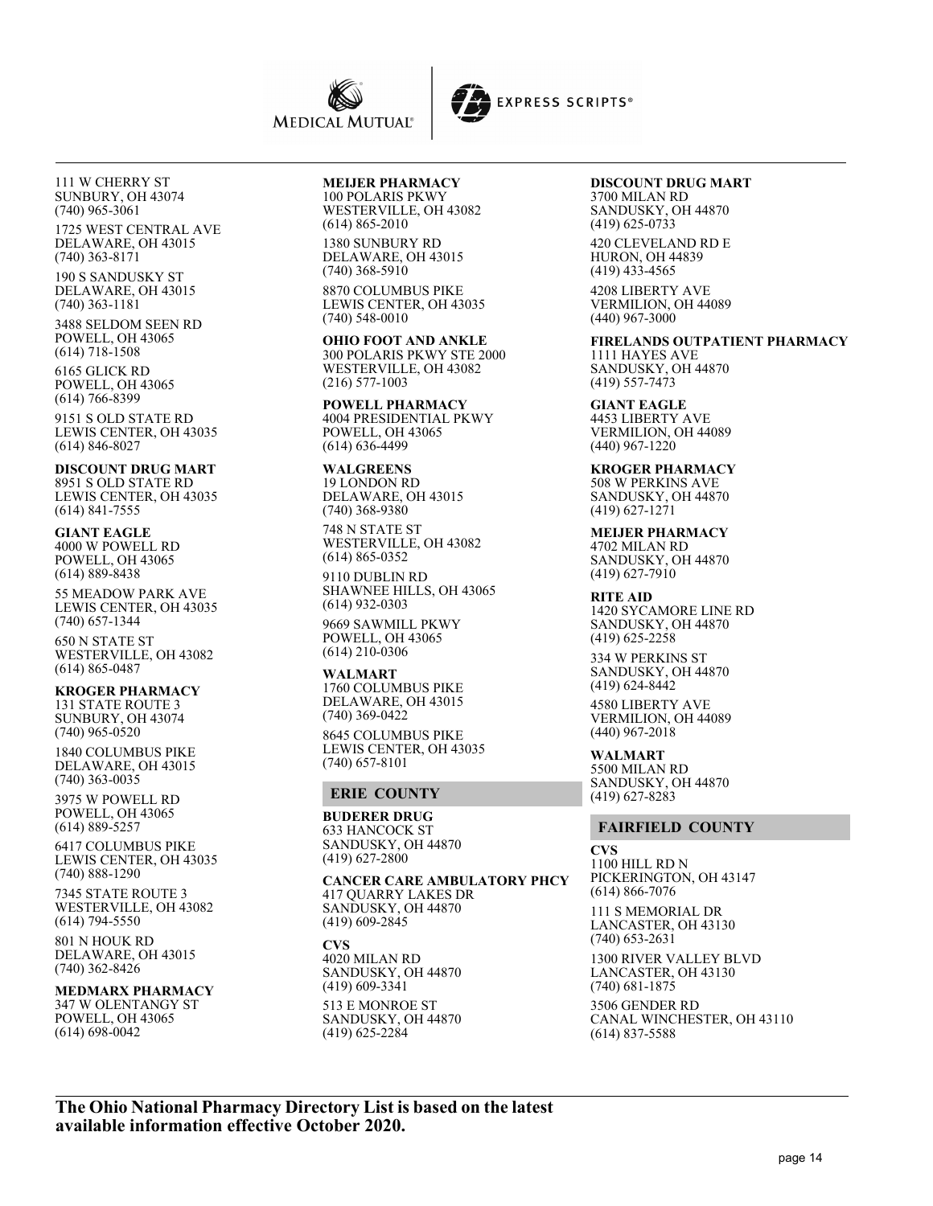111 W CHERRY ST
SUNBURY, OH 43074
(740) 965-3061

1725 WEST CENTRAL AVE
DELAWARE, OH 43015
(740) 363-8171

190 S SANDUSKY ST
DELAWARE, OH 43015
(740) 363-1181

3488 SELDOM SEEN RD
POWELL, OH 43065
(614) 718-1508

6165 GLICK RD
POWELL, OH 43065
(614) 766-8399

9151 S OLD STATE RD
LEWIS CENTER, OH 43035
(614) 846-8027

**DISCOUNT DRUG MART**
8951 S OLD STATE RD
LEWIS CENTER, OH 43035
(614) 841-7555

**GIANT EAGLE**
4000 W POWELL RD
POWELL, OH 43065
(614) 889-8438

55 MEADOW PARK AVE
LEWIS CENTER, OH 43035
(740) 657-1344

650 N STATE ST
WESTERVILLE, OH 43082
(614) 865-0487

**KROGER PHARMACY**
131 STATE ROUTE 3
SUNBURY, OH 43074
(740) 965-0520

1840 COLUMBUS PIKE
DELAWARE, OH 43015
(740) 363-0035

3975 W POWELL RD
POWELL, OH 43065
(614) 889-5257

6417 COLUMBUS PIKE
LEWIS CENTER, OH 43035
(740) 888-1290

7345 STATE ROUTE 3
WESTERVILLE, OH 43082
(614) 794-5550

801 N HOUK RD
DELAWARE, OH 43015
(740) 362-8426

**MEDMARX PHARMACY**
347 W OLENTANGY ST
POWELL, OH 43065
(614) 698-0042

**MEIJER PHARMACY**
100 POLARIS PKWY
WESTERVILLE, OH 43082
(614) 865-2010

1380 SUNBURY RD
DELAWARE, OH 43015
(740) 368-5910

8870 COLUMBUS PIKE
LEWIS CENTER, OH 43035
(740) 548-0010

**OHIO FOOT AND ANKLE**
300 POLARIS PKWY STE 2000
WESTERVILLE, OH 43082
(216) 577-1003

**POWELL PHARMACY**
4004 PRESIDENTIAL PKWY
POWELL, OH 43065
(614) 636-4499

**WALGREENS**
19 LONDON RD
DELAWARE, OH 43015
(740) 368-9380

748 N STATE ST
WESTERVILLE, OH 43082
(614) 865-0352

9110 DUBLIN RD
SHAWNEE HILLS, OH 43065
(614) 932-0303

9669 SAWMILL PKWY
POWELL, OH 43065
(614) 210-0306

**WALMART**
1760 COLUMBUS PIKE
DELAWARE, OH 43015
(740) 369-0422

8645 COLUMBUS PIKE
LEWIS CENTER, OH 43035
(740) 657-8101

## ERIE COUNTY

**BUDERER DRUG**
633 HANCOCK ST
SANDUSKY, OH 44870
(419) 627-2800

**CANCER CARE AMBULATORY PHCY**
417 QUARRY LAKES DR
SANDUSKY, OH 44870
(419) 609-2845

**CVS**
4020 MILAN RD
SANDUSKY, OH 44870
(419) 609-3341

513 E MONROE ST
SANDUSKY, OH 44870
(419) 625-2284

**DISCOUNT DRUG MART**
3700 MILAN RD
SANDUSKY, OH 44870
(419) 625-0733

420 CLEVELAND RD E
HURON, OH 44839
(419) 433-4565

4208 LIBERTY AVE
VERMILION, OH 44089
(440) 967-3000

**FIRELANDS OUTPATIENT PHARMACY**
1111 HAYES AVE
SANDUSKY, OH 44870
(419) 557-7473

**GIANT EAGLE**
4453 LIBERTY AVE
VERMILION, OH 44089
(440) 967-1220

**KROGER PHARMACY**
508 W PERKINS AVE
SANDUSKY, OH 44870
(419) 627-1271

**MEIJER PHARMACY**
4702 MILAN RD
SANDUSKY, OH 44870
(419) 627-7910

**RITE AID**
1420 SYCAMORE LINE RD
SANDUSKY, OH 44870
(419) 625-2258

334 W PERKINS ST
SANDUSKY, OH 44870
(419) 624-8442

4580 LIBERTY AVE
VERMILION, OH 44089
(440) 967-2018

**WALMART**
5500 MILAN RD
SANDUSKY, OH 44870
(419) 627-8283

## FAIRFIELD COUNTY

**CVS**
1100 HILL RD N
PICKERINGTON, OH 43147
(614) 866-7076

111 S MEMORIAL DR
LANCASTER, OH 43130
(740) 653-2631

1300 RIVER VALLEY BLVD
LANCASTER, OH 43130
(740) 681-1875

3506 GENDER RD
CANAL WINCHESTER, OH 43110
(614) 837-5588

**The Ohio National Pharmacy Directory List is based on the latest available information effective October 2020.**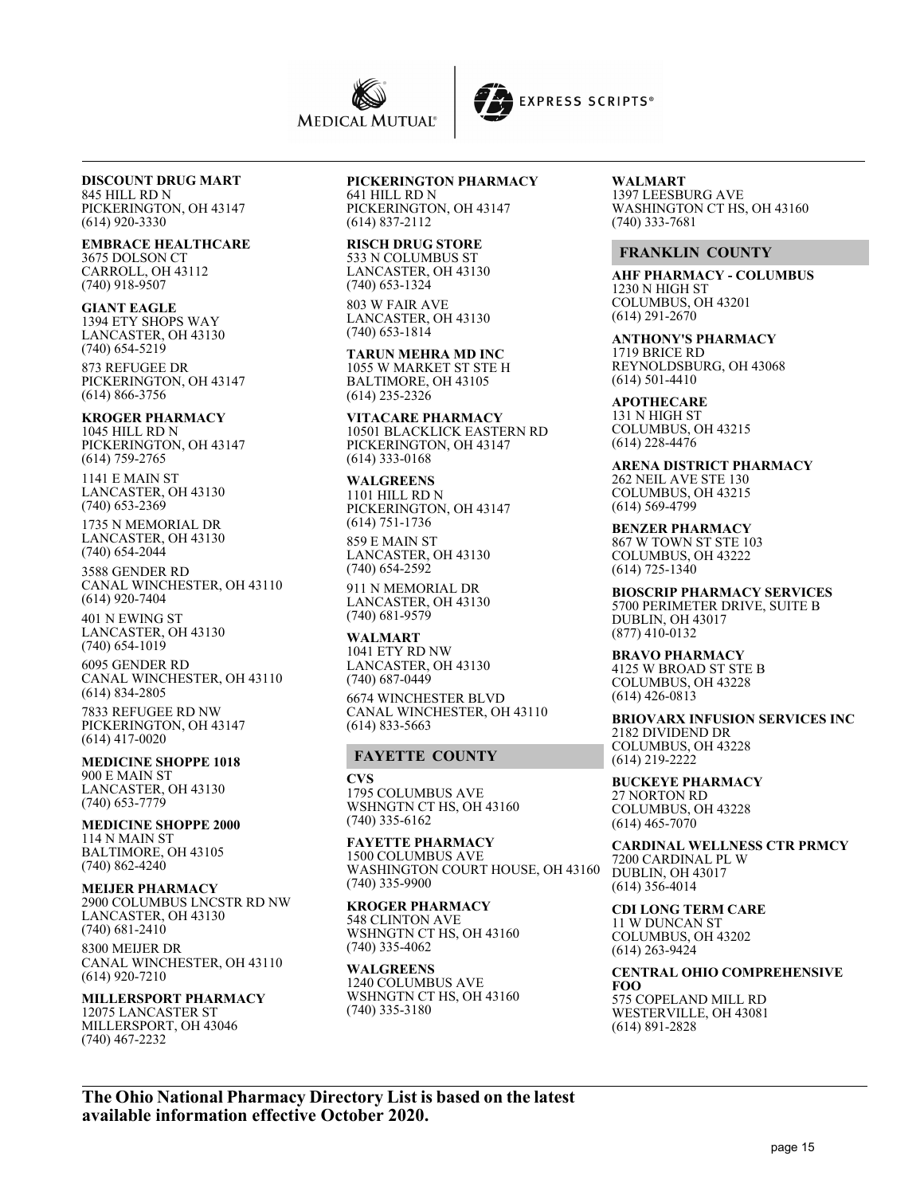**DISCOUNT DRUG MART**
845 HILL RD N
PICKERINGTON, OH 43147
(614) 920-3330

**EMBRACE HEALTHCARE**
3675 DOLSON CT
CARROLL, OH 43112
(740) 918-9507

**GIANT EAGLE**
1394 ETY SHOPS WAY
LANCASTER, OH 43130
(740) 654-5219

873 REFUGEE DR
PICKERINGTON, OH 43147
(614) 866-3756

**KROGER PHARMACY**
1045 HILL RD N
PICKERINGTON, OH 43147
(614) 759-2765

1141 E MAIN ST
LANCASTER, OH 43130
(740) 653-2369

1735 N MEMORIAL DR
LANCASTER, OH 43130
(740) 654-2044

3588 GENDER RD
CANAL WINCHESTER, OH 43110
(614) 920-7404

401 N EWING ST
LANCASTER, OH 43130
(740) 654-1019

6095 GENDER RD
CANAL WINCHESTER, OH 43110
(614) 834-2805

7833 REFUGEE RD NW
PICKERINGTON, OH 43147
(614) 417-0020

**MEDICINE SHOPPE 1018**
900 E MAIN ST
LANCASTER, OH 43130
(740) 653-7779

**MEDICINE SHOPPE 2000**
114 N MAIN ST
BALTIMORE, OH 43105
(740) 862-4240

**MEIJER PHARMACY**
2900 COLUMBUS LNCSTR RD NW
LANCASTER, OH 43130
(740) 681-2410

8300 MEIJER DR
CANAL WINCHESTER, OH 43110
(614) 920-7210

**MILLERSPORT PHARMACY**
12075 LANCASTER ST
MILLERSPORT, OH 43046
(740) 467-2232

**PICKERINGTON PHARMACY**
641 HILL RD N
PICKERINGTON, OH 43147
(614) 837-2112

**RISCH DRUG STORE**
533 N COLUMBUS ST
LANCASTER, OH 43130
(740) 653-1324

803 W FAIR AVE
LANCASTER, OH 43130
(740) 653-1814

**TARUN MEHRA MD INC**
1055 W MARKET ST STE H
BALTIMORE, OH 43105
(614) 235-2326

**VITACARE PHARMACY**
10501 BLACKLICK EASTERN RD
PICKERINGTON, OH 43147
(614) 333-0168

**WALGREENS**
1101 HILL RD N
PICKERINGTON, OH 43147
(614) 751-1736

859 E MAIN ST
LANCASTER, OH 43130
(740) 654-2592

911 N MEMORIAL DR
LANCASTER, OH 43130
(740) 681-9579

**WALMART**
1041 ETY RD NW
LANCASTER, OH 43130
(740) 687-0449

6674 WINCHESTER BLVD
CANAL WINCHESTER, OH 43110
(614) 833-5663

## FAYETTE COUNTY

**CVS**
1795 COLUMBUS AVE
WSHNGTN CT HS, OH 43160
(740) 335-6162

**FAYETTE PHARMACY**
1500 COLUMBUS AVE
WASHINGTON COURT HOUSE, OH 43160
(740) 335-9900

**KROGER PHARMACY**
548 CLINTON AVE
WSHNGTN CT HS, OH 43160
(740) 335-4062

**WALGREENS**
1240 COLUMBUS AVE
WSHNGTN CT HS, OH 43160
(740) 335-3180

**WALMART**
1397 LEESBURG AVE
WASHINGTON CT HS, OH 43160
(740) 333-7681

## FRANKLIN COUNTY

**AHF PHARMACY - COLUMBUS**
1230 N HIGH ST
COLUMBUS, OH 43201
(614) 291-2670

**ANTHONY'S PHARMACY**
1719 BRICE RD
REYNOLDSBURG, OH 43068
(614) 501-4410

**APOTHECARE**
131 N HIGH ST
COLUMBUS, OH 43215
(614) 228-4476

**ARENA DISTRICT PHARMACY**
262 NEIL AVE STE 130
COLUMBUS, OH 43215
(614) 569-4799

**BENZER PHARMACY**
867 W TOWN ST STE 103
COLUMBUS, OH 43222
(614) 725-1340

**BIOSCRIP PHARMACY SERVICES**
5700 PERIMETER DRIVE, SUITE B
DUBLIN, OH 43017
(877) 410-0132

**BRAVO PHARMACY**
4125 W BROAD ST STE B
COLUMBUS, OH 43228
(614) 426-0813

**BRIOVARX INFUSION SERVICES INC**
2182 DIVIDEND DR
COLUMBUS, OH 43228
(614) 219-2222

**BUCKEYE PHARMACY**
27 NORTON RD
COLUMBUS, OH 43228
(614) 465-7070

**CARDINAL WELLNESS CTR PRMCY**
7200 CARDINAL PL W
DUBLIN, OH 43017
(614) 356-4014

**CDI LONG TERM CARE**
11 W DUNCAN ST
COLUMBUS, OH 43202
(614) 263-9424

**CENTRAL OHIO COMPREHENSIVE FOO**
575 COPELAND MILL RD
WESTERVILLE, OH 43081
(614) 891-2828

**The Ohio National Pharmacy Directory List is based on the latest available information effective October 2020.**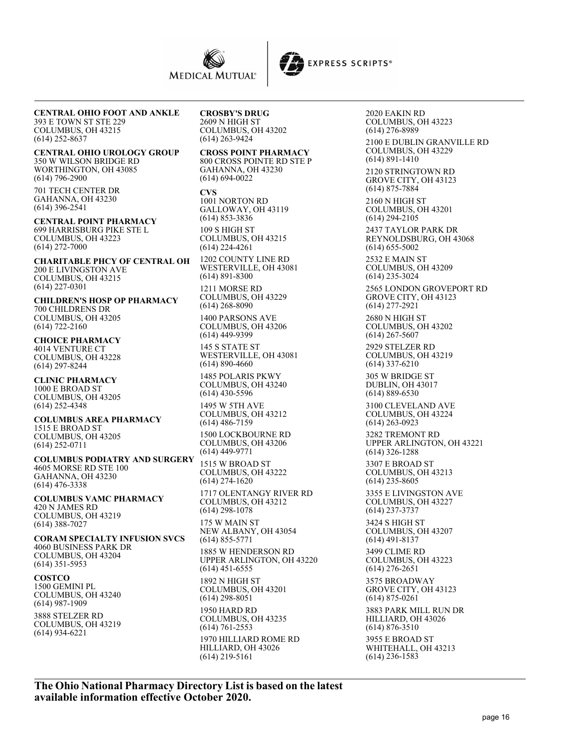**CENTRAL OHIO FOOT AND ANKLE**
393 E TOWN ST STE 229
COLUMBUS, OH 43215
(614) 252-8637

**CENTRAL OHIO UROLOGY GROUP**
350 W WILSON BRIDGE RD
WORTHINGTON, OH 43085
(614) 796-2900

701 TECH CENTER DR
GAHANNA, OH 43230
(614) 396-2541

**CENTRAL POINT PHARMACY**
699 HARRISBURG PIKE STE L
COLUMBUS, OH 43223
(614) 272-7000

**CHARITABLE PHCY OF CENTRAL OH**
200 E LIVINGSTON AVE
COLUMBUS, OH 43215
(614) 227-0301

**CHILDREN'S HOSP OP PHARMACY**
700 CHILDRENS DR
COLUMBUS, OH 43205
(614) 722-2160

**CHOICE PHARMACY**
4014 VENTURE CT
COLUMBUS, OH 43228
(614) 297-8244

**CLINIC PHARMACY**
1000 E BROAD ST
COLUMBUS, OH 43205
(614) 252-4348

**COLUMBUS AREA PHARMACY**
1515 E BROAD ST
COLUMBUS, OH 43205
(614) 252-0711

**COLUMBUS PODIATRY AND SURGERY**
4605 MORSE RD STE 100
GAHANNA, OH 43230
(614) 476-3338

**COLUMBUS VAMC PHARMACY**
420 N JAMES RD
COLUMBUS, OH 43219
(614) 388-7027

**CORAM SPECIALTY INFUSION SVCS**
4060 BUSINESS PARK DR
COLUMBUS, OH 43204
(614) 351-5953

**COSTCO**
1500 GEMINI PL
COLUMBUS, OH 43240
(614) 987-1909

3888 STELZER RD
COLUMBUS, OH 43219
(614) 934-6221

**CROSBY'S DRUG**
2609 N HIGH ST
COLUMBUS, OH 43202
(614) 263-9424

**CROSS POINT PHARMACY**
800 CROSS POINTE RD STE P
GAHANNA, OH 43230
(614) 694-0022

**CVS**
1001 NORTON RD
GALLOWAY, OH 43119
(614) 853-3836

109 S HIGH ST
COLUMBUS, OH 43215
(614) 224-4261

1202 COUNTY LINE RD
WESTERVILLE, OH 43081
(614) 891-8300

1211 MORSE RD
COLUMBUS, OH 43229
(614) 268-8090

1400 PARSONS AVE
COLUMBUS, OH 43206
(614) 449-9399

145 S STATE ST
WESTERVILLE, OH 43081
(614) 890-4660

1485 POLARIS PKWY
COLUMBUS, OH 43240
(614) 430-5596

1495 W 5TH AVE
COLUMBUS, OH 43212
(614) 486-7159

1500 LOCKBOURNE RD
COLUMBUS, OH 43206
(614) 449-9771

1515 W BROAD ST
COLUMBUS, OH 43222
(614) 274-1620

1717 OLENTANGY RIVER RD
COLUMBUS, OH 43212
(614) 298-1078

175 W MAIN ST
NEW ALBANY, OH 43054
(614) 855-5771

1885 W HENDERSON RD
UPPER ARLINGTON, OH 43220
(614) 451-6555

1892 N HIGH ST
COLUMBUS, OH 43201
(614) 298-8051

1950 HARD RD
COLUMBUS, OH 43235
(614) 761-2553

1970 HILLIARD ROME RD
HILLIARD, OH 43026
(614) 219-5161

2020 EAKIN RD
COLUMBUS, OH 43223
(614) 276-8989

2100 E DUBLIN GRANVILLE RD
COLUMBUS, OH 43229
(614) 891-1410

2120 STRINGTOWN RD
GROVE CITY, OH 43123
(614) 875-7884

2160 N HIGH ST
COLUMBUS, OH 43201
(614) 294-2105

2437 TAYLOR PARK DR
REYNOLDSBURG, OH 43068
(614) 655-5002

2532 E MAIN ST
COLUMBUS, OH 43209
(614) 235-3024

2565 LONDON GROVEPORT RD
GROVE CITY, OH 43123
(614) 277-2921

2680 N HIGH ST
COLUMBUS, OH 43202
(614) 267-5607

2929 STELZER RD
COLUMBUS, OH 43219
(614) 337-6210

305 W BRIDGE ST
DUBLIN, OH 43017
(614) 889-6530

3100 CLEVELAND AVE
COLUMBUS, OH 43224
(614) 263-0923

3282 TREMONT RD
UPPER ARLINGTON, OH 43221
(614) 326-1288

3307 E BROAD ST
COLUMBUS, OH 43213
(614) 235-8605

3355 E LIVINGSTON AVE
COLUMBUS, OH 43227
(614) 237-3737

3424 S HIGH ST
COLUMBUS, OH 43207
(614) 491-8137

3499 CLIME RD
COLUMBUS, OH 43223
(614) 276-2651

3575 BROADWAY
GROVE CITY, OH 43123
(614) 875-0261

3883 PARK MILL RUN DR
HILLIARD, OH 43026
(614) 876-3510

3955 E BROAD ST
WHITEHALL, OH 43213
(614) 236-1583

**The Ohio National Pharmacy Directory List is based on the latest available information effective October 2020.**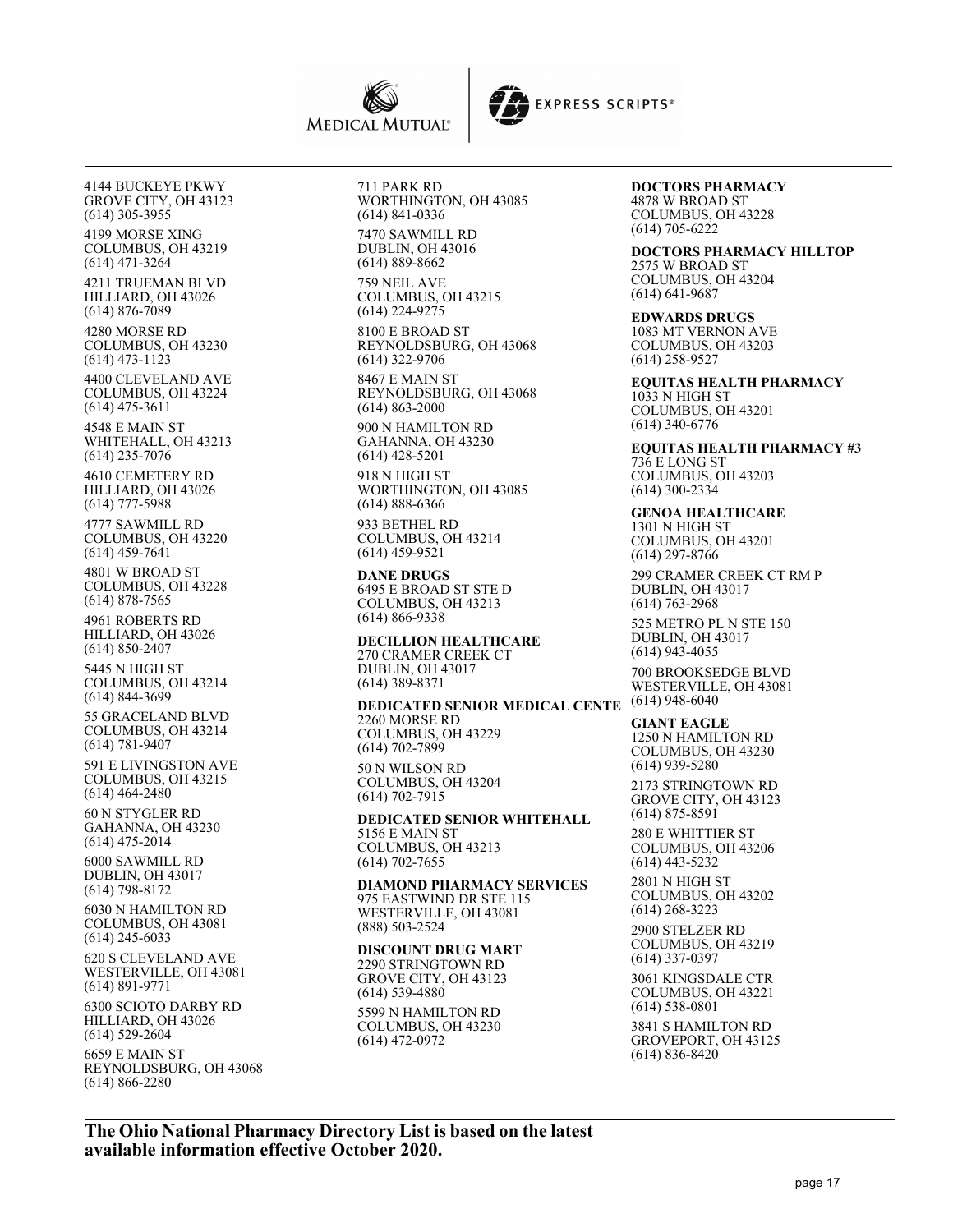4144 BUCKEYE PKWY
GROVE CITY, OH 43123
(614) 305-3955

4199 MORSE XING
COLUMBUS, OH 43219
(614) 471-3264

4211 TRUEMAN BLVD
HILLIARD, OH 43026
(614) 876-7089

4280 MORSE RD
COLUMBUS, OH 43230
(614) 473-1123

4400 CLEVELAND AVE
COLUMBUS, OH 43224
(614) 475-3611

4548 E MAIN ST
WHITEHALL, OH 43213
(614) 235-7076

4610 CEMETERY RD
HILLIARD, OH 43026
(614) 777-5988

4777 SAWMILL RD
COLUMBUS, OH 43220
(614) 459-7641

4801 W BROAD ST
COLUMBUS, OH 43228
(614) 878-7565

4961 ROBERTS RD
HILLIARD, OH 43026
(614) 850-2407

5445 N HIGH ST
COLUMBUS, OH 43214
(614) 844-3699

55 GRACELAND BLVD
COLUMBUS, OH 43214
(614) 781-9407

591 E LIVINGSTON AVE
COLUMBUS, OH 43215
(614) 464-2480

60 N STYGLER RD
GAHANNA, OH 43230
(614) 475-2014

6000 SAWMILL RD
DUBLIN, OH 43017
(614) 798-8172

6030 N HAMILTON RD
COLUMBUS, OH 43081
(614) 245-6033

620 S CLEVELAND AVE
WESTERVILLE, OH 43081
(614) 891-9771

6300 SCIOTO DARBY RD
HILLIARD, OH 43026
(614) 529-2604

6659 E MAIN ST
REYNOLDSBURG, OH 43068
(614) 866-2280

711 PARK RD
WORTHINGTON, OH 43085
(614) 841-0336

7470 SAWMILL RD
DUBLIN, OH 43016
(614) 889-8662

759 NEIL AVE
COLUMBUS, OH 43215
(614) 224-9275

8100 E BROAD ST
REYNOLDSBURG, OH 43068
(614) 322-9706

8467 E MAIN ST
REYNOLDSBURG, OH 43068
(614) 863-2000

900 N HAMILTON RD
GAHANNA, OH 43230
(614) 428-5201

918 N HIGH ST
WORTHINGTON, OH 43085
(614) 888-6366

933 BETHEL RD
COLUMBUS, OH 43214
(614) 459-9521

**DANE DRUGS**
6495 E BROAD ST STE D
COLUMBUS, OH 43213
(614) 866-9338

**DECILLION HEALTHCARE**
270 CRAMER CREEK CT
DUBLIN, OH 43017
(614) 389-8371

**DEDICATED SENIOR MEDICAL CENTE**
2260 MORSE RD
COLUMBUS, OH 43229
(614) 702-7899

50 N WILSON RD
COLUMBUS, OH 43204
(614) 702-7915

**DEDICATED SENIOR WHITEHALL**
5156 E MAIN ST
COLUMBUS, OH 43213
(614) 702-7655

**DIAMOND PHARMACY SERVICES**
975 EASTWIND DR STE 115
WESTERVILLE, OH 43081
(888) 503-2524

**DISCOUNT DRUG MART**
2290 STRINGTOWN RD
GROVE CITY, OH 43123
(614) 539-4880

5599 N HAMILTON RD
COLUMBUS, OH 43230
(614) 472-0972

**DOCTORS PHARMACY**
4878 W BROAD ST
COLUMBUS, OH 43228
(614) 705-6222

**DOCTORS PHARMACY HILLTOP**
2575 W BROAD ST
COLUMBUS, OH 43204
(614) 641-9687

**EDWARDS DRUGS**
1083 MT VERNON AVE
COLUMBUS, OH 43203
(614) 258-9527

**EQUITAS HEALTH PHARMACY**
1033 N HIGH ST
COLUMBUS, OH 43201
(614) 340-6776

**EQUITAS HEALTH PHARMACY #3**
736 E LONG ST
COLUMBUS, OH 43203
(614) 300-2334

**GENOA HEALTHCARE**
1301 N HIGH ST
COLUMBUS, OH 43201
(614) 297-8766

299 CRAMER CREEK CT RM P
DUBLIN, OH 43017
(614) 763-2968

525 METRO PL N STE 150
DUBLIN, OH 43017
(614) 943-4055

700 BROOKSEDGE BLVD
WESTERVILLE, OH 43081
(614) 948-6040

**GIANT EAGLE**
1250 N HAMILTON RD
COLUMBUS, OH 43230
(614) 939-5280

2173 STRINGTOWN RD
GROVE CITY, OH 43123
(614) 875-8591

280 E WHITTIER ST
COLUMBUS, OH 43206
(614) 443-5232

2801 N HIGH ST
COLUMBUS, OH 43202
(614) 268-3223

2900 STELZER RD
COLUMBUS, OH 43219
(614) 337-0397

3061 KINGSDALE CTR
COLUMBUS, OH 43221
(614) 538-0801

3841 S HAMILTON RD
GROVEPORT, OH 43125
(614) 836-8420

**The Ohio National Pharmacy Directory List is based on the latest available information effective October 2020.**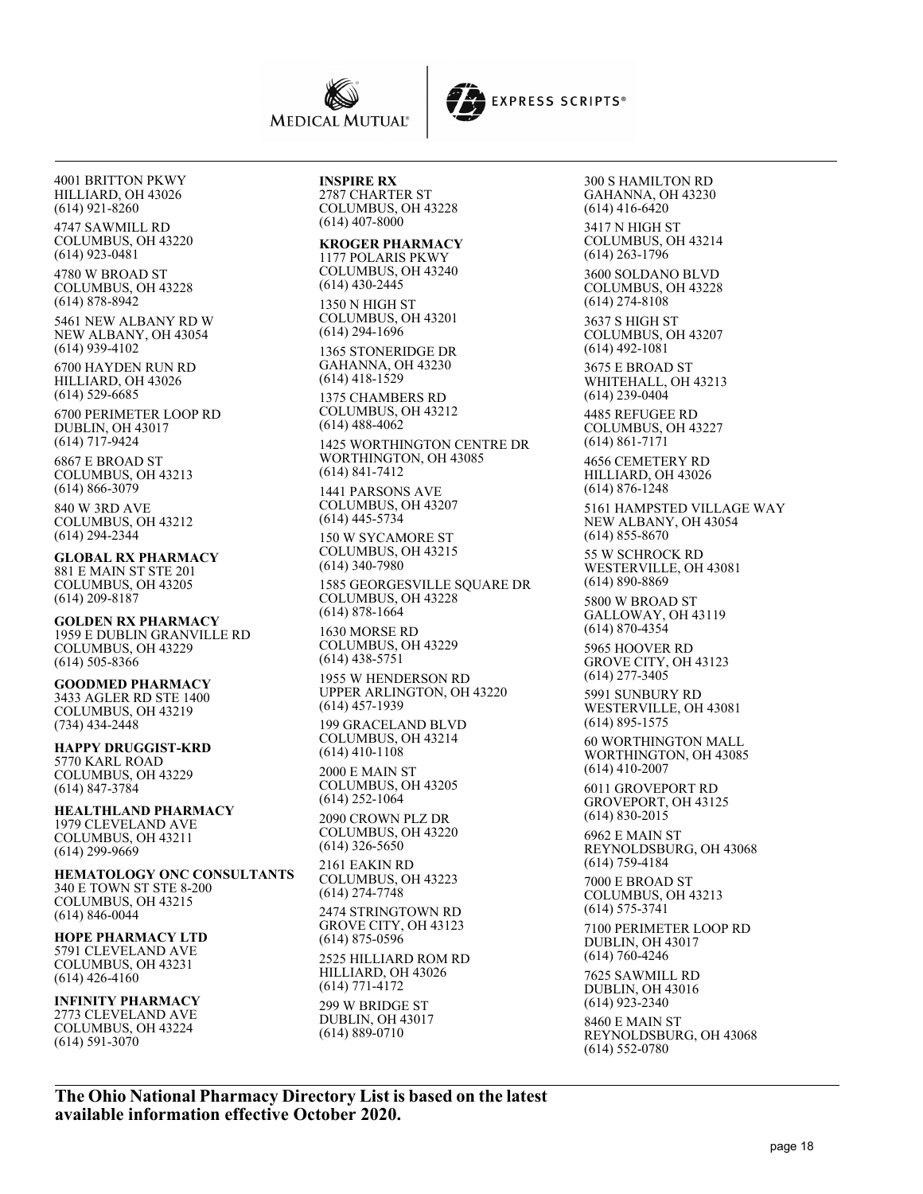4001 BRITTON PKWY
HILLIARD, OH 43026
(614) 921-8260

4747 SAWMILL RD
COLUMBUS, OH 43220
(614) 923-0481

4780 W BROAD ST
COLUMBUS, OH 43228
(614) 878-8942

5461 NEW ALBANY RD W
NEW ALBANY, OH 43054
(614) 939-4102

6700 HAYDEN RUN RD
HILLIARD, OH 43026
(614) 529-6685

6700 PERIMETER LOOP RD
DUBLIN, OH 43017
(614) 717-9424

6867 E BROAD ST
COLUMBUS, OH 43213
(614) 866-3079

840 W 3RD AVE
COLUMBUS, OH 43212
(614) 294-2344

**GLOBAL RX PHARMACY**
881 E MAIN ST STE 201
COLUMBUS, OH 43205
(614) 209-8187

**GOLDEN RX PHARMACY**
1959 E DUBLIN GRANVILLE RD
COLUMBUS, OH 43229
(614) 505-8366

**GOODMED PHARMACY**
3433 AGLER RD STE 1400
COLUMBUS, OH 43219
(734) 434-2448

**HAPPY DRUGGIST-KRD**
5770 KARL ROAD
COLUMBUS, OH 43229
(614) 847-3784

**HEALTHLAND PHARMACY**
1979 CLEVELAND AVE
COLUMBUS, OH 43211
(614) 299-9669

**HEMATOLOGY ONC CONSULTANTS**
340 E TOWN ST STE 8-200
COLUMBUS, OH 43215
(614) 846-0044

**HOPE PHARMACY LTD**
5791 CLEVELAND AVE
COLUMBUS, OH 43231
(614) 426-4160

**INFINITY PHARMACY**
2773 CLEVELAND AVE
COLUMBUS, OH 43224
(614) 591-3070

**INSPIRE RX**
2787 CHARTER ST
COLUMBUS, OH 43228
(614) 407-8000

**KROGER PHARMACY**
1177 POLARIS PKWY
COLUMBUS, OH 43240
(614) 430-2445

1350 N HIGH ST
COLUMBUS, OH 43201
(614) 294-1696

1365 STONERIDGE DR
GAHANNA, OH 43230
(614) 418-1529

1375 CHAMBERS RD
COLUMBUS, OH 43212
(614) 488-4062

1425 WORTHINGTON CENTRE DR
WORTHINGTON, OH 43085
(614) 841-7412

1441 PARSONS AVE
COLUMBUS, OH 43207
(614) 445-5734

150 W SYCAMORE ST
COLUMBUS, OH 43215
(614) 340-7980

1585 GEORGESVILLE SQUARE DR
COLUMBUS, OH 43228
(614) 878-1664

1630 MORSE RD
COLUMBUS, OH 43229
(614) 438-5751

1955 W HENDERSON RD
UPPER ARLINGTON, OH 43220
(614) 457-1939

199 GRACELAND BLVD
COLUMBUS, OH 43214
(614) 410-1108

2000 E MAIN ST
COLUMBUS, OH 43205
(614) 252-1064

2090 CROWN PLZ DR
COLUMBUS, OH 43220
(614) 326-5650

2161 EAKIN RD
COLUMBUS, OH 43223
(614) 274-7748

2474 STRINGTOWN RD
GROVE CITY, OH 43123
(614) 875-0596

2525 HILLIARD ROM RD
HILLIARD, OH 43026
(614) 771-4172

299 W BRIDGE ST
DUBLIN, OH 43017
(614) 889-0710

300 S HAMILTON RD
GAHANNA, OH 43230
(614) 416-6420

3417 N HIGH ST
COLUMBUS, OH 43214
(614) 263-1796

3600 SOLDANO BLVD
COLUMBUS, OH 43228
(614) 274-8108

3637 S HIGH ST
COLUMBUS, OH 43207
(614) 492-1081

3675 E BROAD ST
WHITEHALL, OH 43213
(614) 239-0404

4485 REFUGEE RD
COLUMBUS, OH 43227
(614) 861-7171

4656 CEMETERY RD
HILLIARD, OH 43026
(614) 876-1248

5161 HAMPSTED VILLAGE WAY
NEW ALBANY, OH 43054
(614) 855-8670

55 W SCHROCK RD
WESTERVILLE, OH 43081
(614) 890-8869

5800 W BROAD ST
GALLOWAY, OH 43119
(614) 870-4354

5965 HOOVER RD
GROVE CITY, OH 43123
(614) 277-3405

5991 SUNBURY RD
WESTERVILLE, OH 43081
(614) 895-1575

60 WORTHINGTON MALL
WORTHINGTON, OH 43085
(614) 410-2007

6011 GROVEPORT RD
GROVEPORT, OH 43125
(614) 830-2015

6962 E MAIN ST
REYNOLDSBURG, OH 43068
(614) 759-4184

7000 E BROAD ST
COLUMBUS, OH 43213
(614) 575-3741

7100 PERIMETER LOOP RD
DUBLIN, OH 43017
(614) 760-4246

7625 SAWMILL RD
DUBLIN, OH 43016
(614) 923-2340

8460 E MAIN ST
REYNOLDSBURG, OH 43068
(614) 552-0780

**The Ohio National Pharmacy Directory List is based on the latest available information effective October 2020.**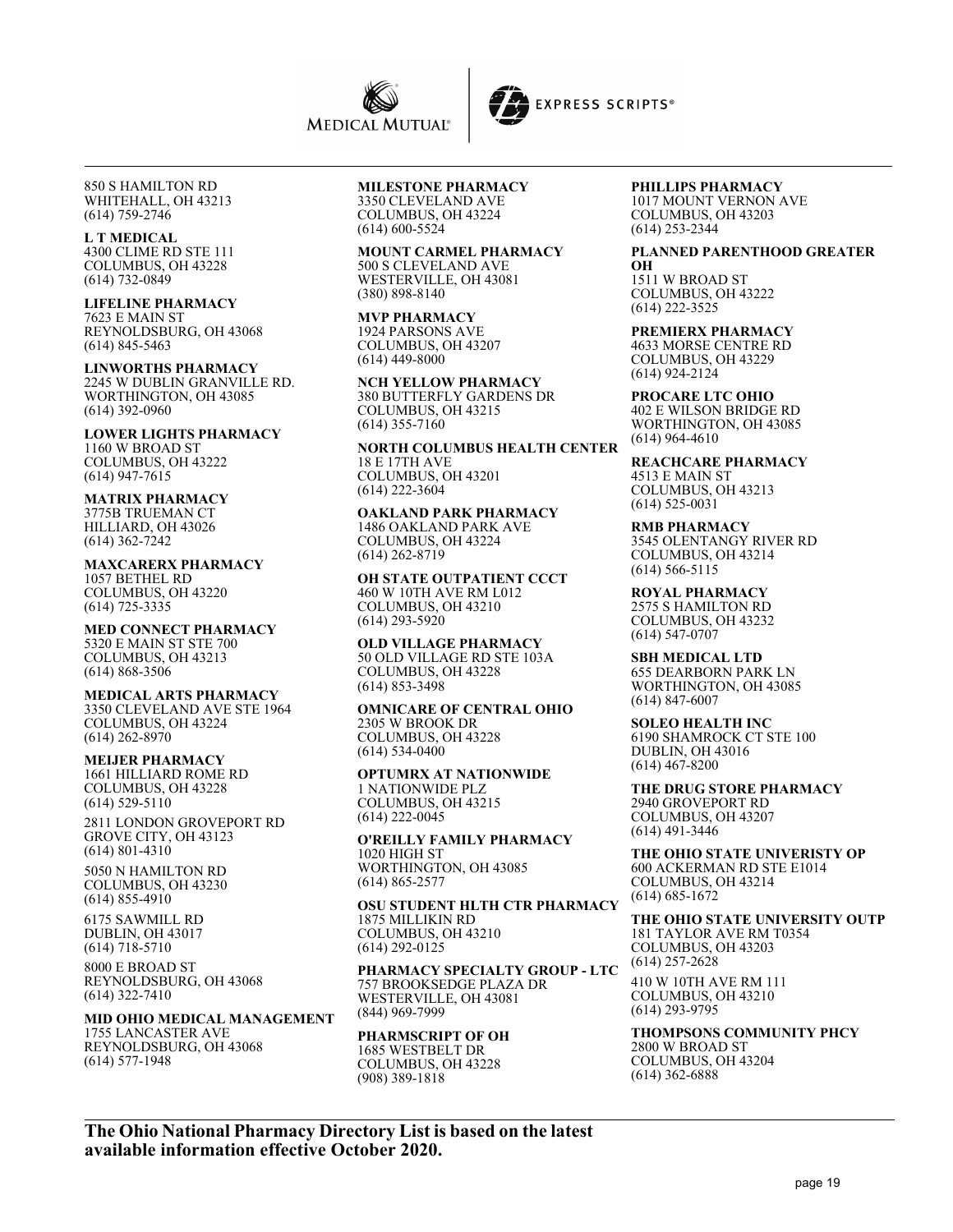850 S HAMILTON RD
WHITEHALL, OH 43213
(614) 759-2746

**L T MEDICAL**
4300 CLIME RD STE 111
COLUMBUS, OH 43228
(614) 732-0849

**LIFELINE PHARMACY**
7623 E MAIN ST
REYNOLDSBURG, OH 43068
(614) 845-5463

**LINWORTHS PHARMACY**
2245 W DUBLIN GRANVILLE RD.
WORTHINGTON, OH 43085
(614) 392-0960

**LOWER LIGHTS PHARMACY**
1160 W BROAD ST
COLUMBUS, OH 43222
(614) 947-7615

**MATRIX PHARMACY**
3775B TRUEMAN CT
HILLIARD, OH 43026
(614) 362-7242

**MAXCARERX PHARMACY**
1057 BETHEL RD
COLUMBUS, OH 43220
(614) 725-3335

**MED CONNECT PHARMACY**
5320 E MAIN ST STE 700
COLUMBUS, OH 43213
(614) 868-3506

**MEDICAL ARTS PHARMACY**
3350 CLEVELAND AVE STE 1964
COLUMBUS, OH 43224
(614) 262-8970

**MEIJER PHARMACY**
1661 HILLIARD ROME RD
COLUMBUS, OH 43228
(614) 529-5110

2811 LONDON GROVEPORT RD
GROVE CITY, OH 43123
(614) 801-4310

5050 N HAMILTON RD
COLUMBUS, OH 43230
(614) 855-4910

6175 SAWMILL RD
DUBLIN, OH 43017
(614) 718-5710

8000 E BROAD ST
REYNOLDSBURG, OH 43068
(614) 322-7410

**MID OHIO MEDICAL MANAGEMENT**
1755 LANCASTER AVE
REYNOLDSBURG, OH 43068
(614) 577-1948

**MILESTONE PHARMACY**
3350 CLEVELAND AVE
COLUMBUS, OH 43224
(614) 600-5524

**MOUNT CARMEL PHARMACY**
500 S CLEVELAND AVE
WESTERVILLE, OH 43081
(380) 898-8140

**MVP PHARMACY**
1924 PARSONS AVE
COLUMBUS, OH 43207
(614) 449-8000

**NCH YELLOW PHARMACY**
380 BUTTERFLY GARDENS DR
COLUMBUS, OH 43215
(614) 355-7160

**NORTH COLUMBUS HEALTH CENTER**
18 E 17TH AVE
COLUMBUS, OH 43201
(614) 222-3604

**OAKLAND PARK PHARMACY**
1486 OAKLAND PARK AVE
COLUMBUS, OH 43224
(614) 262-8719

**OH STATE OUTPATIENT CCCT**
460 W 10TH AVE RM L012
COLUMBUS, OH 43210
(614) 293-5920

**OLD VILLAGE PHARMACY**
50 OLD VILLAGE RD STE 103A
COLUMBUS, OH 43228
(614) 853-3498

**OMNICARE OF CENTRAL OHIO**
2305 W BROOK DR
COLUMBUS, OH 43228
(614) 534-0400

**OPTUMRX AT NATIONWIDE**
1 NATIONWIDE PLZ
COLUMBUS, OH 43215
(614) 222-0045

**O'REILLY FAMILY PHARMACY**
1020 HIGH ST
WORTHINGTON, OH 43085
(614) 865-2577

**OSU STUDENT HLTH CTR PHARMACY**
1875 MILLIKIN RD
COLUMBUS, OH 43210
(614) 292-0125

**PHARMACY SPECIALTY GROUP - LTC**
757 BROOKSEDGE PLAZA DR
WESTERVILLE, OH 43081
(844) 969-7999

**PHARMSCRIPT OF OH**
1685 WESTBELT DR
COLUMBUS, OH 43228
(908) 389-1818

**PHILLIPS PHARMACY**
1017 MOUNT VERNON AVE
COLUMBUS, OH 43203
(614) 253-2344

**PLANNED PARENTHOOD GREATER OH**
1511 W BROAD ST
COLUMBUS, OH 43222
(614) 222-3525

**PREMIERX PHARMACY**
4633 MORSE CENTRE RD
COLUMBUS, OH 43229
(614) 924-2124

**PROCARE LTC OHIO**
402 E WILSON BRIDGE RD
WORTHINGTON, OH 43085
(614) 964-4610

**REACHCARE PHARMACY**
4513 E MAIN ST
COLUMBUS, OH 43213
(614) 525-0031

**RMB PHARMACY**
3545 OLENTANGY RIVER RD
COLUMBUS, OH 43214
(614) 566-5115

**ROYAL PHARMACY**
2575 S HAMILTON RD
COLUMBUS, OH 43232
(614) 547-0707

**SBH MEDICAL LTD**
655 DEARBORN PARK LN
WORTHINGTON, OH 43085
(614) 847-6007

**SOLEO HEALTH INC**
6190 SHAMROCK CT STE 100
DUBLIN, OH 43016
(614) 467-8200

**THE DRUG STORE PHARMACY**
2940 GROVEPORT RD
COLUMBUS, OH 43207
(614) 491-3446

**THE OHIO STATE UNIVERISTY OP**
600 ACKERMAN RD STE E1014
COLUMBUS, OH 43214
(614) 685-1672

**THE OHIO STATE UNIVERSITY OUTP**
181 TAYLOR AVE RM T0354
COLUMBUS, OH 43203
(614) 257-2628

410 W 10TH AVE RM 111
COLUMBUS, OH 43210
(614) 293-9795

**THOMPSONS COMMUNITY PHCY**
2800 W BROAD ST
COLUMBUS, OH 43204
(614) 362-6888

**The Ohio National Pharmacy Directory List is based on the latest available information effective October 2020.**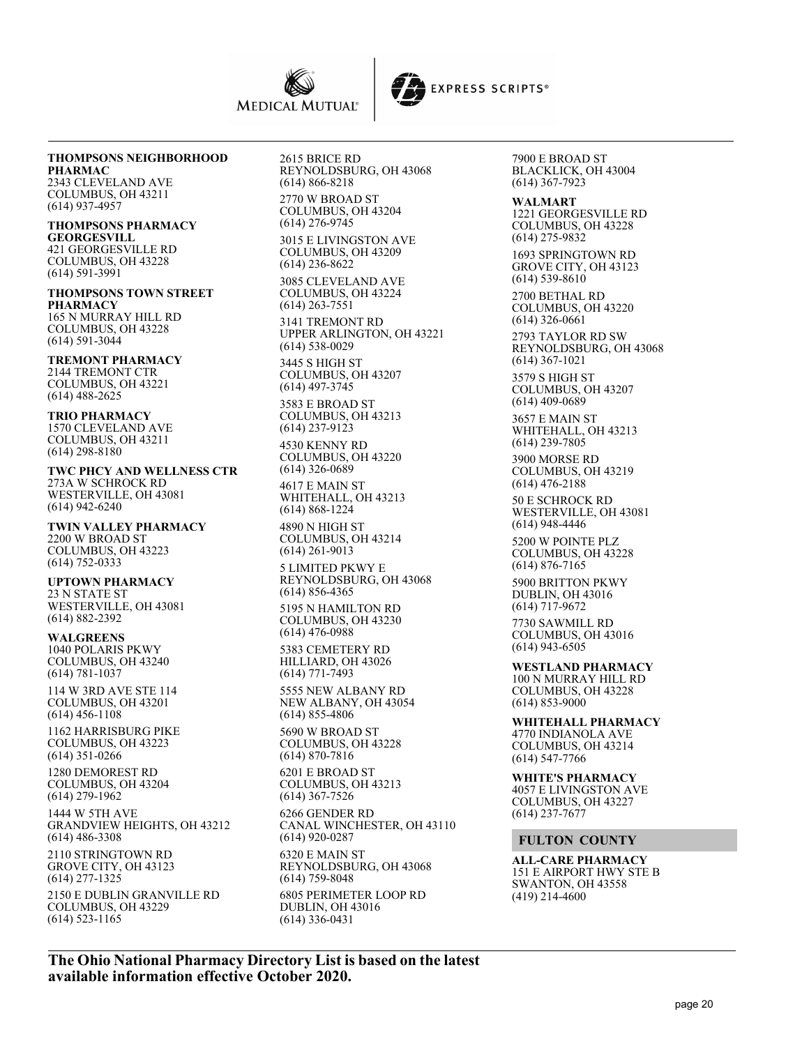**THOMPSONS NEIGHBORHOOD PHARMAC**
2343 CLEVELAND AVE
COLUMBUS, OH 43211
(614) 937-4957

**THOMPSONS PHARMACY GEORGESVILL**
421 GEORGESVILLE RD
COLUMBUS, OH 43228
(614) 591-3991

**THOMPSONS TOWN STREET PHARMACY**
165 N MURRAY HILL RD
COLUMBUS, OH 43228
(614) 591-3044

**TREMONT PHARMACY**
2144 TREMONT CTR
COLUMBUS, OH 43221
(614) 488-2625

**TRIO PHARMACY**
1570 CLEVELAND AVE
COLUMBUS, OH 43211
(614) 298-8180

**TWC PHCY AND WELLNESS CTR**
273A W SCHROCK RD
WESTERVILLE, OH 43081
(614) 942-6240

**TWIN VALLEY PHARMACY**
2200 W BROAD ST
COLUMBUS, OH 43223
(614) 752-0333

**UPTOWN PHARMACY**
23 N STATE ST
WESTERVILLE, OH 43081
(614) 882-2392

**WALGREENS**
1040 POLARIS PKWY
COLUMBUS, OH 43240
(614) 781-1037

114 W 3RD AVE STE 114
COLUMBUS, OH 43201
(614) 456-1108

1162 HARRISBURG PIKE
COLUMBUS, OH 43223
(614) 351-0266

1280 DEMOREST RD
COLUMBUS, OH 43204
(614) 279-1962

1444 W 5TH AVE
GRANDVIEW HEIGHTS, OH 43212
(614) 486-3308

2110 STRINGTOWN RD
GROVE CITY, OH 43123
(614) 277-1325

2150 E DUBLIN GRANVILLE RD
COLUMBUS, OH 43229
(614) 523-1165

2615 BRICE RD
REYNOLDSBURG, OH 43068
(614) 866-8218

2770 W BROAD ST
COLUMBUS, OH 43204
(614) 276-9745

3015 E LIVINGSTON AVE
COLUMBUS, OH 43209
(614) 236-8622

3085 CLEVELAND AVE
COLUMBUS, OH 43224
(614) 263-7551

3141 TREMONT RD
UPPER ARLINGTON, OH 43221
(614) 538-0029

3445 S HIGH ST
COLUMBUS, OH 43207
(614) 497-3745

3583 E BROAD ST
COLUMBUS, OH 43213
(614) 237-9123

4530 KENNY RD
COLUMBUS, OH 43220
(614) 326-0689

4617 E MAIN ST
WHITEHALL, OH 43213
(614) 868-1224

4890 N HIGH ST
COLUMBUS, OH 43214
(614) 261-9013

5 LIMITED PKWY E
REYNOLDSBURG, OH 43068
(614) 856-4365

5195 N HAMILTON RD
COLUMBUS, OH 43230
(614) 476-0988

5383 CEMETERY RD
HILLIARD, OH 43026
(614) 771-7493

5555 NEW ALBANY RD
NEW ALBANY, OH 43054
(614) 855-4806

5690 W BROAD ST
COLUMBUS, OH 43228
(614) 870-7816

6201 E BROAD ST
COLUMBUS, OH 43213
(614) 367-7526

6266 GENDER RD
CANAL WINCHESTER, OH 43110
(614) 920-0287

6320 E MAIN ST
REYNOLDSBURG, OH 43068
(614) 759-8048

6805 PERIMETER LOOP RD
DUBLIN, OH 43016
(614) 336-0431

7900 E BROAD ST
BLACKLICK, OH 43004
(614) 367-7923

**WALMART**
1221 GEORGESVILLE RD
COLUMBUS, OH 43228
(614) 275-9832

1693 SPRINGTOWN RD
GROVE CITY, OH 43123
(614) 539-8610

2700 BETHAL RD
COLUMBUS, OH 43220
(614) 326-0661

2793 TAYLOR RD SW
REYNOLDSBURG, OH 43068
(614) 367-1021

3579 S HIGH ST
COLUMBUS, OH 43207
(614) 409-0689

3657 E MAIN ST
WHITEHALL, OH 43213
(614) 239-7805

3900 MORSE RD
COLUMBUS, OH 43219
(614) 476-2188

50 E SCHROCK RD
WESTERVILLE, OH 43081
(614) 948-4446

5200 W POINTE PLZ
COLUMBUS, OH 43228
(614) 876-7165

5900 BRITTON PKWY
DUBLIN, OH 43016
(614) 717-9672

7730 SAWMILL RD
COLUMBUS, OH 43016
(614) 943-6505

**WESTLAND PHARMACY**
100 N MURRAY HILL RD
COLUMBUS, OH 43228
(614) 853-9000

**WHITEHALL PHARMACY**
4770 INDIANOLA AVE
COLUMBUS, OH 43214
(614) 547-7766

**WHITE'S PHARMACY**
4057 E LIVINGSTON AVE
COLUMBUS, OH 43227
(614) 237-7677

## FULTON COUNTY

**ALL-CARE PHARMACY**
151 E AIRPORT HWY STE B
SWANTON, OH 43558
(419) 214-4600

**The Ohio National Pharmacy Directory List is based on the latest available information effective October 2020.**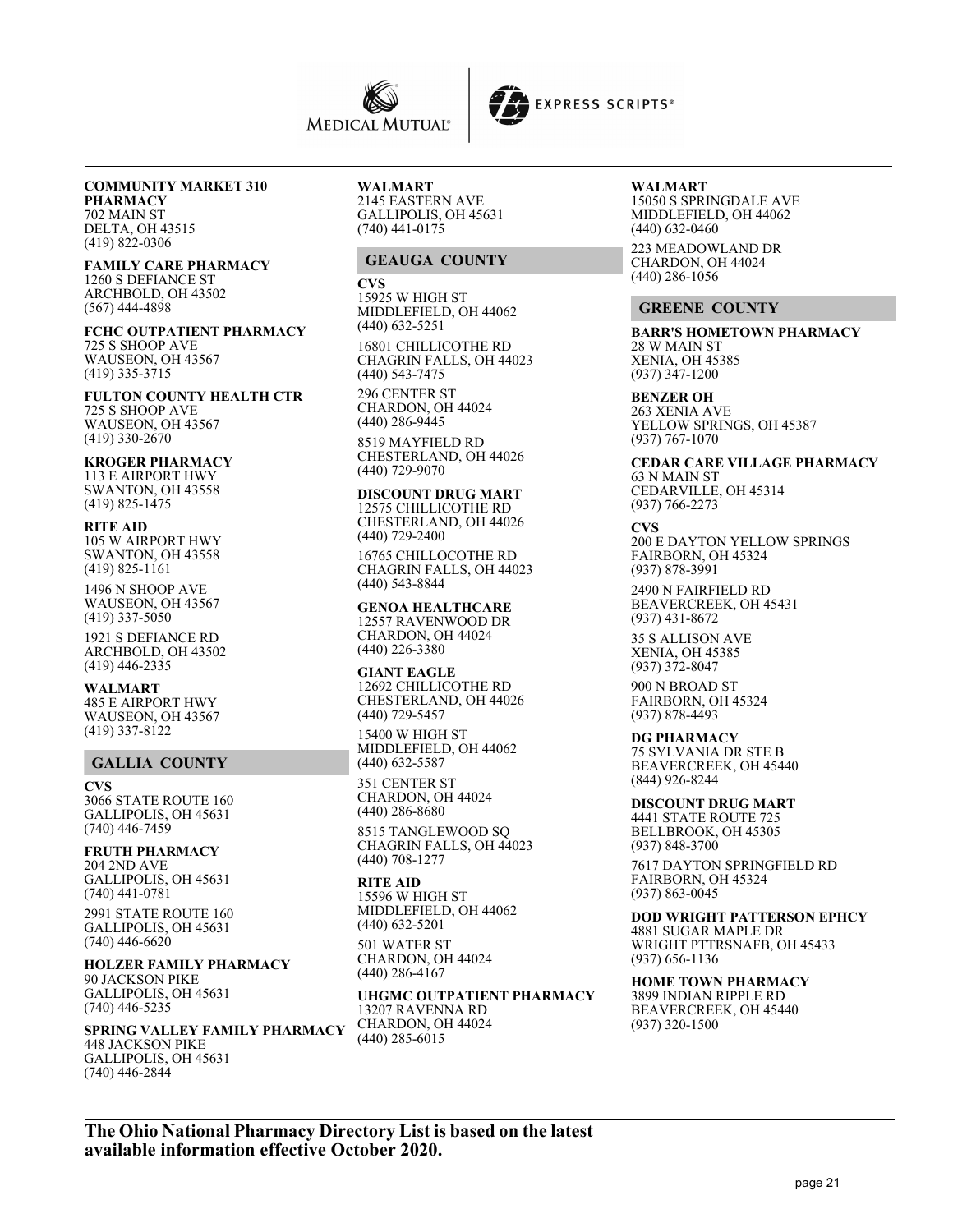**COMMUNITY MARKET 310 PHARMACY**
702 MAIN ST
DELTA, OH 43515
(419) 822-0306

**FAMILY CARE PHARMACY**
1260 S DEFIANCE ST
ARCHBOLD, OH 43502
(567) 444-4898

**FCHC OUTPATIENT PHARMACY**
725 S SHOOP AVE
WAUSEON, OH 43567
(419) 335-3715

**FULTON COUNTY HEALTH CTR**
725 S SHOOP AVE
WAUSEON, OH 43567
(419) 330-2670

**KROGER PHARMACY**
113 E AIRPORT HWY
SWANTON, OH 43558
(419) 825-1475

**RITE AID**
105 W AIRPORT HWY
SWANTON, OH 43558
(419) 825-1161

1496 N SHOOP AVE
WAUSEON, OH 43567
(419) 337-5050

1921 S DEFIANCE RD
ARCHBOLD, OH 43502
(419) 446-2335

**WALMART**
485 E AIRPORT HWY
WAUSEON, OH 43567
(419) 337-8122

## GALLIA COUNTY

**CVS**
3066 STATE ROUTE 160
GALLIPOLIS, OH 45631
(740) 446-7459

**FRUTH PHARMACY**
204 2ND AVE
GALLIPOLIS, OH 45631
(740) 441-0781

2991 STATE ROUTE 160
GALLIPOLIS, OH 45631
(740) 446-6620

**HOLZER FAMILY PHARMACY**
90 JACKSON PIKE
GALLIPOLIS, OH 45631
(740) 446-5235

**SPRING VALLEY FAMILY PHARMACY**
448 JACKSON PIKE
GALLIPOLIS, OH 45631
(740) 446-2844

**WALMART**
2145 EASTERN AVE
GALLIPOLIS, OH 45631
(740) 441-0175

## GEAUGA COUNTY

**CVS**
15925 W HIGH ST
MIDDLEFIELD, OH 44062
(440) 632-5251

16801 CHILLICOTHE RD
CHAGRIN FALLS, OH 44023
(440) 543-7475

296 CENTER ST
CHARDON, OH 44024
(440) 286-9445

8519 MAYFIELD RD
CHESTERLAND, OH 44026
(440) 729-9070

**DISCOUNT DRUG MART**
12575 CHILLICOTHE RD
CHESTERLAND, OH 44026
(440) 729-2400

16765 CHILLOCOTHE RD
CHAGRIN FALLS, OH 44023
(440) 543-8844

**GENOA HEALTHCARE**
12557 RAVENWOOD DR
CHARDON, OH 44024
(440) 226-3380

**GIANT EAGLE**
12692 CHILLICOTHE RD
CHESTERLAND, OH 44026
(440) 729-5457

15400 W HIGH ST
MIDDLEFIELD, OH 44062
(440) 632-5587

351 CENTER ST
CHARDON, OH 44024
(440) 286-8680

8515 TANGLEWOOD SQ
CHAGRIN FALLS, OH 44023
(440) 708-1277

**RITE AID**
15596 W HIGH ST
MIDDLEFIELD, OH 44062
(440) 632-5201

501 WATER ST
CHARDON, OH 44024
(440) 286-4167

**UHGMC OUTPATIENT PHARMACY**
13207 RAVENNA RD
CHARDON, OH 44024
(440) 285-6015

**WALMART**
15050 S SPRINGDALE AVE
MIDDLEFIELD, OH 44062
(440) 632-0460

223 MEADOWLAND DR
CHARDON, OH 44024
(440) 286-1056

## GREENE COUNTY

**BARR'S HOMETOWN PHARMACY**
28 W MAIN ST
XENIA, OH 45385
(937) 347-1200

**BENZER OH**
263 XENIA AVE
YELLOW SPRINGS, OH 45387
(937) 767-1070

**CEDAR CARE VILLAGE PHARMACY**
63 N MAIN ST
CEDARVILLE, OH 45314
(937) 766-2273

**CVS**
200 E DAYTON YELLOW SPRINGS
FAIRBORN, OH 45324
(937) 878-3991

2490 N FAIRFIELD RD
BEAVERCREEK, OH 45431
(937) 431-8672

35 S ALLISON AVE
XENIA, OH 45385
(937) 372-8047

900 N BROAD ST
FAIRBORN, OH 45324
(937) 878-4493

**DG PHARMACY**
75 SYLVANIA DR STE B
BEAVERCREEK, OH 45440
(844) 926-8244

**DISCOUNT DRUG MART**
4441 STATE ROUTE 725
BELLBROOK, OH 45305
(937) 848-3700

7617 DAYTON SPRINGFIELD RD
FAIRBORN, OH 45324
(937) 863-0045

**DOD WRIGHT PATTERSON EPHCY**
4881 SUGAR MAPLE DR
WRIGHT PTTRSNAFB, OH 45433
(937) 656-1136

**HOME TOWN PHARMACY**
3899 INDIAN RIPPLE RD
BEAVERCREEK, OH 45440
(937) 320-1500

**The Ohio National Pharmacy Directory List is based on the latest available information effective October 2020.**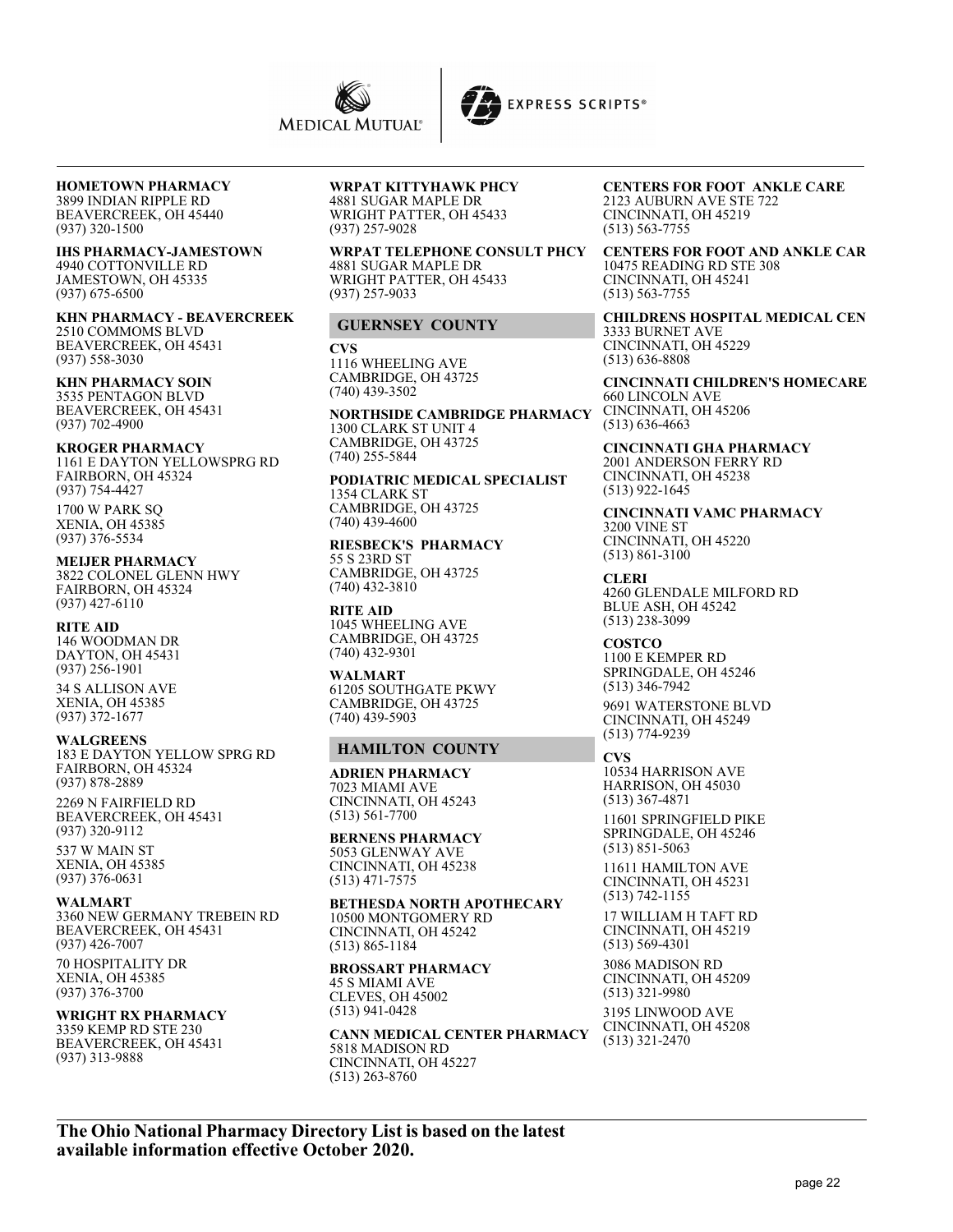**HOMETOWN PHARMACY**
3899 INDIAN RIPPLE RD
BEAVERCREEK, OH 45440
(937) 320-1500

**IHS PHARMACY-JAMESTOWN**
4940 COTTONVILLE RD
JAMESTOWN, OH 45335
(937) 675-6500

**KHN PHARMACY - BEAVERCREEK**
2510 COMMOMS BLVD
BEAVERCREEK, OH 45431
(937) 558-3030

**KHN PHARMACY SOIN**
3535 PENTAGON BLVD
BEAVERCREEK, OH 45431
(937) 702-4900

**KROGER PHARMACY**
1161 E DAYTON YELLOWSPRG RD
FAIRBORN, OH 45324
(937) 754-4427

1700 W PARK SQ
XENIA, OH 45385
(937) 376-5534

**MEIJER PHARMACY**
3822 COLONEL GLENN HWY
FAIRBORN, OH 45324
(937) 427-6110

**RITE AID**
146 WOODMAN DR
DAYTON, OH 45431
(937) 256-1901

34 S ALLISON AVE
XENIA, OH 45385
(937) 372-1677

**WALGREENS**
183 E DAYTON YELLOW SPRG RD
FAIRBORN, OH 45324
(937) 878-2889

2269 N FAIRFIELD RD
BEAVERCREEK, OH 45431
(937) 320-9112

537 W MAIN ST
XENIA, OH 45385
(937) 376-0631

**WALMART**
3360 NEW GERMANY TREBEIN RD
BEAVERCREEK, OH 45431
(937) 426-7007

70 HOSPITALITY DR
XENIA, OH 45385
(937) 376-3700

**WRIGHT RX PHARMACY**
3359 KEMP RD STE 230
BEAVERCREEK, OH 45431
(937) 313-9888

**WRPAT KITTYHAWK PHCY**
4881 SUGAR MAPLE DR
WRIGHT PATTER, OH 45433
(937) 257-9028

**WRPAT TELEPHONE CONSULT PHCY**
4881 SUGAR MAPLE DR
WRIGHT PATTER, OH 45433
(937) 257-9033

## GUERNSEY COUNTY

**CVS**
1116 WHEELING AVE
CAMBRIDGE, OH 43725
(740) 439-3502

**NORTHSIDE CAMBRIDGE PHARMACY**
1300 CLARK ST UNIT 4
CAMBRIDGE, OH 43725
(740) 255-5844

**PODIATRIC MEDICAL SPECIALIST**
1354 CLARK ST
CAMBRIDGE, OH 43725
(740) 439-4600

**RIESBECK'S PHARMACY**
55 S 23RD ST
CAMBRIDGE, OH 43725
(740) 432-3810

**RITE AID**
1045 WHEELING AVE
CAMBRIDGE, OH 43725
(740) 432-9301

**WALMART**
61205 SOUTHGATE PKWY
CAMBRIDGE, OH 43725
(740) 439-5903

## HAMILTON COUNTY

**ADRIEN PHARMACY**
7023 MIAMI AVE
CINCINNATI, OH 45243
(513) 561-7700

**BERNENS PHARMACY**
5053 GLENWAY AVE
CINCINNATI, OH 45238
(513) 471-7575

**BETHESDA NORTH APOTHECARY**
10500 MONTGOMERY RD
CINCINNATI, OH 45242
(513) 865-1184

**BROSSART PHARMACY**
45 S MIAMI AVE
CLEVES, OH 45002
(513) 941-0428

**CANN MEDICAL CENTER PHARMACY**
5818 MADISON RD
CINCINNATI, OH 45227
(513) 263-8760

**CENTERS FOR FOOT ANKLE CARE**
2123 AUBURN AVE STE 722
CINCINNATI, OH 45219
(513) 563-7755

**CENTERS FOR FOOT AND ANKLE CAR**
10475 READING RD STE 308
CINCINNATI, OH 45241
(513) 563-7755

**CHILDRENS HOSPITAL MEDICAL CEN**
3333 BURNET AVE
CINCINNATI, OH 45229
(513) 636-8808

**CINCINNATI CHILDREN'S HOMECARE**
660 LINCOLN AVE
CINCINNATI, OH 45206
(513) 636-4663

**CINCINNATI GHA PHARMACY**
2001 ANDERSON FERRY RD
CINCINNATI, OH 45238
(513) 922-1645

**CINCINNATI VAMC PHARMACY**
3200 VINE ST
CINCINNATI, OH 45220
(513) 861-3100

**CLERI**
4260 GLENDALE MILFORD RD
BLUE ASH, OH 45242
(513) 238-3099

**COSTCO**
1100 E KEMPER RD
SPRINGDALE, OH 45246
(513) 346-7942

9691 WATERSTONE BLVD
CINCINNATI, OH 45249
(513) 774-9239

**CVS**
10534 HARRISON AVE
HARRISON, OH 45030
(513) 367-4871

11601 SPRINGFIELD PIKE
SPRINGDALE, OH 45246
(513) 851-5063

11611 HAMILTON AVE
CINCINNATI, OH 45231
(513) 742-1155

17 WILLIAM H TAFT RD
CINCINNATI, OH 45219
(513) 569-4301

3086 MADISON RD
CINCINNATI, OH 45209
(513) 321-9980

3195 LINWOOD AVE
CINCINNATI, OH 45208
(513) 321-2470

**The Ohio National Pharmacy Directory List is based on the latest available information effective October 2020.**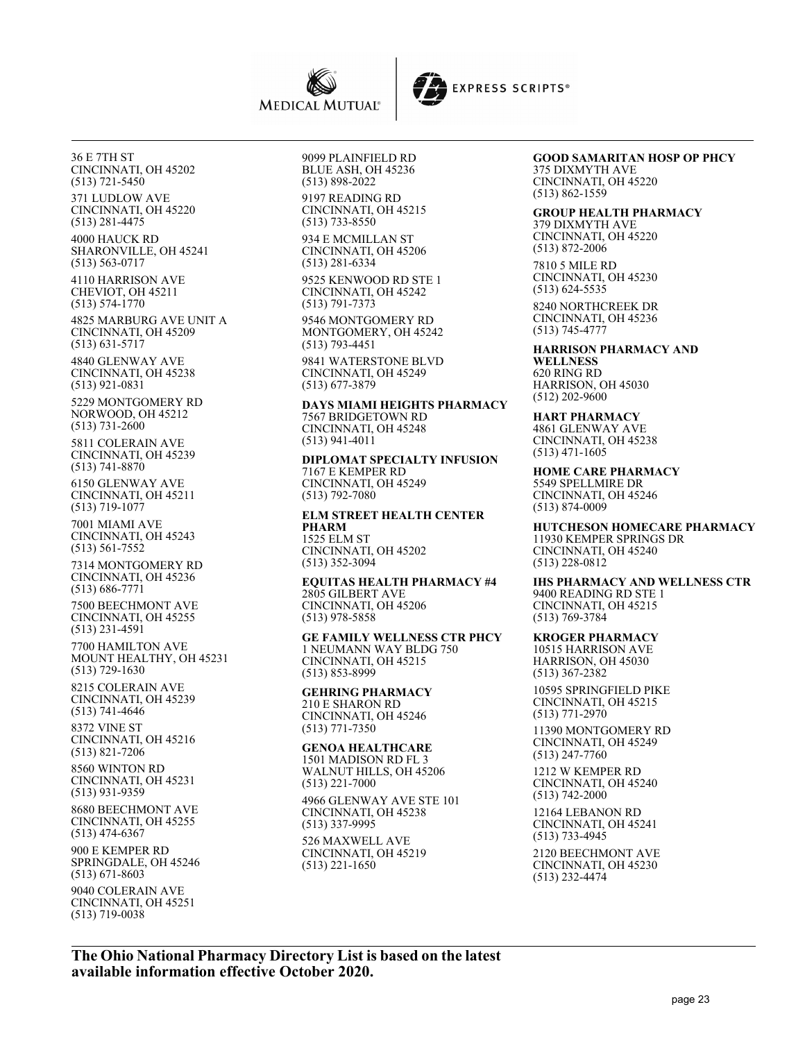36 E 7TH ST
CINCINNATI, OH 45202
(513) 721-5450

371 LUDLOW AVE
CINCINNATI, OH 45220
(513) 281-4475

4000 HAUCK RD
SHARONVILLE, OH 45241
(513) 563-0717

4110 HARRISON AVE
CHEVIOT, OH 45211
(513) 574-1770

4825 MARBURG AVE UNIT A
CINCINNATI, OH 45209
(513) 631-5717

4840 GLENWAY AVE
CINCINNATI, OH 45238
(513) 921-0831

5229 MONTGOMERY RD
NORWOOD, OH 45212
(513) 731-2600

5811 COLERAIN AVE
CINCINNATI, OH 45239
(513) 741-8870

6150 GLENWAY AVE
CINCINNATI, OH 45211
(513) 719-1077

7001 MIAMI AVE
CINCINNATI, OH 45243
(513) 561-7552

7314 MONTGOMERY RD
CINCINNATI, OH 45236
(513) 686-7771

7500 BEECHMONT AVE
CINCINNATI, OH 45255
(513) 231-4591

7700 HAMILTON AVE
MOUNT HEALTHY, OH 45231
(513) 729-1630

8215 COLERAIN AVE
CINCINNATI, OH 45239
(513) 741-4646

8372 VINE ST
CINCINNATI, OH 45216
(513) 821-7206

8560 WINTON RD
CINCINNATI, OH 45231
(513) 931-9359

8680 BEECHMONT AVE
CINCINNATI, OH 45255
(513) 474-6367

900 E KEMPER RD
SPRINGDALE, OH 45246
(513) 671-8603

9040 COLERAIN AVE
CINCINNATI, OH 45251
(513) 719-0038

9099 PLAINFIELD RD
BLUE ASH, OH 45236
(513) 898-2022

9197 READING RD
CINCINNATI, OH 45215
(513) 733-8550

934 E MCMILLAN ST
CINCINNATI, OH 45206
(513) 281-6334

9525 KENWOOD RD STE 1
CINCINNATI, OH 45242
(513) 791-7373

9546 MONTGOMERY RD
MONTGOMERY, OH 45242
(513) 793-4451

9841 WATERSTONE BLVD
CINCINNATI, OH 45249
(513) 677-3879

**DAYS MIAMI HEIGHTS PHARMACY**
7567 BRIDGETOWN RD
CINCINNATI, OH 45248
(513) 941-4011

**DIPLOMAT SPECIALTY INFUSION**
7167 E KEMPER RD
CINCINNATI, OH 45249
(513) 792-7080

**ELM STREET HEALTH CENTER PHARM**
1525 ELM ST
CINCINNATI, OH 45202
(513) 352-3094

**EQUITAS HEALTH PHARMACY #4**
2805 GILBERT AVE
CINCINNATI, OH 45206
(513) 978-5858

**GE FAMILY WELLNESS CTR PHCY**
1 NEUMANN WAY BLDG 750
CINCINNATI, OH 45215
(513) 853-8999

**GEHRING PHARMACY**
210 E SHARON RD
CINCINNATI, OH 45246
(513) 771-7350

**GENOA HEALTHCARE**
1501 MADISON RD FL 3
WALNUT HILLS, OH 45206
(513) 221-7000

4966 GLENWAY AVE STE 101
CINCINNATI, OH 45238
(513) 337-9995

526 MAXWELL AVE
CINCINNATI, OH 45219
(513) 221-1650

**GOOD SAMARITAN HOSP OP PHCY**
375 DIXMYTH AVE
CINCINNATI, OH 45220
(513) 862-1559

**GROUP HEALTH PHARMACY**
379 DIXMYTH AVE
CINCINNATI, OH 45220
(513) 872-2006

7810 5 MILE RD
CINCINNATI, OH 45230
(513) 624-5535

8240 NORTHCREEK DR
CINCINNATI, OH 45236
(513) 745-4777

**HARRISON PHARMACY AND WELLNESS**
620 RING RD
HARRISON, OH 45030
(512) 202-9600

**HART PHARMACY**
4861 GLENWAY AVE
CINCINNATI, OH 45238
(513) 471-1605

**HOME CARE PHARMACY**
5549 SPELLMIRE DR
CINCINNATI, OH 45246
(513) 874-0009

**HUTCHESON HOMECARE PHARMACY**
11930 KEMPER SPRINGS DR
CINCINNATI, OH 45240
(513) 228-0812

**IHS PHARMACY AND WELLNESS CTR**
9400 READING RD STE 1
CINCINNATI, OH 45215
(513) 769-3784

**KROGER PHARMACY**
10515 HARRISON AVE
HARRISON, OH 45030
(513) 367-2382

10595 SPRINGFIELD PIKE
CINCINNATI, OH 45215
(513) 771-2970

11390 MONTGOMERY RD
CINCINNATI, OH 45249
(513) 247-7760

1212 W KEMPER RD
CINCINNATI, OH 45240
(513) 742-2000

12164 LEBANON RD
CINCINNATI, OH 45241
(513) 733-4945

2120 BEECHMONT AVE
CINCINNATI, OH 45230
(513) 232-4474

**The Ohio National Pharmacy Directory List is based on the latest available information effective October 2020.**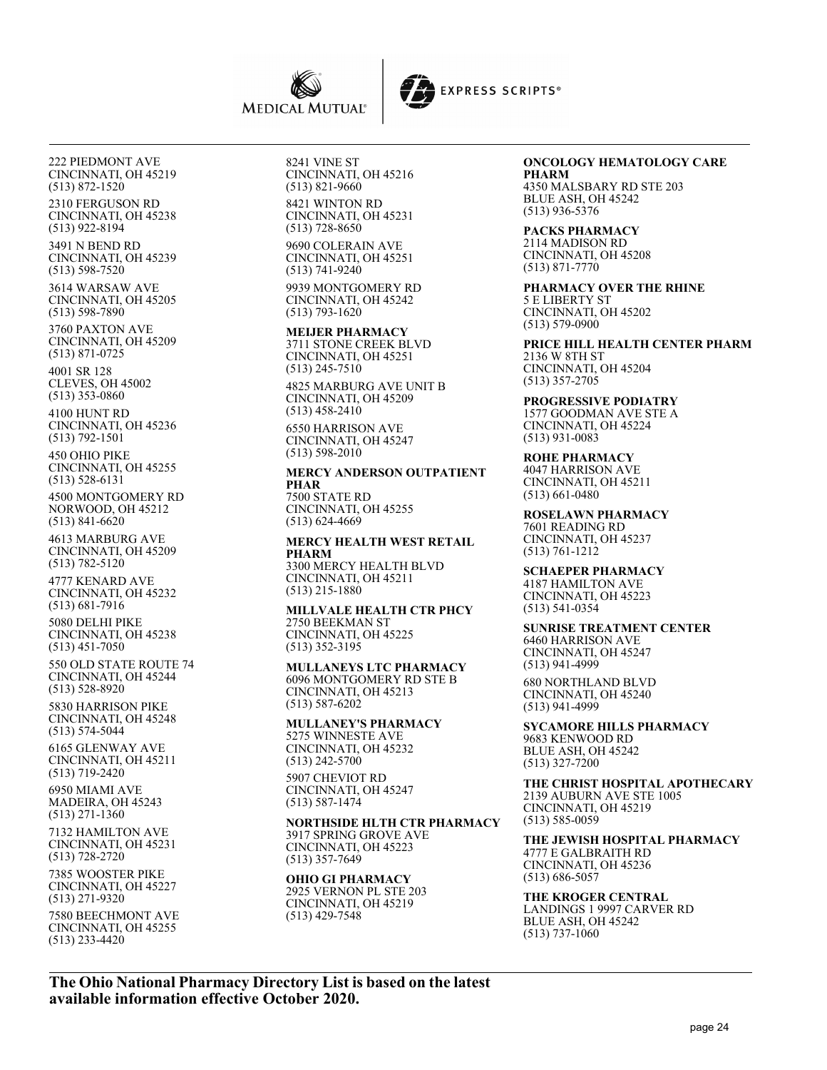222 PIEDMONT AVE
CINCINNATI, OH 45219
(513) 872-1520

2310 FERGUSON RD
CINCINNATI, OH 45238
(513) 922-8194

3491 N BEND RD
CINCINNATI, OH 45239
(513) 598-7520

3614 WARSAW AVE
CINCINNATI, OH 45205
(513) 598-7890

3760 PAXTON AVE
CINCINNATI, OH 45209
(513) 871-0725

4001 SR 128
CLEVES, OH 45002
(513) 353-0860

4100 HUNT RD
CINCINNATI, OH 45236
(513) 792-1501

450 OHIO PIKE
CINCINNATI, OH 45255
(513) 528-6131

4500 MONTGOMERY RD
NORWOOD, OH 45212
(513) 841-6620

4613 MARBURG AVE
CINCINNATI, OH 45209
(513) 782-5120

4777 KENARD AVE
CINCINNATI, OH 45232
(513) 681-7916

5080 DELHI PIKE
CINCINNATI, OH 45238
(513) 451-7050

550 OLD STATE ROUTE 74
CINCINNATI, OH 45244
(513) 528-8920

5830 HARRISON PIKE
CINCINNATI, OH 45248
(513) 574-5044

6165 GLENWAY AVE
CINCINNATI, OH 45211
(513) 719-2420

6950 MIAMI AVE
MADEIRA, OH 45243
(513) 271-1360

7132 HAMILTON AVE
CINCINNATI, OH 45231
(513) 728-2720

7385 WOOSTER PIKE
CINCINNATI, OH 45227
(513) 271-9320

7580 BEECHMONT AVE
CINCINNATI, OH 45255
(513) 233-4420

8241 VINE ST
CINCINNATI, OH 45216
(513) 821-9660

8421 WINTON RD
CINCINNATI, OH 45231
(513) 728-8650

9690 COLERAIN AVE
CINCINNATI, OH 45251
(513) 741-9240

9939 MONTGOMERY RD
CINCINNATI, OH 45242
(513) 793-1620

**MEIJER PHARMACY**
3711 STONE CREEK BLVD
CINCINNATI, OH 45251
(513) 245-7510

4825 MARBURG AVE UNIT B
CINCINNATI, OH 45209
(513) 458-2410

6550 HARRISON AVE
CINCINNATI, OH 45247
(513) 598-2010

**MERCY ANDERSON OUTPATIENT PHAR**
7500 STATE RD
CINCINNATI, OH 45255
(513) 624-4669

**MERCY HEALTH WEST RETAIL PHARM**
3300 MERCY HEALTH BLVD
CINCINNATI, OH 45211
(513) 215-1880

**MILLVALE HEALTH CTR PHCY**
2750 BEEKMAN ST
CINCINNATI, OH 45225
(513) 352-3195

**MULLANEYS LTC PHARMACY**
6096 MONTGOMERY RD STE B
CINCINNATI, OH 45213
(513) 587-6202

**MULLANEY'S PHARMACY**
5275 WINNESTE AVE
CINCINNATI, OH 45232
(513) 242-5700

5907 CHEVIOT RD
CINCINNATI, OH 45247
(513) 587-1474

**NORTHSIDE HLTH CTR PHARMACY**
3917 SPRING GROVE AVE
CINCINNATI, OH 45223
(513) 357-7649

**OHIO GI PHARMACY**
2925 VERNON PL STE 203
CINCINNATI, OH 45219
(513) 429-7548

**ONCOLOGY HEMATOLOGY CARE PHARM**
4350 MALSBARY RD STE 203
BLUE ASH, OH 45242
(513) 936-5376

**PACKS PHARMACY**
2114 MADISON RD
CINCINNATI, OH 45208
(513) 871-7770

**PHARMACY OVER THE RHINE**
5 E LIBERTY ST
CINCINNATI, OH 45202
(513) 579-0900

**PRICE HILL HEALTH CENTER PHARM**
2136 W 8TH ST
CINCINNATI, OH 45204
(513) 357-2705

**PROGRESSIVE PODIATRY**
1577 GOODMAN AVE STE A
CINCINNATI, OH 45224
(513) 931-0083

**ROHE PHARMACY**
4047 HARRISON AVE
CINCINNATI, OH 45211
(513) 661-0480

**ROSELAWN PHARMACY**
7601 READING RD
CINCINNATI, OH 45237
(513) 761-1212

**SCHAEPER PHARMACY**
4187 HAMILTON AVE
CINCINNATI, OH 45223
(513) 541-0354

**SUNRISE TREATMENT CENTER**
6460 HARRISON AVE
CINCINNATI, OH 45247
(513) 941-4999

680 NORTHLAND BLVD
CINCINNATI, OH 45240
(513) 941-4999

**SYCAMORE HILLS PHARMACY**
9683 KENWOOD RD
BLUE ASH, OH 45242
(513) 327-7200

**THE CHRIST HOSPITAL APOTHECARY**
2139 AUBURN AVE STE 1005
CINCINNATI, OH 45219
(513) 585-0059

**THE JEWISH HOSPITAL PHARMACY**
4777 E GALBRAITH RD
CINCINNATI, OH 45236
(513) 686-5057

**THE KROGER CENTRAL**
LANDINGS 1 9997 CARVER RD
BLUE ASH, OH 45242
(513) 737-1060

**The Ohio National Pharmacy Directory List is based on the latest available information effective October 2020.**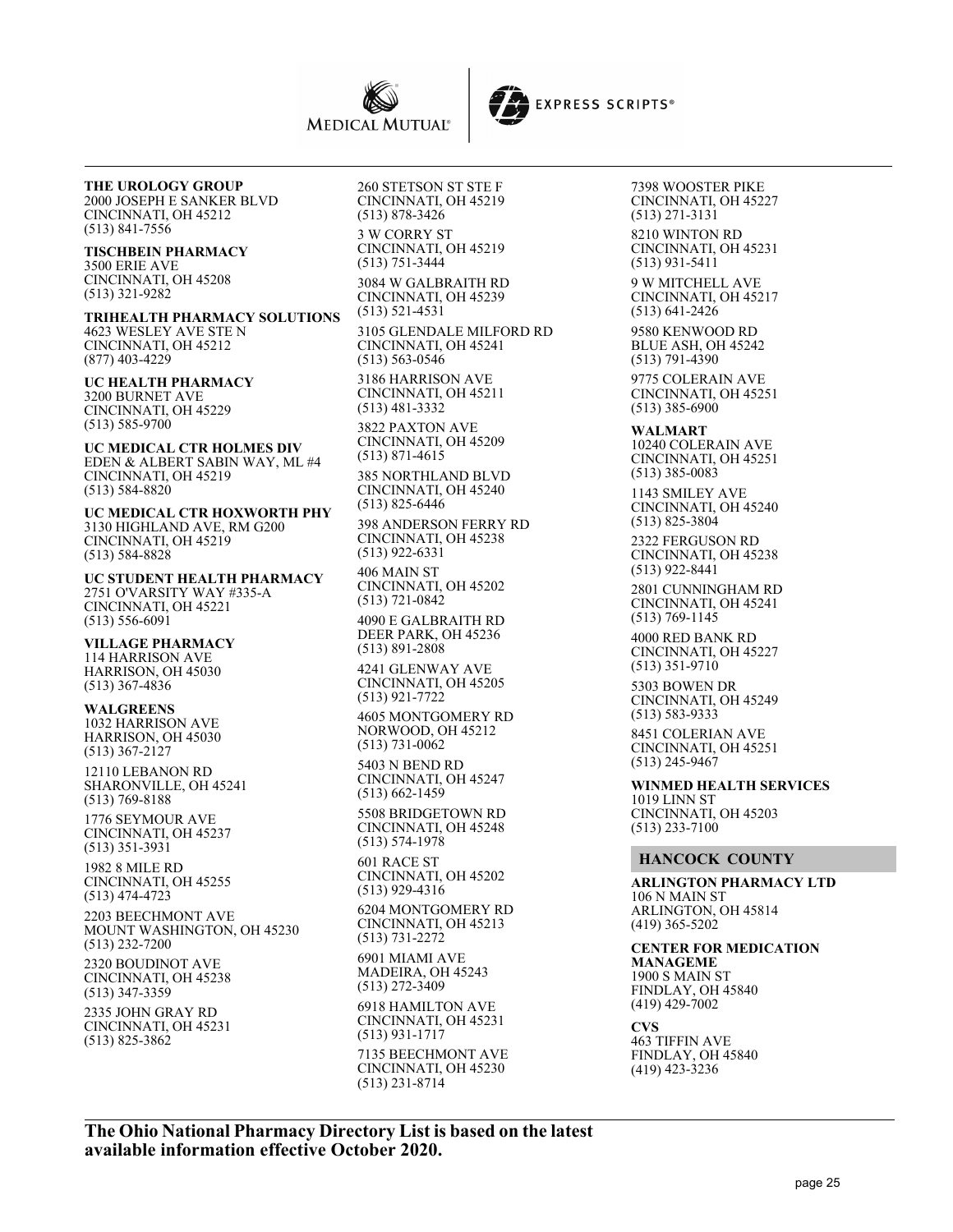**THE UROLOGY GROUP**
2000 JOSEPH E SANKER BLVD
CINCINNATI, OH 45212
(513) 841-7556

**TISCHBEIN PHARMACY**
3500 ERIE AVE
CINCINNATI, OH 45208
(513) 321-9282

**TRIHEALTH PHARMACY SOLUTIONS**
4623 WESLEY AVE STE N
CINCINNATI, OH 45212
(877) 403-4229

**UC HEALTH PHARMACY**
3200 BURNET AVE
CINCINNATI, OH 45229
(513) 585-9700

**UC MEDICAL CTR HOLMES DIV**
EDEN & ALBERT SABIN WAY, ML #4
CINCINNATI, OH 45219
(513) 584-8820

**UC MEDICAL CTR HOXWORTH PHY**
3130 HIGHLAND AVE, RM G200
CINCINNATI, OH 45219
(513) 584-8828

**UC STUDENT HEALTH PHARMACY**
2751 O'VARSITY WAY #335-A
CINCINNATI, OH 45221
(513) 556-6091

**VILLAGE PHARMACY**
114 HARRISON AVE
HARRISON, OH 45030
(513) 367-4836

**WALGREENS**
1032 HARRISON AVE
HARRISON, OH 45030
(513) 367-2127

12110 LEBANON RD
SHARONVILLE, OH 45241
(513) 769-8188

1776 SEYMOUR AVE
CINCINNATI, OH 45237
(513) 351-3931

1982 8 MILE RD
CINCINNATI, OH 45255
(513) 474-4723

2203 BEECHMONT AVE
MOUNT WASHINGTON, OH 45230
(513) 232-7200

2320 BOUDINOT AVE
CINCINNATI, OH 45238
(513) 347-3359

2335 JOHN GRAY RD
CINCINNATI, OH 45231
(513) 825-3862

260 STETSON ST STE F
CINCINNATI, OH 45219
(513) 878-3426

3 W CORRY ST
CINCINNATI, OH 45219
(513) 751-3444

3084 W GALBRAITH RD
CINCINNATI, OH 45239
(513) 521-4531

3105 GLENDALE MILFORD RD
CINCINNATI, OH 45241
(513) 563-0546

3186 HARRISON AVE
CINCINNATI, OH 45211
(513) 481-3332

3822 PAXTON AVE
CINCINNATI, OH 45209
(513) 871-4615

385 NORTHLAND BLVD
CINCINNATI, OH 45240
(513) 825-6446

398 ANDERSON FERRY RD
CINCINNATI, OH 45238
(513) 922-6331

406 MAIN ST
CINCINNATI, OH 45202
(513) 721-0842

4090 E GALBRAITH RD
DEER PARK, OH 45236
(513) 891-2808

4241 GLENWAY AVE
CINCINNATI, OH 45205
(513) 921-7722

4605 MONTGOMERY RD
NORWOOD, OH 45212
(513) 731-0062

5403 N BEND RD
CINCINNATI, OH 45247
(513) 662-1459

5508 BRIDGETOWN RD
CINCINNATI, OH 45248
(513) 574-1978

601 RACE ST
CINCINNATI, OH 45202
(513) 929-4316

6204 MONTGOMERY RD
CINCINNATI, OH 45213
(513) 731-2272

6901 MIAMI AVE
MADEIRA, OH 45243
(513) 272-3409

6918 HAMILTON AVE
CINCINNATI, OH 45231
(513) 931-1717

7135 BEECHMONT AVE
CINCINNATI, OH 45230
(513) 231-8714

7398 WOOSTER PIKE
CINCINNATI, OH 45227
(513) 271-3131

8210 WINTON RD
CINCINNATI, OH 45231
(513) 931-5411

9 W MITCHELL AVE
CINCINNATI, OH 45217
(513) 641-2426

9580 KENWOOD RD
BLUE ASH, OH 45242
(513) 791-4390

9775 COLERAIN AVE
CINCINNATI, OH 45251
(513) 385-6900

**WALMART**
10240 COLERAIN AVE
CINCINNATI, OH 45251
(513) 385-0083

1143 SMILEY AVE
CINCINNATI, OH 45240
(513) 825-3804

2322 FERGUSON RD
CINCINNATI, OH 45238
(513) 922-8441

2801 CUNNINGHAM RD
CINCINNATI, OH 45241
(513) 769-1145

4000 RED BANK RD
CINCINNATI, OH 45227
(513) 351-9710

5303 BOWEN DR
CINCINNATI, OH 45249
(513) 583-9333

8451 COLERIAN AVE
CINCINNATI, OH 45251
(513) 245-9467

**WINMED HEALTH SERVICES**
1019 LINN ST
CINCINNATI, OH 45203
(513) 233-7100

## HANCOCK COUNTY

**ARLINGTON PHARMACY LTD**
106 N MAIN ST
ARLINGTON, OH 45814
(419) 365-5202

**CENTER FOR MEDICATION MANAGEME**
1900 S MAIN ST
FINDLAY, OH 45840
(419) 429-7002

**CVS**
463 TIFFIN AVE
FINDLAY, OH 45840
(419) 423-3236

**The Ohio National Pharmacy Directory List is based on the latest available information effective October 2020.**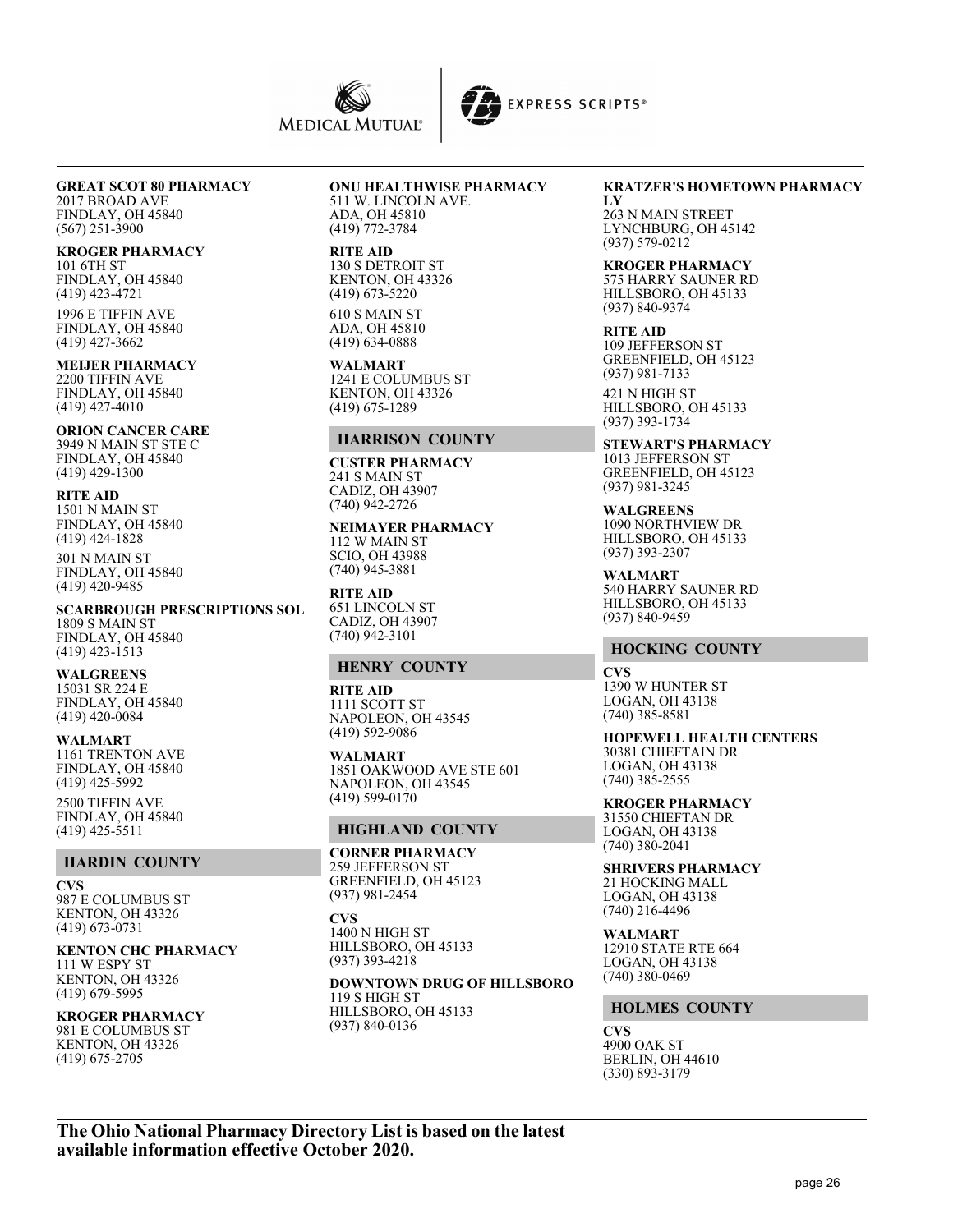**GREAT SCOT 80 PHARMACY**
2017 BROAD AVE
FINDLAY, OH 45840
(567) 251-3900

**KROGER PHARMACY**
101 6TH ST
FINDLAY, OH 45840
(419) 423-4721

1996 E TIFFIN AVE
FINDLAY, OH 45840
(419) 427-3662

**MEIJER PHARMACY**
2200 TIFFIN AVE
FINDLAY, OH 45840
(419) 427-4010

**ORION CANCER CARE**
3949 N MAIN ST STE C
FINDLAY, OH 45840
(419) 429-1300

**RITE AID**
1501 N MAIN ST
FINDLAY, OH 45840
(419) 424-1828

301 N MAIN ST
FINDLAY, OH 45840
(419) 420-9485

**SCARBROUGH PRESCRIPTIONS SOL**
1809 S MAIN ST
FINDLAY, OH 45840
(419) 423-1513

**WALGREENS**
15031 SR 224 E
FINDLAY, OH 45840
(419) 420-0084

**WALMART**
1161 TRENTON AVE
FINDLAY, OH 45840
(419) 425-5992

2500 TIFFIN AVE
FINDLAY, OH 45840
(419) 425-5511

## HARDIN COUNTY

**CVS**
987 E COLUMBUS ST
KENTON, OH 43326
(419) 673-0731

**KENTON CHC PHARMACY**
111 W ESPY ST
KENTON, OH 43326
(419) 679-5995

**KROGER PHARMACY**
981 E COLUMBUS ST
KENTON, OH 43326
(419) 675-2705

**ONU HEALTHWISE PHARMACY**
511 W. LINCOLN AVE.
ADA, OH 45810
(419) 772-3784

**RITE AID**
130 S DETROIT ST
KENTON, OH 43326
(419) 673-5220

610 S MAIN ST
ADA, OH 45810
(419) 634-0888

**WALMART**
1241 E COLUMBUS ST
KENTON, OH 43326
(419) 675-1289

## HARRISON COUNTY

**CUSTER PHARMACY**
241 S MAIN ST
CADIZ, OH 43907
(740) 942-2726

**NEIMAYER PHARMACY**
112 W MAIN ST
SCIO, OH 43988
(740) 945-3881

**RITE AID**
651 LINCOLN ST
CADIZ, OH 43907
(740) 942-3101

## HENRY COUNTY

**RITE AID**
1111 SCOTT ST
NAPOLEON, OH 43545
(419) 592-9086

**WALMART**
1851 OAKWOOD AVE STE 601
NAPOLEON, OH 43545
(419) 599-0170

## HIGHLAND COUNTY

**CORNER PHARMACY**
259 JEFFERSON ST
GREENFIELD, OH 45123
(937) 981-2454

**CVS**
1400 N HIGH ST
HILLSBORO, OH 45133
(937) 393-4218

**DOWNTOWN DRUG OF HILLSBORO**
119 S HIGH ST
HILLSBORO, OH 45133
(937) 840-0136

**KRATZER'S HOMETOWN PHARMACY LY**
263 N MAIN STREET
LYNCHBURG, OH 45142
(937) 579-0212

**KROGER PHARMACY**
575 HARRY SAUNER RD
HILLSBORO, OH 45133
(937) 840-9374

**RITE AID**
109 JEFFERSON ST
GREENFIELD, OH 45123
(937) 981-7133

421 N HIGH ST
HILLSBORO, OH 45133
(937) 393-1734

**STEWART'S PHARMACY**
1013 JEFFERSON ST
GREENFIELD, OH 45123
(937) 981-3245

**WALGREENS**
1090 NORTHVIEW DR
HILLSBORO, OH 45133
(937) 393-2307

**WALMART**
540 HARRY SAUNER RD
HILLSBORO, OH 45133
(937) 840-9459

## HOCKING COUNTY

**CVS**
1390 W HUNTER ST
LOGAN, OH 43138
(740) 385-8581

**HOPEWELL HEALTH CENTERS**
30381 CHIEFTAIN DR
LOGAN, OH 43138
(740) 385-2555

**KROGER PHARMACY**
31550 CHIEFTAN DR
LOGAN, OH 43138
(740) 380-2041

**SHRIVERS PHARMACY**
21 HOCKING MALL
LOGAN, OH 43138
(740) 216-4496

**WALMART**
12910 STATE RTE 664
LOGAN, OH 43138
(740) 380-0469

## HOLMES COUNTY

**CVS**
4900 OAK ST
BERLIN, OH 44610
(330) 893-3179

**The Ohio National Pharmacy Directory List is based on the latest available information effective October 2020.**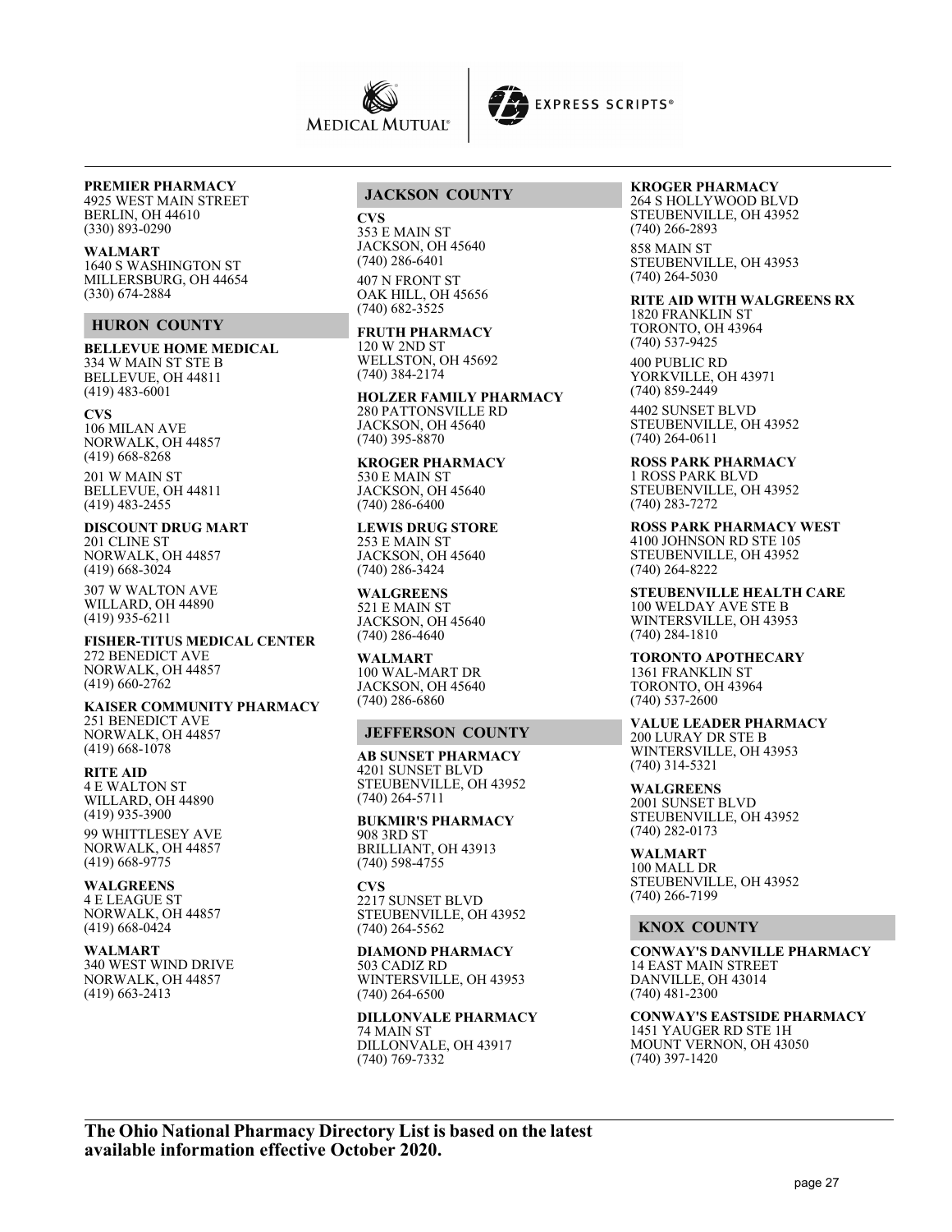**PREMIER PHARMACY**
4925 WEST MAIN STREET
BERLIN, OH 44610
(330) 893-0290

**WALMART**
1640 S WASHINGTON ST
MILLERSBURG, OH 44654
(330) 674-2884

## HURON COUNTY

**BELLEVUE HOME MEDICAL**
334 W MAIN ST STE B
BELLEVUE, OH 44811
(419) 483-6001

**CVS**
106 MILAN AVE
NORWALK, OH 44857
(419) 668-8268

201 W MAIN ST
BELLEVUE, OH 44811
(419) 483-2455

**DISCOUNT DRUG MART**
201 CLINE ST
NORWALK, OH 44857
(419) 668-3024

307 W WALTON AVE
WILLARD, OH 44890
(419) 935-6211

**FISHER-TITUS MEDICAL CENTER**
272 BENEDICT AVE
NORWALK, OH 44857
(419) 660-2762

**KAISER COMMUNITY PHARMACY**
251 BENEDICT AVE
NORWALK, OH 44857
(419) 668-1078

**RITE AID**
4 E WALTON ST
WILLARD, OH 44890
(419) 935-3900

99 WHITTLESEY AVE
NORWALK, OH 44857
(419) 668-9775

**WALGREENS**
4 E LEAGUE ST
NORWALK, OH 44857
(419) 668-0424

**WALMART**
340 WEST WIND DRIVE
NORWALK, OH 44857
(419) 663-2413

## JACKSON COUNTY

**CVS**
353 E MAIN ST
JACKSON, OH 45640
(740) 286-6401

407 N FRONT ST
OAK HILL, OH 45656
(740) 682-3525

**FRUTH PHARMACY**
120 W 2ND ST
WELLSTON, OH 45692
(740) 384-2174

**HOLZER FAMILY PHARMACY**
280 PATTONSVILLE RD
JACKSON, OH 45640
(740) 395-8870

**KROGER PHARMACY**
530 E MAIN ST
JACKSON, OH 45640
(740) 286-6400

**LEWIS DRUG STORE**
253 E MAIN ST
JACKSON, OH 45640
(740) 286-3424

**WALGREENS**
521 E MAIN ST
JACKSON, OH 45640
(740) 286-4640

**WALMART**
100 WAL-MART DR
JACKSON, OH 45640
(740) 286-6860

## JEFFERSON COUNTY

**AB SUNSET PHARMACY**
4201 SUNSET BLVD
STEUBENVILLE, OH 43952
(740) 264-5711

**BUKMIR'S PHARMACY**
908 3RD ST
BRILLIANT, OH 43913
(740) 598-4755

**CVS**
2217 SUNSET BLVD
STEUBENVILLE, OH 43952
(740) 264-5562

**DIAMOND PHARMACY**
503 CADIZ RD
WINTERSVILLE, OH 43953
(740) 264-6500

**DILLONVALE PHARMACY**
74 MAIN ST
DILLONVALE, OH 43917
(740) 769-7332

**KROGER PHARMACY**
264 S HOLLYWOOD BLVD
STEUBENVILLE, OH 43952
(740) 266-2893

858 MAIN ST
STEUBENVILLE, OH 43953
(740) 264-5030

**RITE AID WITH WALGREENS RX**
1820 FRANKLIN ST
TORONTO, OH 43964
(740) 537-9425

400 PUBLIC RD
YORKVILLE, OH 43971
(740) 859-2449

4402 SUNSET BLVD
STEUBENVILLE, OH 43952
(740) 264-0611

**ROSS PARK PHARMACY**
1 ROSS PARK BLVD
STEUBENVILLE, OH 43952
(740) 283-7272

**ROSS PARK PHARMACY WEST**
4100 JOHNSON RD STE 105
STEUBENVILLE, OH 43952
(740) 264-8222

**STEUBENVILLE HEALTH CARE**
100 WELDAY AVE STE B
WINTERSVILLE, OH 43953
(740) 284-1810

**TORONTO APOTHECARY**
1361 FRANKLIN ST
TORONTO, OH 43964
(740) 537-2600

**VALUE LEADER PHARMACY**
200 LURAY DR STE B
WINTERSVILLE, OH 43953
(740) 314-5321

**WALGREENS**
2001 SUNSET BLVD
STEUBENVILLE, OH 43952
(740) 282-0173

**WALMART**
100 MALL DR
STEUBENVILLE, OH 43952
(740) 266-7199

## KNOX COUNTY

**CONWAY'S DANVILLE PHARMACY**
14 EAST MAIN STREET
DANVILLE, OH 43014
(740) 481-2300

**CONWAY'S EASTSIDE PHARMACY**
1451 YAUGER RD STE 1H
MOUNT VERNON, OH 43050
(740) 397-1420

**The Ohio National Pharmacy Directory List is based on the latest available information effective October 2020.**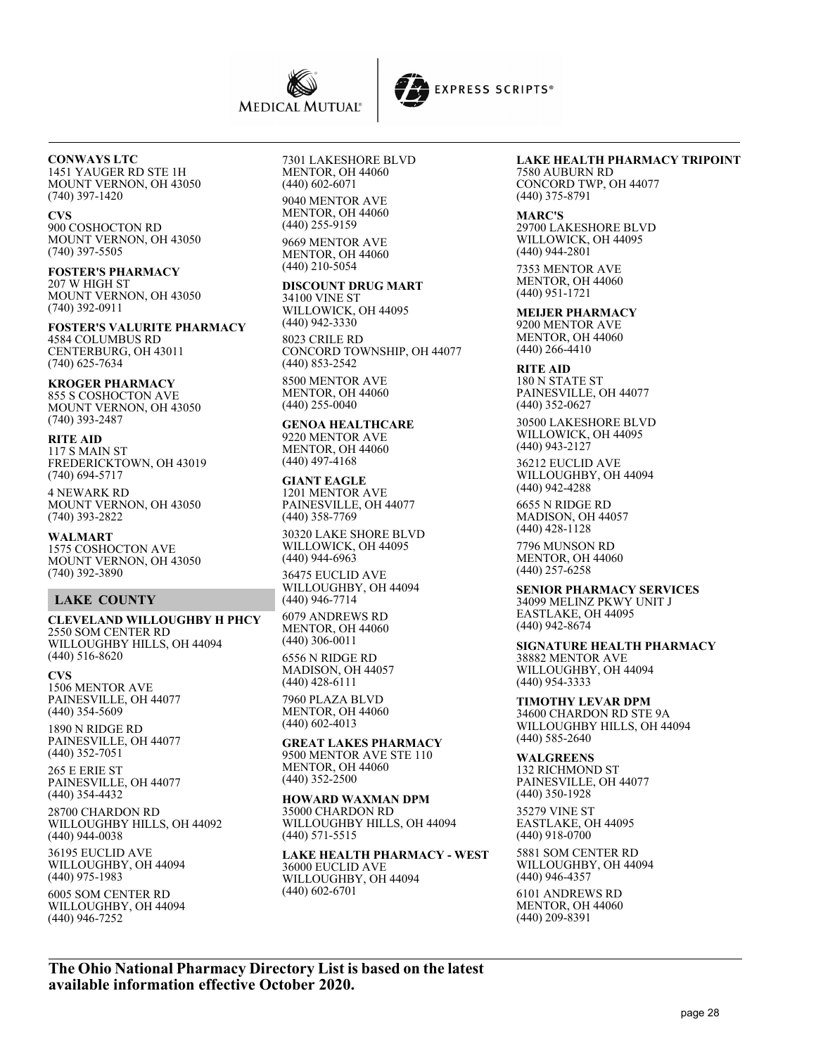**CONWAYS LTC**
1451 YAUGER RD STE 1H
MOUNT VERNON, OH 43050
(740) 397-1420

**CVS**
900 COSHOCTON RD
MOUNT VERNON, OH 43050
(740) 397-5505

**FOSTER'S PHARMACY**
207 W HIGH ST
MOUNT VERNON, OH 43050
(740) 392-0911

**FOSTER'S VALURITE PHARMACY**
4584 COLUMBUS RD
CENTERBURG, OH 43011
(740) 625-7634

**KROGER PHARMACY**
855 S COSHOCTON AVE
MOUNT VERNON, OH 43050
(740) 393-2487

**RITE AID**
117 S MAIN ST
FREDERICKTOWN, OH 43019
(740) 694-5717

4 NEWARK RD
MOUNT VERNON, OH 43050
(740) 393-2822

**WALMART**
1575 COSHOCTON AVE
MOUNT VERNON, OH 43050
(740) 392-3890

## LAKE COUNTY

**CLEVELAND WILLOUGHBY H PHCY**
2550 SOM CENTER RD
WILLOUGHBY HILLS, OH 44094
(440) 516-8620

**CVS**
1506 MENTOR AVE
PAINESVILLE, OH 44077
(440) 354-5609

1890 N RIDGE RD
PAINESVILLE, OH 44077
(440) 352-7051

265 E ERIE ST
PAINESVILLE, OH 44077
(440) 354-4432

28700 CHARDON RD
WILLOUGHBY HILLS, OH 44092
(440) 944-0038

36195 EUCLID AVE
WILLOUGHBY, OH 44094
(440) 975-1983

6005 SOM CENTER RD
WILLOUGHBY, OH 44094
(440) 946-7252

7301 LAKESHORE BLVD
MENTOR, OH 44060
(440) 602-6071

9040 MENTOR AVE
MENTOR, OH 44060
(440) 255-9159

9669 MENTOR AVE
MENTOR, OH 44060
(440) 210-5054

**DISCOUNT DRUG MART**
34100 VINE ST
WILLOWICK, OH 44095
(440) 942-3330

8023 CRILE RD
CONCORD TOWNSHIP, OH 44077
(440) 853-2542

8500 MENTOR AVE
MENTOR, OH 44060
(440) 255-0040

**GENOA HEALTHCARE**
9220 MENTOR AVE
MENTOR, OH 44060
(440) 497-4168

**GIANT EAGLE**
1201 MENTOR AVE
PAINESVILLE, OH 44077
(440) 358-7769

30320 LAKE SHORE BLVD
WILLOWICK, OH 44095
(440) 944-6963

36475 EUCLID AVE
WILLOUGHBY, OH 44094
(440) 946-7714

6079 ANDREWS RD
MENTOR, OH 44060
(440) 306-0011

6556 N RIDGE RD
MADISON, OH 44057
(440) 428-6111

7960 PLAZA BLVD
MENTOR, OH 44060
(440) 602-4013

**GREAT LAKES PHARMACY**
9500 MENTOR AVE STE 110
MENTOR, OH 44060
(440) 352-2500

**HOWARD WAXMAN DPM**
35000 CHARDON RD
WILLOUGHBY HILLS, OH 44094
(440) 571-5515

**LAKE HEALTH PHARMACY - WEST**
36000 EUCLID AVE
WILLOUGHBY, OH 44094
(440) 602-6701

**LAKE HEALTH PHARMACY TRIPOINT**
7580 AUBURN RD
CONCORD TWP, OH 44077
(440) 375-8791

**MARC'S**
29700 LAKESHORE BLVD
WILLOWICK, OH 44095
(440) 944-2801

7353 MENTOR AVE
MENTOR, OH 44060
(440) 951-1721

**MEIJER PHARMACY**
9200 MENTOR AVE
MENTOR, OH 44060
(440) 266-4410

**RITE AID**
180 N STATE ST
PAINESVILLE, OH 44077
(440) 352-0627

30500 LAKESHORE BLVD
WILLOWICK, OH 44095
(440) 943-2127

36212 EUCLID AVE
WILLOUGHBY, OH 44094
(440) 942-4288

6655 N RIDGE RD
MADISON, OH 44057
(440) 428-1128

7796 MUNSON RD
MENTOR, OH 44060
(440) 257-6258

**SENIOR PHARMACY SERVICES**
34099 MELINZ PKWY UNIT J
EASTLAKE, OH 44095
(440) 942-8674

**SIGNATURE HEALTH PHARMACY**
38882 MENTOR AVE
WILLOUGHBY, OH 44094
(440) 954-3333

**TIMOTHY LEVAR DPM**
34600 CHARDON RD STE 9A
WILLOUGHBY HILLS, OH 44094
(440) 585-2640

**WALGREENS**
132 RICHMOND ST
PAINESVILLE, OH 44077
(440) 350-1928

35279 VINE ST
EASTLAKE, OH 44095
(440) 918-0700

5881 SOM CENTER RD
WILLOUGHBY, OH 44094
(440) 946-4357

6101 ANDREWS RD
MENTOR, OH 44060
(440) 209-8391

**The Ohio National Pharmacy Directory List is based on the latest available information effective October 2020.**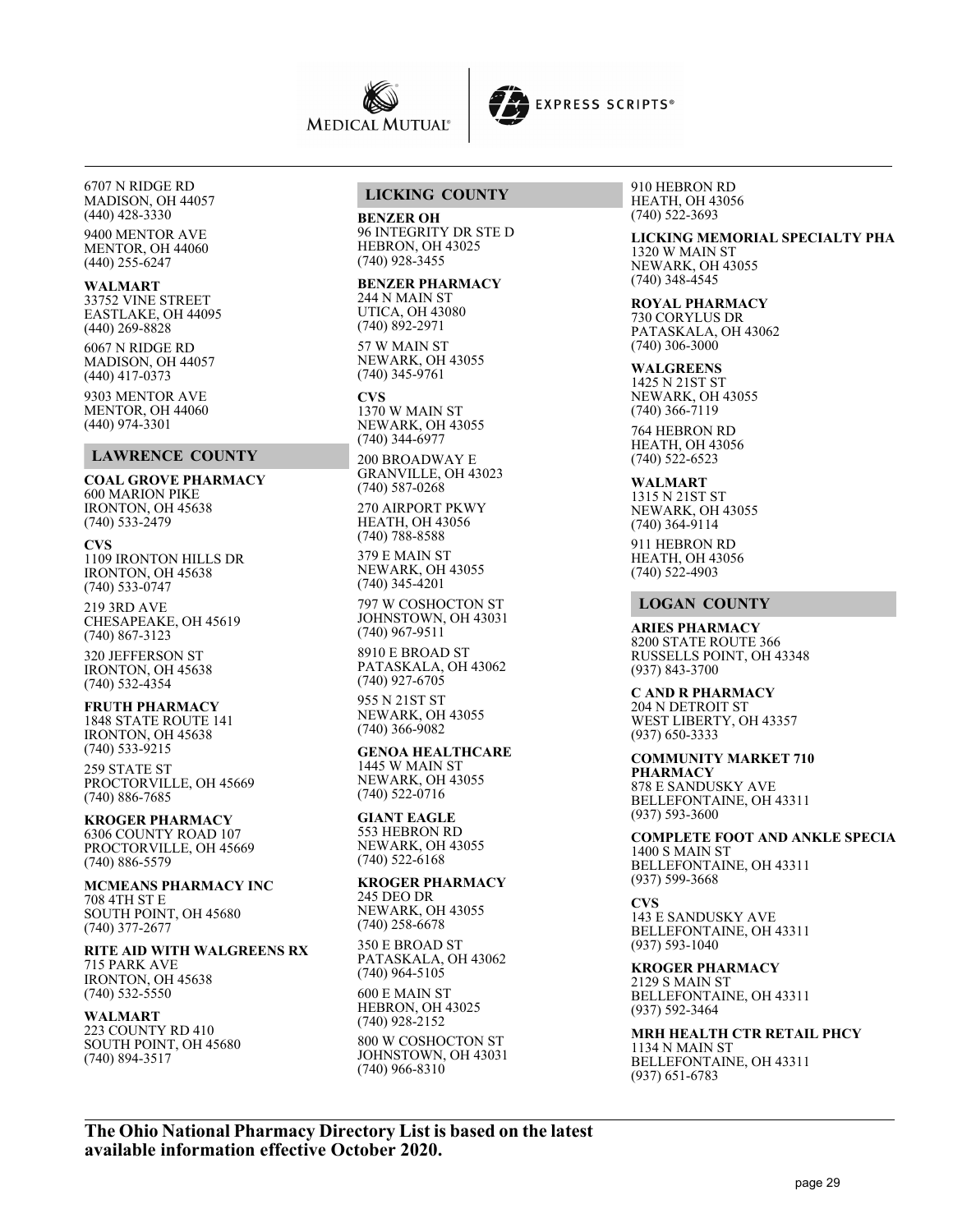6707 N RIDGE RD
MADISON, OH 44057
(440) 428-3330

9400 MENTOR AVE
MENTOR, OH 44060
(440) 255-6247

**WALMART**
33752 VINE STREET
EASTLAKE, OH 44095
(440) 269-8828

6067 N RIDGE RD
MADISON, OH 44057
(440) 417-0373

9303 MENTOR AVE
MENTOR, OH 44060
(440) 974-3301

## LAWRENCE COUNTY

**COAL GROVE PHARMACY**
600 MARION PIKE
IRONTON, OH 45638
(740) 533-2479

**CVS**
1109 IRONTON HILLS DR
IRONTON, OH 45638
(740) 533-0747

219 3RD AVE
CHESAPEAKE, OH 45619
(740) 867-3123

320 JEFFERSON ST
IRONTON, OH 45638
(740) 532-4354

**FRUTH PHARMACY**
1848 STATE ROUTE 141
IRONTON, OH 45638
(740) 533-9215

259 STATE ST
PROCTORVILLE, OH 45669
(740) 886-7685

**KROGER PHARMACY**
6306 COUNTY ROAD 107
PROCTORVILLE, OH 45669
(740) 886-5579

**MCMEANS PHARMACY INC**
708 4TH ST E
SOUTH POINT, OH 45680
(740) 377-2677

**RITE AID WITH WALGREENS RX**
715 PARK AVE
IRONTON, OH 45638
(740) 532-5550

**WALMART**
223 COUNTY RD 410
SOUTH POINT, OH 45680
(740) 894-3517

## LICKING COUNTY

**BENZER OH**
96 INTEGRITY DR STE D
HEBRON, OH 43025
(740) 928-3455

**BENZER PHARMACY**
244 N MAIN ST
UTICA, OH 43080
(740) 892-2971

57 W MAIN ST
NEWARK, OH 43055
(740) 345-9761

**CVS**
1370 W MAIN ST
NEWARK, OH 43055
(740) 344-6977

200 BROADWAY E
GRANVILLE, OH 43023
(740) 587-0268

270 AIRPORT PKWY
HEATH, OH 43056
(740) 788-8588

379 E MAIN ST
NEWARK, OH 43055
(740) 345-4201

797 W COSHOCTON ST
JOHNSTOWN, OH 43031
(740) 967-9511

8910 E BROAD ST
PATASKALA, OH 43062
(740) 927-6705

955 N 21ST ST
NEWARK, OH 43055
(740) 366-9082

**GENOA HEALTHCARE**
1445 W MAIN ST
NEWARK, OH 43055
(740) 522-0716

**GIANT EAGLE**
553 HEBRON RD
NEWARK, OH 43055
(740) 522-6168

**KROGER PHARMACY**
245 DEO DR
NEWARK, OH 43055
(740) 258-6678

350 E BROAD ST
PATASKALA, OH 43062
(740) 964-5105

600 E MAIN ST
HEBRON, OH 43025
(740) 928-2152

800 W COSHOCTON ST
JOHNSTOWN, OH 43031
(740) 966-8310

910 HEBRON RD
HEATH, OH 43056
(740) 522-3693

**LICKING MEMORIAL SPECIALTY PHA**
1320 W MAIN ST
NEWARK, OH 43055
(740) 348-4545

**ROYAL PHARMACY**
730 CORYLUS DR
PATASKALA, OH 43062
(740) 306-3000

**WALGREENS**
1425 N 21ST ST
NEWARK, OH 43055
(740) 366-7119

764 HEBRON RD
HEATH, OH 43056
(740) 522-6523

**WALMART**
1315 N 21ST ST
NEWARK, OH 43055
(740) 364-9114

911 HEBRON RD
HEATH, OH 43056
(740) 522-4903

## LOGAN COUNTY

**ARIES PHARMACY**
8200 STATE ROUTE 366
RUSSELLS POINT, OH 43348
(937) 843-3700

**C AND R PHARMACY**
204 N DETROIT ST
WEST LIBERTY, OH 43357
(937) 650-3333

**COMMUNITY MARKET 710 PHARMACY**
878 E SANDUSKY AVE
BELLEFONTAINE, OH 43311
(937) 593-3600

**COMPLETE FOOT AND ANKLE SPECIA**
1400 S MAIN ST
BELLEFONTAINE, OH 43311
(937) 599-3668

**CVS**
143 E SANDUSKY AVE
BELLEFONTAINE, OH 43311
(937) 593-1040

**KROGER PHARMACY**
2129 S MAIN ST
BELLEFONTAINE, OH 43311
(937) 592-3464

**MRH HEALTH CTR RETAIL PHCY**
1134 N MAIN ST
BELLEFONTAINE, OH 43311
(937) 651-6783

**The Ohio National Pharmacy Directory List is based on the latest available information effective October 2020.**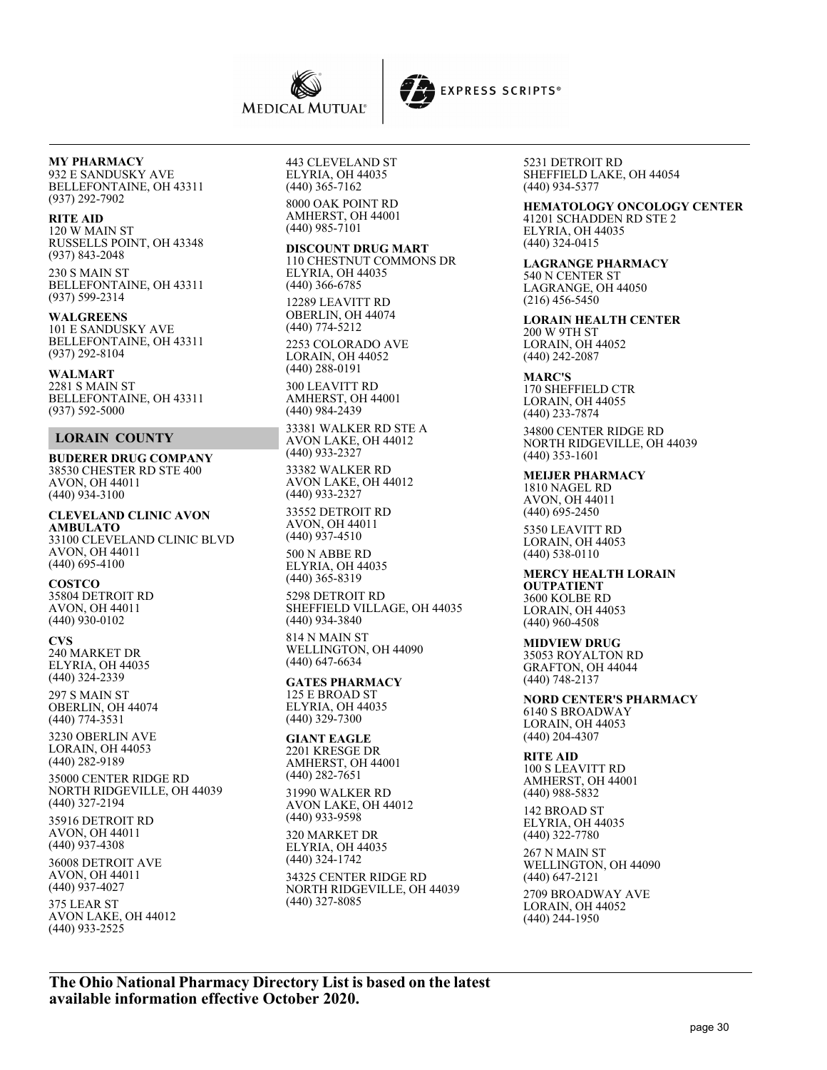**MY PHARMACY**
932 E SANDUSKY AVE
BELLEFONTAINE, OH 43311
(937) 292-7902

**RITE AID**
120 W MAIN ST
RUSSELLS POINT, OH 43348
(937) 843-2048

230 S MAIN ST
BELLEFONTAINE, OH 43311
(937) 599-2314

**WALGREENS**
101 E SANDUSKY AVE
BELLEFONTAINE, OH 43311
(937) 292-8104

**WALMART**
2281 S MAIN ST
BELLEFONTAINE, OH 43311
(937) 592-5000

## LORAIN COUNTY

**BUDERER DRUG COMPANY**
38530 CHESTER RD STE 400
AVON, OH 44011
(440) 934-3100

**CLEVELAND CLINIC AVON AMBULATO**
33100 CLEVELAND CLINIC BLVD
AVON, OH 44011
(440) 695-4100

**COSTCO**
35804 DETROIT RD
AVON, OH 44011
(440) 930-0102

**CVS**
240 MARKET DR
ELYRIA, OH 44035
(440) 324-2339

297 S MAIN ST
OBERLIN, OH 44074
(440) 774-3531

3230 OBERLIN AVE
LORAIN, OH 44053
(440) 282-9189

35000 CENTER RIDGE RD
NORTH RIDGEVILLE, OH 44039
(440) 327-2194

35916 DETROIT RD
AVON, OH 44011
(440) 937-4308

36008 DETROIT AVE
AVON, OH 44011
(440) 937-4027

375 LEAR ST
AVON LAKE, OH 44012
(440) 933-2525

443 CLEVELAND ST
ELYRIA, OH 44035
(440) 365-7162

8000 OAK POINT RD
AMHERST, OH 44001
(440) 985-7101

**DISCOUNT DRUG MART**
110 CHESTNUT COMMONS DR
ELYRIA, OH 44035
(440) 366-6785

12289 LEAVITT RD
OBERLIN, OH 44074
(440) 774-5212

2253 COLORADO AVE
LORAIN, OH 44052
(440) 288-0191

300 LEAVITT RD
AMHERST, OH 44001
(440) 984-2439

33381 WALKER RD STE A
AVON LAKE, OH 44012
(440) 933-2327

33382 WALKER RD
AVON LAKE, OH 44012
(440) 933-2327

33552 DETROIT RD
AVON, OH 44011
(440) 937-4510

500 N ABBE RD
ELYRIA, OH 44035
(440) 365-8319

5298 DETROIT RD
SHEFFIELD VILLAGE, OH 44035
(440) 934-3840

814 N MAIN ST
WELLINGTON, OH 44090
(440) 647-6634

**GATES PHARMACY**
125 E BROAD ST
ELYRIA, OH 44035
(440) 329-7300

**GIANT EAGLE**
2201 KRESGE DR
AMHERST, OH 44001
(440) 282-7651

31990 WALKER RD
AVON LAKE, OH 44012
(440) 933-9598

320 MARKET DR
ELYRIA, OH 44035
(440) 324-1742

34325 CENTER RIDGE RD
NORTH RIDGEVILLE, OH 44039
(440) 327-8085

5231 DETROIT RD
SHEFFIELD LAKE, OH 44054
(440) 934-5377

**HEMATOLOGY ONCOLOGY CENTER**
41201 SCHADDEN RD STE 2
ELYRIA, OH 44035
(440) 324-0415

**LAGRANGE PHARMACY**
540 N CENTER ST
LAGRANGE, OH 44050
(216) 456-5450

**LORAIN HEALTH CENTER**
200 W 9TH ST
LORAIN, OH 44052
(440) 242-2087

**MARC'S**
170 SHEFFIELD CTR
LORAIN, OH 44055
(440) 233-7874

34800 CENTER RIDGE RD
NORTH RIDGEVILLE, OH 44039
(440) 353-1601

**MEIJER PHARMACY**
1810 NAGEL RD
AVON, OH 44011
(440) 695-2450

5350 LEAVITT RD
LORAIN, OH 44053
(440) 538-0110

**MERCY HEALTH LORAIN OUTPATIENT**
3600 KOLBE RD
LORAIN, OH 44053
(440) 960-4508

**MIDVIEW DRUG**
35053 ROYALTON RD
GRAFTON, OH 44044
(440) 748-2137

**NORD CENTER'S PHARMACY**
6140 S BROADWAY
LORAIN, OH 44053
(440) 204-4307

**RITE AID**
100 S LEAVITT RD
AMHERST, OH 44001
(440) 988-5832

142 BROAD ST
ELYRIA, OH 44035
(440) 322-7780

267 N MAIN ST
WELLINGTON, OH 44090
(440) 647-2121

2709 BROADWAY AVE
LORAIN, OH 44052
(440) 244-1950

**The Ohio National Pharmacy Directory List is based on the latest available information effective October 2020.**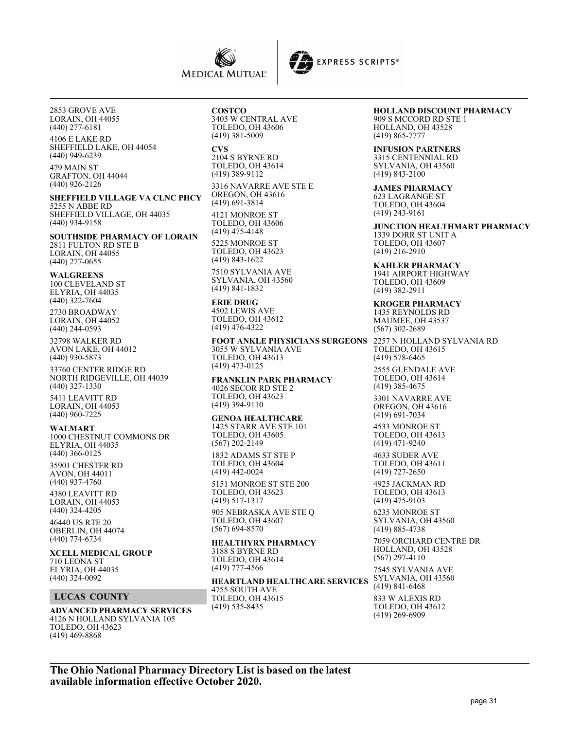2853 GROVE AVE
LORAIN, OH 44055
(440) 277-6181

4106 E LAKE RD
SHEFFIELD LAKE, OH 44054
(440) 949-6239

479 MAIN ST
GRAFTON, OH 44044
(440) 926-2126

**SHEFFIELD VILLAGE VA CLNC PHCY**
5255 N ABBE RD
SHEFFIELD VILLAGE, OH 44035
(440) 934-9158

**SOUTHSIDE PHARMACY OF LORAIN**
2811 FULTON RD STE B
LORAIN, OH 44055
(440) 277-0655

**WALGREENS**
100 CLEVELAND ST
ELYRIA, OH 44035
(440) 322-7604

2730 BROADWAY
LORAIN, OH 44052
(440) 244-0593

32798 WALKER RD
AVON LAKE, OH 44012
(440) 930-5873

33760 CENTER RIDGE RD
NORTH RIDGEVILLE, OH 44039
(440) 327-1330

5411 LEAVITT RD
LORAIN, OH 44053
(440) 960-7225

**WALMART**
1000 CHESTNUT COMMONS DR
ELYRIA, OH 44035
(440) 366-0125

35901 CHESTER RD
AVON, OH 44011
(440) 937-4760

4380 LEAVITT RD
LORAIN, OH 44053
(440) 324-4205

46440 US RTE 20
OBERLIN, OH 44074
(440) 774-6734

**XCELL MEDICAL GROUP**
710 LEONA ST
ELYRIA, OH 44035
(440) 324-0092

## LUCAS COUNTY

**ADVANCED PHARMACY SERVICES**
4126 N HOLLAND SYLVANIA 105
TOLEDO, OH 43623
(419) 469-8868

**COSTCO**
3405 W CENTRAL AVE
TOLEDO, OH 43606
(419) 381-5009

**CVS**
2104 S BYRNE RD
TOLEDO, OH 43614
(419) 389-9112

3316 NAVARRE AVE STE E
OREGON, OH 43616
(419) 691-3814

4121 MONROE ST
TOLEDO, OH 43606
(419) 475-4148

5225 MONROE ST
TOLEDO, OH 43623
(419) 843-1622

7510 SYLVANIA AVE
SYLVANIA, OH 43560
(419) 841-1832

**ERIE DRUG**
4502 LEWIS AVE
TOLEDO, OH 43612
(419) 476-4322

**FOOT ANKLE PHYSICIANS SURGEONS**
3055 W SYLVANIA AVE
TOLEDO, OH 43613
(419) 473-0125

**FRANKLIN PARK PHARMACY**
4026 SECOR RD STE 2
TOLEDO, OH 43623
(419) 394-9110

**GENOA HEALTHCARE**
1425 STARR AVE STE 101
TOLEDO, OH 43605
(567) 202-2149

1832 ADAMS ST STE P
TOLEDO, OH 43604
(419) 442-0024

5151 MONROE ST STE 200
TOLEDO, OH 43623
(419) 517-1317

905 NEBRASKA AVE STE Q
TOLEDO, OH 43607
(567) 694-8570

**HEALTHYRX PHARMACY**
3188 S BYRNE RD
TOLEDO, OH 43614
(419) 777-4566

**HEARTLAND HEALTHCARE SERVICES**
4755 SOUTH AVE
TOLEDO, OH 43615
(419) 535-8435

**HOLLAND DISCOUNT PHARMACY**
909 S MCCORD RD STE 1
HOLLAND, OH 43528
(419) 865-7777

**INFUSION PARTNERS**
3315 CENTENNIAL RD
SYLVANIA, OH 43560
(419) 843-2100

**JAMES PHARMACY**
623 LAGRANGE ST
TOLEDO, OH 43604
(419) 243-9161

**JUNCTION HEALTHMART PHARMACY**
1339 DORR ST UNIT A
TOLEDO, OH 43607
(419) 216-2910

**KAHLER PHARMACY**
1941 AIRPORT HIGHWAY
TOLEDO, OH 43609
(419) 382-2911

**KROGER PHARMACY**
1435 REYNOLDS RD
MAUMEE, OH 43537
(567) 302-2689

2257 N HOLLAND SYLVANIA RD
TOLEDO, OH 43615
(419) 578-6465

2555 GLENDALE AVE
TOLEDO, OH 43614
(419) 385-4675

3301 NAVARRE AVE
OREGON, OH 43616
(419) 691-7034

4533 MONROE ST
TOLEDO, OH 43613
(419) 471-9240

4633 SUDER AVE
TOLEDO, OH 43611
(419) 727-2650

4925 JACKMAN RD
TOLEDO, OH 43613
(419) 475-9103

6235 MONROE ST
SYLVANIA, OH 43560
(419) 885-4738

7059 ORCHARD CENTRE DR
HOLLAND, OH 43528
(567) 297-4110

7545 SYLVANIA AVE
SYLVANIA, OH 43560
(419) 841-6468

833 W ALEXIS RD
TOLEDO, OH 43612
(419) 269-6909

**The Ohio National Pharmacy Directory List is based on the latest available information effective October 2020.**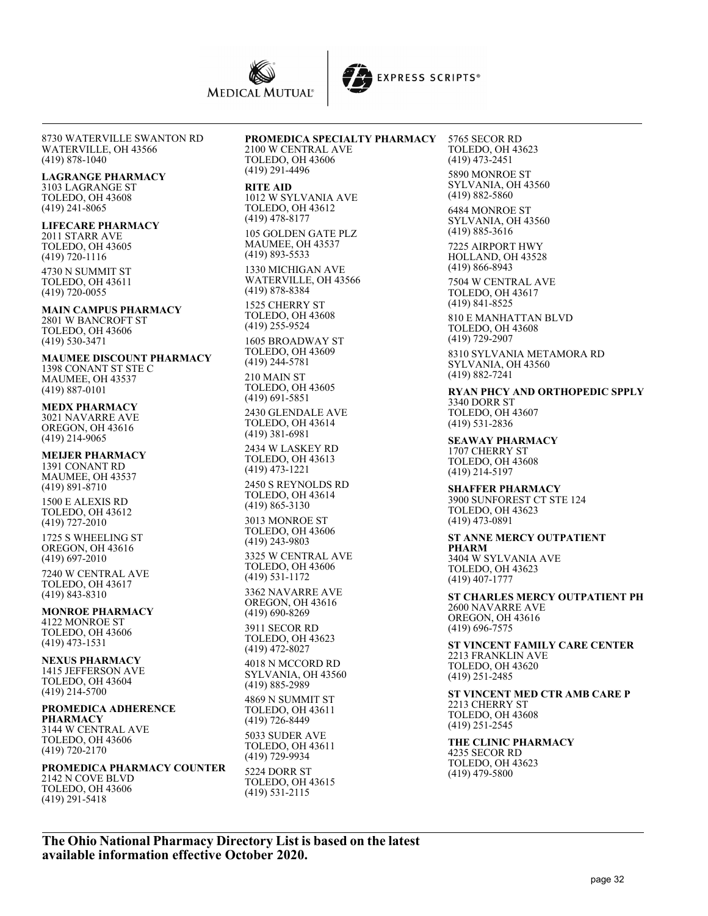8730 WATERVILLE SWANTON RD
WATERVILLE, OH 43566
(419) 878-1040

**LAGRANGE PHARMACY**
3103 LAGRANGE ST
TOLEDO, OH 43608
(419) 241-8065

**LIFECARE PHARMACY**
2011 STARR AVE
TOLEDO, OH 43605
(419) 720-1116

4730 N SUMMIT ST
TOLEDO, OH 43611
(419) 720-0055

**MAIN CAMPUS PHARMACY**
2801 W BANCROFT ST
TOLEDO, OH 43606
(419) 530-3471

**MAUMEE DISCOUNT PHARMACY**
1398 CONANT ST STE C
MAUMEE, OH 43537
(419) 887-0101

**MEDX PHARMACY**
3021 NAVARRE AVE
OREGON, OH 43616
(419) 214-9065

**MEIJER PHARMACY**
1391 CONANT RD
MAUMEE, OH 43537
(419) 891-8710

1500 E ALEXIS RD
TOLEDO, OH 43612
(419) 727-2010

1725 S WHEELING ST
OREGON, OH 43616
(419) 697-2010

7240 W CENTRAL AVE
TOLEDO, OH 43617
(419) 843-8310

**MONROE PHARMACY**
4122 MONROE ST
TOLEDO, OH 43606
(419) 473-1531

**NEXUS PHARMACY**
1415 JEFFERSON AVE
TOLEDO, OH 43604
(419) 214-5700

**PROMEDICA ADHERENCE PHARMACY**
3144 W CENTRAL AVE
TOLEDO, OH 43606
(419) 720-2170

**PROMEDICA PHARMACY COUNTER**
2142 N COVE BLVD
TOLEDO, OH 43606
(419) 291-5418

**PROMEDICA SPECIALTY PHARMACY**
2100 W CENTRAL AVE
TOLEDO, OH 43606
(419) 291-4496

**RITE AID**
1012 W SYLVANIA AVE
TOLEDO, OH 43612
(419) 478-8177

105 GOLDEN GATE PLZ
MAUMEE, OH 43537
(419) 893-5533

1330 MICHIGAN AVE
WATERVILLE, OH 43566
(419) 878-8384

1525 CHERRY ST
TOLEDO, OH 43608
(419) 255-9524

1605 BROADWAY ST
TOLEDO, OH 43609
(419) 244-5781

210 MAIN ST
TOLEDO, OH 43605
(419) 691-5851

2430 GLENDALE AVE
TOLEDO, OH 43614
(419) 381-6981

2434 W LASKEY RD
TOLEDO, OH 43613
(419) 473-1221

2450 S REYNOLDS RD
TOLEDO, OH 43614
(419) 865-3130

3013 MONROE ST
TOLEDO, OH 43606
(419) 243-9803

3325 W CENTRAL AVE
TOLEDO, OH 43606
(419) 531-1172

3362 NAVARRE AVE
OREGON, OH 43616
(419) 690-8269

3911 SECOR RD
TOLEDO, OH 43623
(419) 472-8027

4018 N MCCORD RD
SYLVANIA, OH 43560
(419) 885-2989

4869 N SUMMIT ST
TOLEDO, OH 43611
(419) 726-8449

5033 SUDER AVE
TOLEDO, OH 43611
(419) 729-9934

5224 DORR ST
TOLEDO, OH 43615
(419) 531-2115

5765 SECOR RD
TOLEDO, OH 43623
(419) 473-2451

5890 MONROE ST
SYLVANIA, OH 43560
(419) 882-5860

6484 MONROE ST
SYLVANIA, OH 43560
(419) 885-3616

7225 AIRPORT HWY
HOLLAND, OH 43528
(419) 866-8943

7504 W CENTRAL AVE
TOLEDO, OH 43617
(419) 841-8525

810 E MANHATTAN BLVD
TOLEDO, OH 43608
(419) 729-2907

8310 SYLVANIA METAMORA RD
SYLVANIA, OH 43560
(419) 882-7241

**RYAN PHCY AND ORTHOPEDIC SPPLY**
3340 DORR ST
TOLEDO, OH 43607
(419) 531-2836

**SEAWAY PHARMACY**
1707 CHERRY ST
TOLEDO, OH 43608
(419) 214-5197

**SHAFFER PHARMACY**
3900 SUNFOREST CT STE 124
TOLEDO, OH 43623
(419) 473-0891

**ST ANNE MERCY OUTPATIENT PHARM**
3404 W SYLVANIA AVE
TOLEDO, OH 43623
(419) 407-1777

**ST CHARLES MERCY OUTPATIENT PH**
2600 NAVARRE AVE
OREGON, OH 43616
(419) 696-7575

**ST VINCENT FAMILY CARE CENTER**
2213 FRANKLIN AVE
TOLEDO, OH 43620
(419) 251-2485

**ST VINCENT MED CTR AMB CARE P**
2213 CHERRY ST
TOLEDO, OH 43608
(419) 251-2545

**THE CLINIC PHARMACY**
4235 SECOR RD
TOLEDO, OH 43623
(419) 479-5800

**The Ohio National Pharmacy Directory List is based on the latest available information effective October 2020.**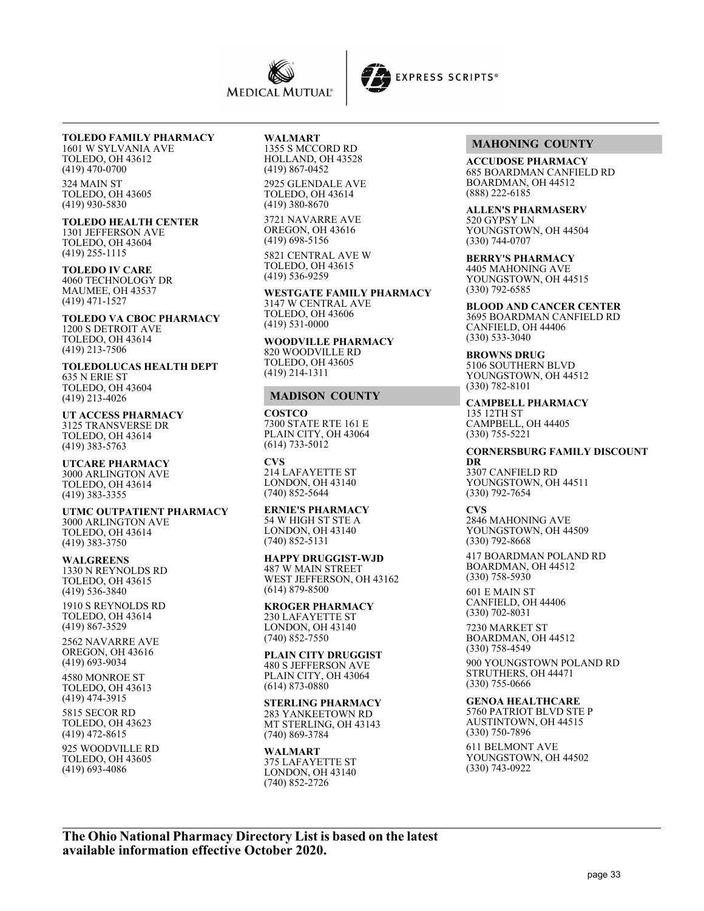**TOLEDO FAMILY PHARMACY**
1601 W SYLVANIA AVE
TOLEDO, OH 43612
(419) 470-0700

324 MAIN ST
TOLEDO, OH 43605
(419) 930-5830

**TOLEDO HEALTH CENTER**
1301 JEFFERSON AVE
TOLEDO, OH 43604
(419) 255-1115

**TOLEDO IV CARE**
4060 TECHNOLOGY DR
MAUMEE, OH 43537
(419) 471-1527

**TOLEDO VA CBOC PHARMACY**
1200 S DETROIT AVE
TOLEDO, OH 43614
(419) 213-7506

**TOLEDOLUCAS HEALTH DEPT**
635 N ERIE ST
TOLEDO, OH 43604
(419) 213-4026

**UT ACCESS PHARMACY**
3125 TRANSVERSE DR
TOLEDO, OH 43614
(419) 383-5763

**UTCARE PHARMACY**
3000 ARLINGTON AVE
TOLEDO, OH 43614
(419) 383-3355

**UTMC OUTPATIENT PHARMACY**
3000 ARLINGTON AVE
TOLEDO, OH 43614
(419) 383-3750

**WALGREENS**
1330 N REYNOLDS RD
TOLEDO, OH 43615
(419) 536-3840

1910 S REYNOLDS RD
TOLEDO, OH 43614
(419) 867-3529

2562 NAVARRE AVE
OREGON, OH 43616
(419) 693-9034

4580 MONROE ST
TOLEDO, OH 43613
(419) 474-3915

5815 SECOR RD
TOLEDO, OH 43623
(419) 472-8615

925 WOODVILLE RD
TOLEDO, OH 43605
(419) 693-4086

**WALMART**
1355 S MCCORD RD
HOLLAND, OH 43528
(419) 867-0452

2925 GLENDALE AVE
TOLEDO, OH 43614
(419) 380-8670

3721 NAVARRE AVE
OREGON, OH 43616
(419) 698-5156

5821 CENTRAL AVE W
TOLEDO, OH 43615
(419) 536-9259

**WESTGATE FAMILY PHARMACY**
3147 W CENTRAL AVE
TOLEDO, OH 43606
(419) 531-0000

**WOODVILLE PHARMACY**
820 WOODVILLE RD
TOLEDO, OH 43605
(419) 214-1311

## MADISON COUNTY

**COSTCO**
7300 STATE RTE 161 E
PLAIN CITY, OH 43064
(614) 733-5012

**CVS**
214 LAFAYETTE ST
LONDON, OH 43140
(740) 852-5644

**ERNIE'S PHARMACY**
54 W HIGH ST STE A
LONDON, OH 43140
(740) 852-5131

**HAPPY DRUGGIST-WJD**
487 W MAIN STREET
WEST JEFFERSON, OH 43162
(614) 879-8500

**KROGER PHARMACY**
230 LAFAYETTE ST
LONDON, OH 43140
(740) 852-7550

**PLAIN CITY DRUGGIST**
480 S JEFFERSON AVE
PLAIN CITY, OH 43064
(614) 873-0880

**STERLING PHARMACY**
283 YANKEETOWN RD
MT STERLING, OH 43143
(740) 869-3784

**WALMART**
375 LAFAYETTE ST
LONDON, OH 43140
(740) 852-2726

## MAHONING COUNTY

**ACCUDOSE PHARMACY**
685 BOARDMAN CANFIELD RD
BOARDMAN, OH 44512
(888) 222-6185

**ALLEN'S PHARMASERV**
520 GYPSY LN
YOUNGSTOWN, OH 44504
(330) 744-0707

**BERRY'S PHARMACY**
4405 MAHONING AVE
YOUNGSTOWN, OH 44515
(330) 792-6585

**BLOOD AND CANCER CENTER**
3695 BOARDMAN CANFIELD RD
CANFIELD, OH 44406
(330) 533-3040

**BROWNS DRUG**
5106 SOUTHERN BLVD
YOUNGSTOWN, OH 44512
(330) 782-8101

**CAMPBELL PHARMACY**
135 12TH ST
CAMPBELL, OH 44405
(330) 755-5221

**CORNERSBURG FAMILY DISCOUNT DR**
3307 CANFIELD RD
YOUNGSTOWN, OH 44511
(330) 792-7654

**CVS**
2846 MAHONING AVE
YOUNGSTOWN, OH 44509
(330) 792-8668

417 BOARDMAN POLAND RD
BOARDMAN, OH 44512
(330) 758-5930

601 E MAIN ST
CANFIELD, OH 44406
(330) 702-8031

7230 MARKET ST
BOARDMAN, OH 44512
(330) 758-4549

900 YOUNGSTOWN POLAND RD
STRUTHERS, OH 44471
(330) 755-0666

**GENOA HEALTHCARE**
5760 PATRIOT BLVD STE P
AUSTINTOWN, OH 44515
(330) 750-7896

611 BELMONT AVE
YOUNGSTOWN, OH 44502
(330) 743-0922

**The Ohio National Pharmacy Directory List is based on the latest available information effective October 2020.**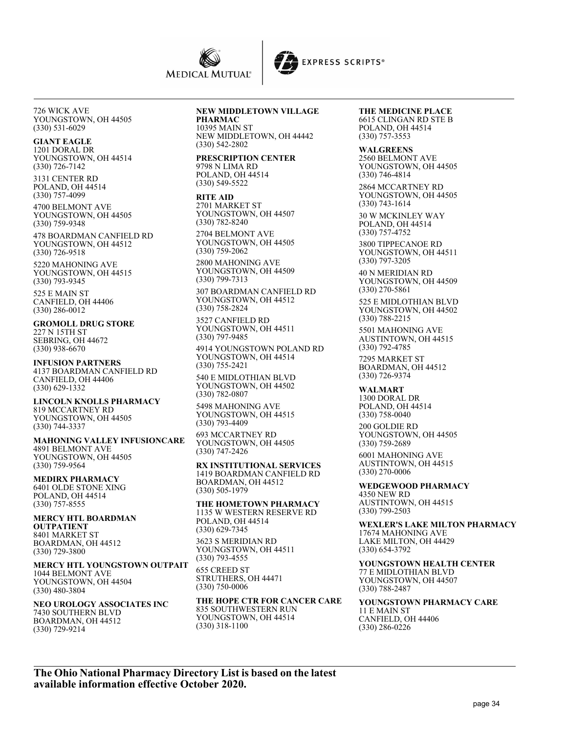726 WICK AVE
YOUNGSTOWN, OH 44505
(330) 531-6029

**GIANT EAGLE**
1201 DORAL DR
YOUNGSTOWN, OH 44514
(330) 726-7142

3131 CENTER RD
POLAND, OH 44514
(330) 757-4099

4700 BELMONT AVE
YOUNGSTOWN, OH 44505
(330) 759-9348

478 BOARDMAN CANFIELD RD
YOUNGSTOWN, OH 44512
(330) 726-9518

5220 MAHONING AVE
YOUNGSTOWN, OH 44515
(330) 793-9345

525 E MAIN ST
CANFIELD, OH 44406
(330) 286-0012

**GROMOLL DRUG STORE**
227 N 15TH ST
SEBRING, OH 44672
(330) 938-6670

**INFUSION PARTNERS**
4137 BOARDMAN CANFIELD RD
CANFIELD, OH 44406
(330) 629-1332

**LINCOLN KNOLLS PHARMACY**
819 MCCARTNEY RD
YOUNGSTOWN, OH 44505
(330) 744-3337

**MAHONING VALLEY INFUSIONCARE**
4891 BELMONT AVE
YOUNGSTOWN, OH 44505
(330) 759-9564

**MEDIRX PHARMACY**
6401 OLDE STONE XING
POLAND, OH 44514
(330) 757-8555

**MERCY HTL BOARDMAN OUTPATIENT**
8401 MARKET ST
BOARDMAN, OH 44512
(330) 729-3800

**MERCY HTL YOUNGSTOWN OUTPAIT**
1044 BELMONT AVE
YOUNGSTOWN, OH 44504
(330) 480-3804

**NEO UROLOGY ASSOCIATES INC**
7430 SOUTHERN BLVD
BOARDMAN, OH 44512
(330) 729-9214

**NEW MIDDLETOWN VILLAGE PHARMAC**
10395 MAIN ST
NEW MIDDLETOWN, OH 44442
(330) 542-2802

**PRESCRIPTION CENTER**
9798 N LIMA RD
POLAND, OH 44514
(330) 549-5522

**RITE AID**
2701 MARKET ST
YOUNGSTOWN, OH 44507
(330) 782-8240

2704 BELMONT AVE
YOUNGSTOWN, OH 44505
(330) 759-2062

2800 MAHONING AVE
YOUNGSTOWN, OH 44509
(330) 799-7313

307 BOARDMAN CANFIELD RD
YOUNGSTOWN, OH 44512
(330) 758-2824

3527 CANFIELD RD
YOUNGSTOWN, OH 44511
(330) 797-9485

4914 YOUNGSTOWN POLAND RD
YOUNGSTOWN, OH 44514
(330) 755-2421

540 E MIDLOTHIAN BLVD
YOUNGSTOWN, OH 44502
(330) 782-0807

5498 MAHONING AVE
YOUNGSTOWN, OH 44515
(330) 793-4409

693 MCCARTNEY RD
YOUNGSTOWN, OH 44505
(330) 747-2426

**RX INSTITUTIONAL SERVICES**
1419 BOARDMAN CANFIELD RD
BOARDMAN, OH 44512
(330) 505-1979

**THE HOMETOWN PHARMACY**
1135 W WESTERN RESERVE RD
POLAND, OH 44514
(330) 629-7345

3623 S MERIDIAN RD
YOUNGSTOWN, OH 44511
(330) 793-4555

655 CREED ST
STRUTHERS, OH 44471
(330) 750-0006

**THE HOPE CTR FOR CANCER CARE**
835 SOUTHWESTERN RUN
YOUNGSTOWN, OH 44514
(330) 318-1100

**THE MEDICINE PLACE**
6615 CLINGAN RD STE B
POLAND, OH 44514
(330) 757-3553

**WALGREENS**
2560 BELMONT AVE
YOUNGSTOWN, OH 44505
(330) 746-4814

2864 MCCARTNEY RD
YOUNGSTOWN, OH 44505
(330) 743-1614

30 W MCKINLEY WAY
POLAND, OH 44514
(330) 757-4752

3800 TIPPECANOE RD
YOUNGSTOWN, OH 44511
(330) 797-3205

40 N MERIDIAN RD
YOUNGSTOWN, OH 44509
(330) 270-5861

525 E MIDLOTHIAN BLVD
YOUNGSTOWN, OH 44502
(330) 788-2215

5501 MAHONING AVE
AUSTINTOWN, OH 44515
(330) 792-4785

7295 MARKET ST
BOARDMAN, OH 44512
(330) 726-9374

**WALMART**
1300 DORAL DR
POLAND, OH 44514
(330) 758-0040

200 GOLDIE RD
YOUNGSTOWN, OH 44505
(330) 759-2689

6001 MAHONING AVE
AUSTINTOWN, OH 44515
(330) 270-0006

**WEDGEWOOD PHARMACY**
4350 NEW RD
AUSTINTOWN, OH 44515
(330) 799-2503

**WEXLER'S LAKE MILTON PHARMACY**
17674 MAHONING AVE
LAKE MILTON, OH 44429
(330) 654-3792

**YOUNGSTOWN HEALTH CENTER**
77 E MIDLOTHIAN BLVD
YOUNGSTOWN, OH 44507
(330) 788-2487

**YOUNGSTOWN PHARMACY CARE**
11 E MAIN ST
CANFIELD, OH 44406
(330) 286-0226

**The Ohio National Pharmacy Directory List is based on the latest available information effective October 2020.**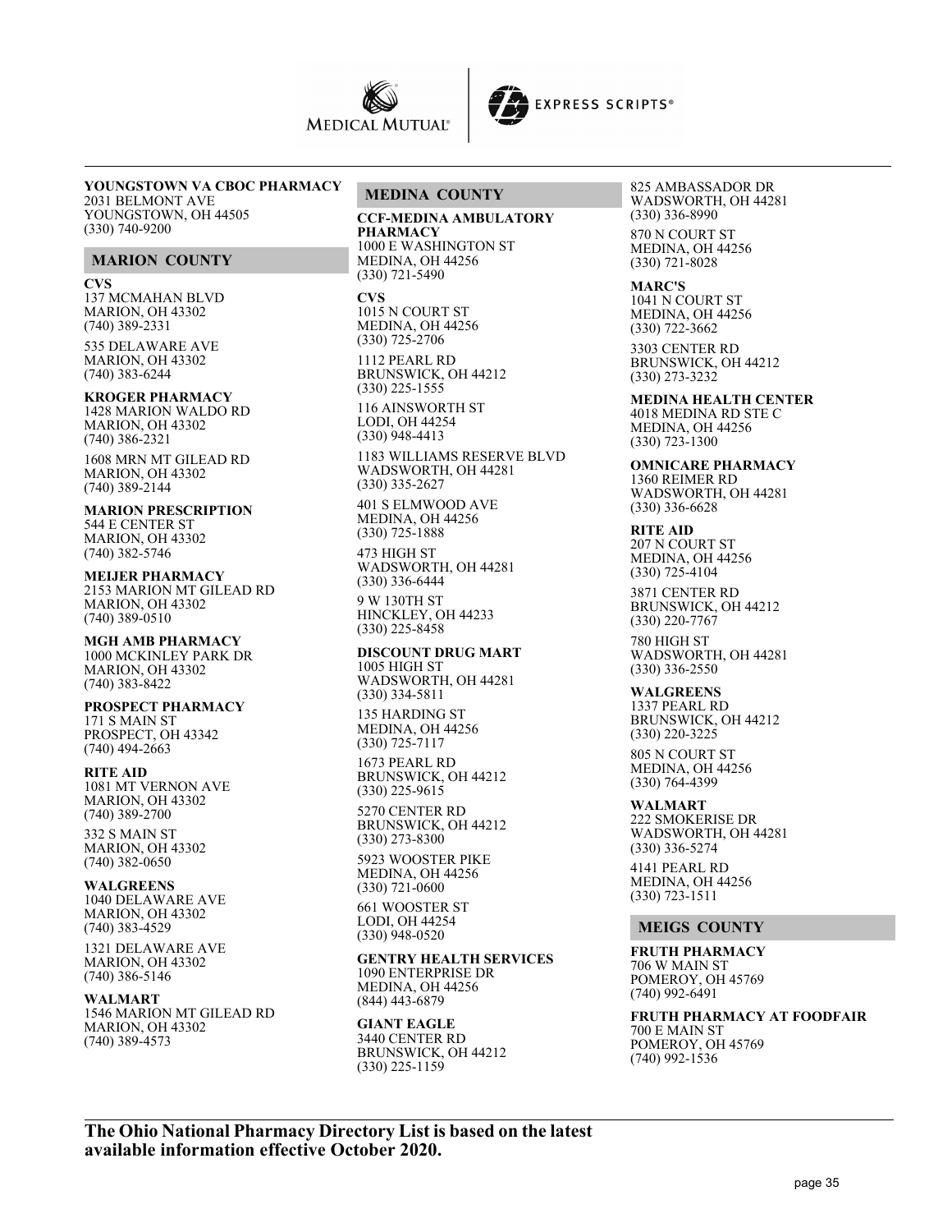**YOUNGSTOWN VA CBOC PHARMACY**
2031 BELMONT AVE
YOUNGSTOWN, OH 44505
(330) 740-9200

## MARION COUNTY

**CVS**
137 MCMAHAN BLVD
MARION, OH 43302
(740) 389-2331

535 DELAWARE AVE
MARION, OH 43302
(740) 383-6244

**KROGER PHARMACY**
1428 MARION WALDO RD
MARION, OH 43302
(740) 386-2321

1608 MRN MT GILEAD RD
MARION, OH 43302
(740) 389-2144

**MARION PRESCRIPTION**
544 E CENTER ST
MARION, OH 43302
(740) 382-5746

**MEIJER PHARMACY**
2153 MARION MT GILEAD RD
MARION, OH 43302
(740) 389-0510

**MGH AMB PHARMACY**
1000 MCKINLEY PARK DR
MARION, OH 43302
(740) 383-8422

**PROSPECT PHARMACY**
171 S MAIN ST
PROSPECT, OH 43342
(740) 494-2663

**RITE AID**
1081 MT VERNON AVE
MARION, OH 43302
(740) 389-2700

332 S MAIN ST
MARION, OH 43302
(740) 382-0650

**WALGREENS**
1040 DELAWARE AVE
MARION, OH 43302
(740) 383-4529

1321 DELAWARE AVE
MARION, OH 43302
(740) 386-5146

**WALMART**
1546 MARION MT GILEAD RD
MARION, OH 43302
(740) 389-4573

## MEDINA COUNTY

**CCF-MEDINA AMBULATORY PHARMACY**
1000 E WASHINGTON ST
MEDINA, OH 44256
(330) 721-5490

**CVS**
1015 N COURT ST
MEDINA, OH 44256
(330) 725-2706

1112 PEARL RD
BRUNSWICK, OH 44212
(330) 225-1555

116 AINSWORTH ST
LODI, OH 44254
(330) 948-4413

1183 WILLIAMS RESERVE BLVD
WADSWORTH, OH 44281
(330) 335-2627

401 S ELMWOOD AVE
MEDINA, OH 44256
(330) 725-1888

473 HIGH ST
WADSWORTH, OH 44281
(330) 336-6444

9 W 130TH ST
HINCKLEY, OH 44233
(330) 225-8458

**DISCOUNT DRUG MART**
1005 HIGH ST
WADSWORTH, OH 44281
(330) 334-5811

135 HARDING ST
MEDINA, OH 44256
(330) 725-7117

1673 PEARL RD
BRUNSWICK, OH 44212
(330) 225-9615

5270 CENTER RD
BRUNSWICK, OH 44212
(330) 273-8300

5923 WOOSTER PIKE
MEDINA, OH 44256
(330) 721-0600

661 WOOSTER ST
LODI, OH 44254
(330) 948-0520

**GENTRY HEALTH SERVICES**
1090 ENTERPRISE DR
MEDINA, OH 44256
(844) 443-6879

**GIANT EAGLE**
3440 CENTER RD
BRUNSWICK, OH 44212
(330) 225-1159

825 AMBASSADOR DR
WADSWORTH, OH 44281
(330) 336-8990

870 N COURT ST
MEDINA, OH 44256
(330) 721-8028

**MARC'S**
1041 N COURT ST
MEDINA, OH 44256
(330) 722-3662

3303 CENTER RD
BRUNSWICK, OH 44212
(330) 273-3232

**MEDINA HEALTH CENTER**
4018 MEDINA RD STE C
MEDINA, OH 44256
(330) 723-1300

**OMNICARE PHARMACY**
1360 REIMER RD
WADSWORTH, OH 44281
(330) 336-6628

**RITE AID**
207 N COURT ST
MEDINA, OH 44256
(330) 725-4104

3871 CENTER RD
BRUNSWICK, OH 44212
(330) 220-7767

780 HIGH ST
WADSWORTH, OH 44281
(330) 336-2550

**WALGREENS**
1337 PEARL RD
BRUNSWICK, OH 44212
(330) 220-3225

805 N COURT ST
MEDINA, OH 44256
(330) 764-4399

**WALMART**
222 SMOKERISE DR
WADSWORTH, OH 44281
(330) 336-5274

4141 PEARL RD
MEDINA, OH 44256
(330) 723-1511

## MEIGS COUNTY

**FRUTH PHARMACY**
706 W MAIN ST
POMEROY, OH 45769
(740) 992-6491

**FRUTH PHARMACY AT FOODFAIR**
700 E MAIN ST
POMEROY, OH 45769
(740) 992-1536

**The Ohio National Pharmacy Directory List is based on the latest available information effective October 2020.**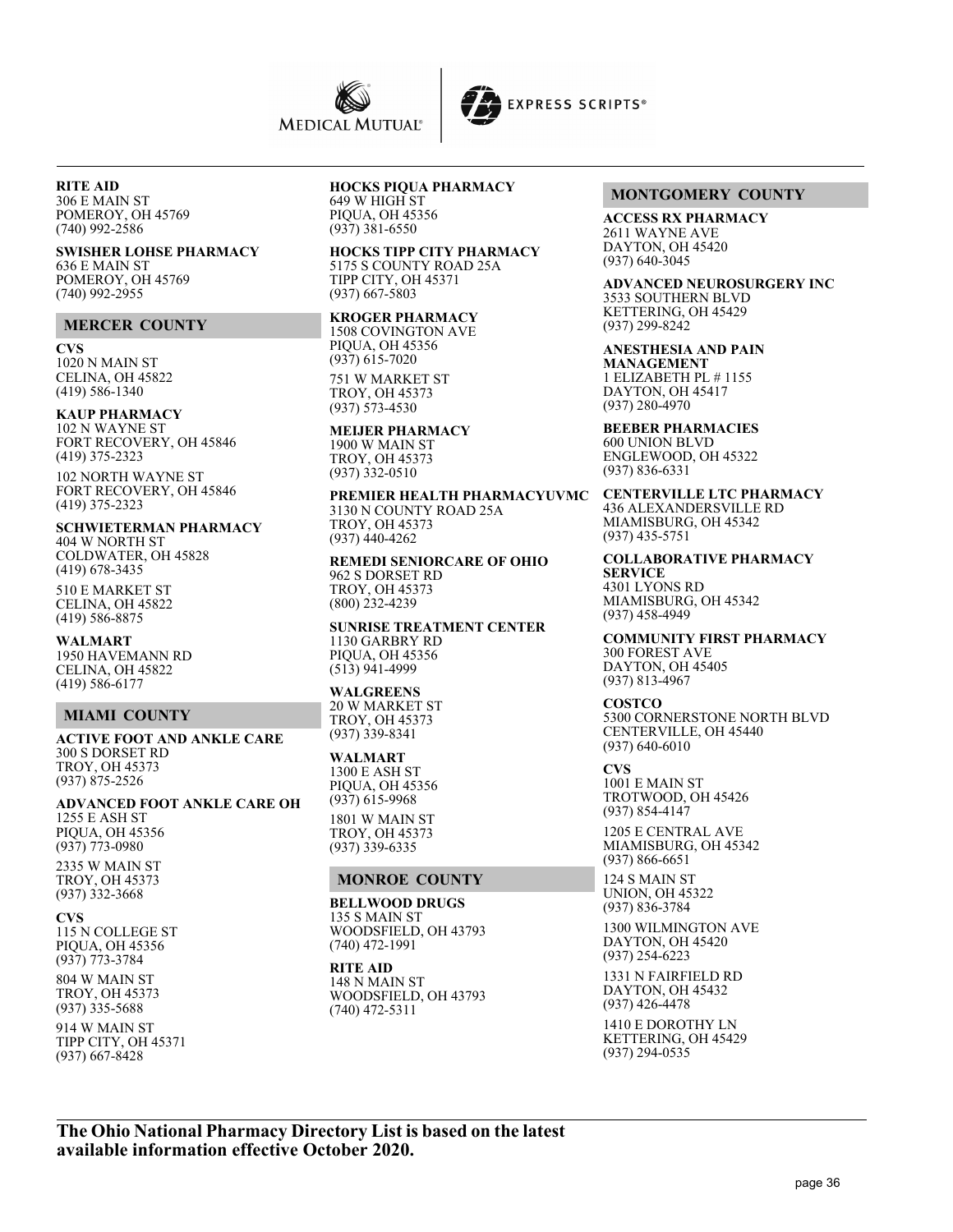**RITE AID**
306 E MAIN ST
POMEROY, OH 45769
(740) 992-2586

**SWISHER LOHSE PHARMACY**
636 E MAIN ST
POMEROY, OH 45769
(740) 992-2955

## MERCER COUNTY

**CVS**
1020 N MAIN ST
CELINA, OH 45822
(419) 586-1340

**KAUP PHARMACY**
102 N WAYNE ST
FORT RECOVERY, OH 45846
(419) 375-2323

102 NORTH WAYNE ST
FORT RECOVERY, OH 45846
(419) 375-2323

**SCHWIETERMAN PHARMACY**
404 W NORTH ST
COLDWATER, OH 45828
(419) 678-3435

510 E MARKET ST
CELINA, OH 45822
(419) 586-8875

**WALMART**
1950 HAVEMANN RD
CELINA, OH 45822
(419) 586-6177

## MIAMI COUNTY

**ACTIVE FOOT AND ANKLE CARE**
300 S DORSET RD
TROY, OH 45373
(937) 875-2526

**ADVANCED FOOT ANKLE CARE OH**
1255 E ASH ST
PIQUA, OH 45356
(937) 773-0980

2335 W MAIN ST
TROY, OH 45373
(937) 332-3668

**CVS**
115 N COLLEGE ST
PIQUA, OH 45356
(937) 773-3784

804 W MAIN ST
TROY, OH 45373
(937) 335-5688

914 W MAIN ST
TIPP CITY, OH 45371
(937) 667-8428

**HOCKS PIQUA PHARMACY**
649 W HIGH ST
PIQUA, OH 45356
(937) 381-6550

**HOCKS TIPP CITY PHARMACY**
5175 S COUNTY ROAD 25A
TIPP CITY, OH 45371
(937) 667-5803

**KROGER PHARMACY**
1508 COVINGTON AVE
PIQUA, OH 45356
(937) 615-7020

751 W MARKET ST
TROY, OH 45373
(937) 573-4530

**MEIJER PHARMACY**
1900 W MAIN ST
TROY, OH 45373
(937) 332-0510

**PREMIER HEALTH PHARMACYUVMC**
3130 N COUNTY ROAD 25A
TROY, OH 45373
(937) 440-4262

**REMEDI SENIORCARE OF OHIO**
962 S DORSET RD
TROY, OH 45373
(800) 232-4239

**SUNRISE TREATMENT CENTER**
1130 GARBRY RD
PIQUA, OH 45356
(513) 941-4999

**WALGREENS**
20 W MARKET ST
TROY, OH 45373
(937) 339-8341

**WALMART**
1300 E ASH ST
PIQUA, OH 45356
(937) 615-9968

1801 W MAIN ST
TROY, OH 45373
(937) 339-6335

## MONROE COUNTY

**BELLWOOD DRUGS**
135 S MAIN ST
WOODSFIELD, OH 43793
(740) 472-1991

**RITE AID**
148 N MAIN ST
WOODSFIELD, OH 43793
(740) 472-5311

## MONTGOMERY COUNTY

**ACCESS RX PHARMACY**
2611 WAYNE AVE
DAYTON, OH 45420
(937) 640-3045

**ADVANCED NEUROSURGERY INC**
3533 SOUTHERN BLVD
KETTERING, OH 45429
(937) 299-8242

**ANESTHESIA AND PAIN MANAGEMENT**
1 ELIZABETH PL # 1155
DAYTON, OH 45417
(937) 280-4970

**BEEBER PHARMACIES**
600 UNION BLVD
ENGLEWOOD, OH 45322
(937) 836-6331

**CENTERVILLE LTC PHARMACY**
436 ALEXANDERSVILLE RD
MIAMISBURG, OH 45342
(937) 435-5751

**COLLABORATIVE PHARMACY SERVICE**
4301 LYONS RD
MIAMISBURG, OH 45342
(937) 458-4949

**COMMUNITY FIRST PHARMACY**
300 FOREST AVE
DAYTON, OH 45405
(937) 813-4967

**COSTCO**
5300 CORNERSTONE NORTH BLVD
CENTERVILLE, OH 45440
(937) 640-6010

**CVS**
1001 E MAIN ST
TROTWOOD, OH 45426
(937) 854-4147

1205 E CENTRAL AVE
MIAMISBURG, OH 45342
(937) 866-6651

124 S MAIN ST
UNION, OH 45322
(937) 836-3784

1300 WILMINGTON AVE
DAYTON, OH 45420
(937) 254-6223

1331 N FAIRFIELD RD
DAYTON, OH 45432
(937) 426-4478

1410 E DOROTHY LN
KETTERING, OH 45429
(937) 294-0535

**The Ohio National Pharmacy Directory List is based on the latest available information effective October 2020.**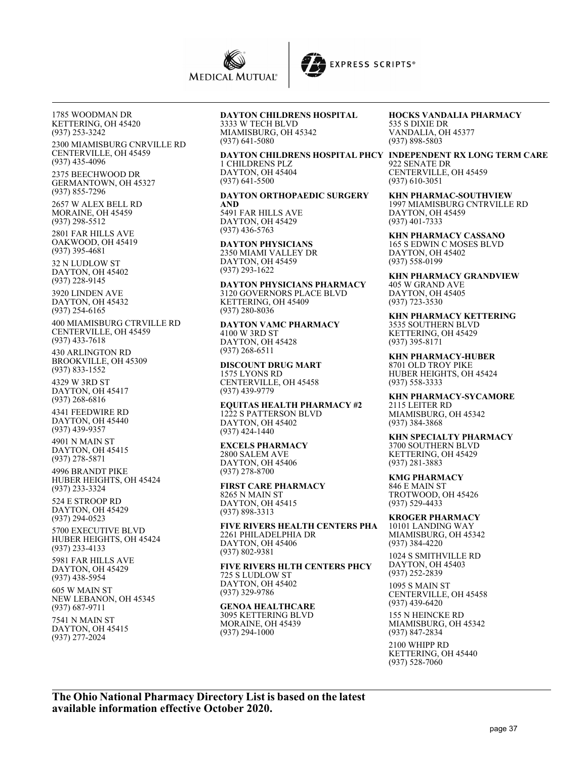1785 WOODMAN DR
KETTERING, OH 45420
(937) 253-3242

2300 MIAMISBURG CNRVILLE RD
CENTERVILLE, OH 45459
(937) 435-4096

2375 BEECHWOOD DR
GERMANTOWN, OH 45327
(937) 855-7296

2657 W ALEX BELL RD
MORAINE, OH 45459
(937) 298-5512

2801 FAR HILLS AVE
OAKWOOD, OH 45419
(937) 395-4681

32 N LUDLOW ST
DAYTON, OH 45402
(937) 228-9145

3920 LINDEN AVE
DAYTON, OH 45432
(937) 254-6165

400 MIAMISBURG CTRVILLE RD
CENTERVILLE, OH 45459
(937) 433-7618

430 ARLINGTON RD
BROOKVILLE, OH 45309
(937) 833-1552

4329 W 3RD ST
DAYTON, OH 45417
(937) 268-6816

4341 FEEDWIRE RD
DAYTON, OH 45440
(937) 439-9357

4901 N MAIN ST
DAYTON, OH 45415
(937) 278-5871

4996 BRANDT PIKE
HUBER HEIGHTS, OH 45424
(937) 233-3324

524 E STROOP RD
DAYTON, OH 45429
(937) 294-0523

5700 EXECUTIVE BLVD
HUBER HEIGHTS, OH 45424
(937) 233-4133

5981 FAR HILLS AVE
DAYTON, OH 45429
(937) 438-5954

605 W MAIN ST
NEW LEBANON, OH 45345
(937) 687-9711

7541 N MAIN ST
DAYTON, OH 45415
(937) 277-2024

**DAYTON CHILDRENS HOSPITAL**
3333 W TECH BLVD
MIAMISBURG, OH 45342
(937) 641-5080

**DAYTON CHILDRENS HOSPITAL PHCY**
1 CHILDRENS PLZ
DAYTON, OH 45404
(937) 641-5500

**DAYTON ORTHOPAEDIC SURGERY AND**
5491 FAR HILLS AVE
DAYTON, OH 45429
(937) 436-5763

**DAYTON PHYSICIANS**
2350 MIAMI VALLEY DR
DAYTON, OH 45459
(937) 293-1622

**DAYTON PHYSICIANS PHARMACY**
3120 GOVERNORS PLACE BLVD
KETTERING, OH 45409
(937) 280-8036

**DAYTON VAMC PHARMACY**
4100 W 3RD ST
DAYTON, OH 45428
(937) 268-6511

**DISCOUNT DRUG MART**
1575 LYONS RD
CENTERVILLE, OH 45458
(937) 439-9779

**EQUITAS HEALTH PHARMACY #2**
1222 S PATTERSON BLVD
DAYTON, OH 45402
(937) 424-1440

**EXCELS PHARMACY**
2800 SALEM AVE
DAYTON, OH 45406
(937) 278-8700

**FIRST CARE PHARMACY**
8265 N MAIN ST
DAYTON, OH 45415
(937) 898-3313

**FIVE RIVERS HEALTH CENTERS PHA**
2261 PHILADELPHIA DR
DAYTON, OH 45406
(937) 802-9381

**FIVE RIVERS HLTH CENTERS PHCY**
725 S LUDLOW ST
DAYTON, OH 45402
(937) 329-9786

**GENOA HEALTHCARE**
3095 KETTERING BLVD
MORAINE, OH 45439
(937) 294-1000

**HOCKS VANDALIA PHARMACY**
535 S DIXIE DR
VANDALIA, OH 45377
(937) 898-5803

**INDEPENDENT RX LONG TERM CARE**
922 SENATE DR
CENTERVILLE, OH 45459
(937) 610-3051

**KHN PHARMAC-SOUTHVIEW**
1997 MIAMISBURG CNTRVILLE RD
DAYTON, OH 45459
(937) 401-7333

**KHN PHARMACY CASSANO**
165 S EDWIN C MOSES BLVD
DAYTON, OH 45402
(937) 558-0199

**KHN PHARMACY GRANDVIEW**
405 W GRAND AVE
DAYTON, OH 45405
(937) 723-3530

**KHN PHARMACY KETTERING**
3535 SOUTHERN BLVD
KETTERING, OH 45429
(937) 395-8171

**KHN PHARMACY-HUBER**
8701 OLD TROY PIKE
HUBER HEIGHTS, OH 45424
(937) 558-3333

**KHN PHARMACY-SYCAMORE**
2115 LEITER RD
MIAMISBURG, OH 45342
(937) 384-3868

**KHN SPECIALTY PHARMACY**
3700 SOUTHERN BLVD
KETTERING, OH 45429
(937) 281-3883

**KMG PHARMACY**
846 E MAIN ST
TROTWOOD, OH 45426
(937) 529-4433

**KROGER PHARMACY**
10101 LANDING WAY
MIAMISBURG, OH 45342
(937) 384-4220

1024 S SMITHVILLE RD
DAYTON, OH 45403
(937) 252-2839

1095 S MAIN ST
CENTERVILLE, OH 45458
(937) 439-6420

155 N HEINCKE RD
MIAMISBURG, OH 45342
(937) 847-2834

2100 WHIPP RD
KETTERING, OH 45440
(937) 528-7060

**The Ohio National Pharmacy Directory List is based on the latest available information effective October 2020.**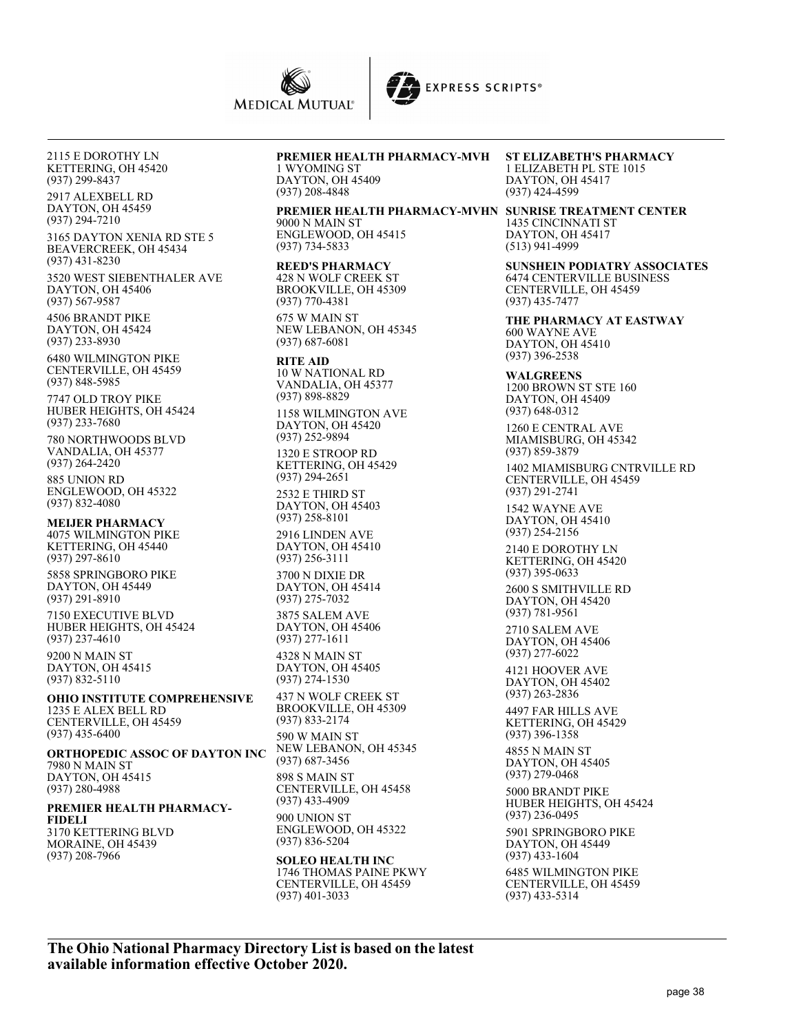2115 E DOROTHY LN
KETTERING, OH 45420
(937) 299-8437

2917 ALEXBELL RD
DAYTON, OH 45459
(937) 294-7210

3165 DAYTON XENIA RD STE 5
BEAVERCREEK, OH 45434
(937) 431-8230

3520 WEST SIEBENTHALER AVE
DAYTON, OH 45406
(937) 567-9587

4506 BRANDT PIKE
DAYTON, OH 45424
(937) 233-8930

6480 WILMINGTON PIKE
CENTERVILLE, OH 45459
(937) 848-5985

7747 OLD TROY PIKE
HUBER HEIGHTS, OH 45424
(937) 233-7680

780 NORTHWOODS BLVD
VANDALIA, OH 45377
(937) 264-2420

885 UNION RD
ENGLEWOOD, OH 45322
(937) 832-4080

**MEIJER PHARMACY**
4075 WILMINGTON PIKE
KETTERING, OH 45440
(937) 297-8610

5858 SPRINGBORO PIKE
DAYTON, OH 45449
(937) 291-8910

7150 EXECUTIVE BLVD
HUBER HEIGHTS, OH 45424
(937) 237-4610

9200 N MAIN ST
DAYTON, OH 45415
(937) 832-5110

**OHIO INSTITUTE COMPREHENSIVE**
1235 E ALEX BELL RD
CENTERVILLE, OH 45459
(937) 435-6400

**ORTHOPEDIC ASSOC OF DAYTON INC**
7980 N MAIN ST
DAYTON, OH 45415
(937) 280-4988

**PREMIER HEALTH PHARMACY-FIDELI**
3170 KETTERING BLVD
MORAINE, OH 45439
(937) 208-7966

**PREMIER HEALTH PHARMACY-MVH**
1 WYOMING ST
DAYTON, OH 45409
(937) 208-4848

**PREMIER HEALTH PHARMACY-MVHN**
9000 N MAIN ST
ENGLEWOOD, OH 45415
(937) 734-5833

**REED'S PHARMACY**
428 N WOLF CREEK ST
BROOKVILLE, OH 45309
(937) 770-4381

675 W MAIN ST
NEW LEBANON, OH 45345
(937) 687-6081

**RITE AID**
10 W NATIONAL RD
VANDALIA, OH 45377
(937) 898-8829

1158 WILMINGTON AVE
DAYTON, OH 45420
(937) 252-9894

1320 E STROOP RD
KETTERING, OH 45429
(937) 294-2651

2532 E THIRD ST
DAYTON, OH 45403
(937) 258-8101

2916 LINDEN AVE
DAYTON, OH 45410
(937) 256-3111

3700 N DIXIE DR
DAYTON, OH 45414
(937) 275-7032

3875 SALEM AVE
DAYTON, OH 45406
(937) 277-1611

4328 N MAIN ST
DAYTON, OH 45405
(937) 274-1530

437 N WOLF CREEK ST
BROOKVILLE, OH 45309
(937) 833-2174

590 W MAIN ST
NEW LEBANON, OH 45345
(937) 687-3456

898 S MAIN ST
CENTERVILLE, OH 45458
(937) 433-4909

900 UNION ST
ENGLEWOOD, OH 45322
(937) 836-5204

**SOLEO HEALTH INC**
1746 THOMAS PAINE PKWY
CENTERVILLE, OH 45459
(937) 401-3033

**ST ELIZABETH'S PHARMACY**
1 ELIZABETH PL STE 1015
DAYTON, OH 45417
(937) 424-4599

**SUNRISE TREATMENT CENTER**
1435 CINCINNATI ST
DAYTON, OH 45417
(513) 941-4999

**SUNSHEIN PODIATRY ASSOCIATES**
6474 CENTERVILLE BUSINESS
CENTERVILLE, OH 45459
(937) 435-7477

**THE PHARMACY AT EASTWAY**
600 WAYNE AVE
DAYTON, OH 45410
(937) 396-2538

**WALGREENS**
1200 BROWN ST STE 160
DAYTON, OH 45409
(937) 648-0312

1260 E CENTRAL AVE
MIAMISBURG, OH 45342
(937) 859-3879

1402 MIAMISBURG CNTRVILLE RD
CENTERVILLE, OH 45459
(937) 291-2741

1542 WAYNE AVE
DAYTON, OH 45410
(937) 254-2156

2140 E DOROTHY LN
KETTERING, OH 45420
(937) 395-0633

2600 S SMITHVILLE RD
DAYTON, OH 45420
(937) 781-9561

2710 SALEM AVE
DAYTON, OH 45406
(937) 277-6022

4121 HOOVER AVE
DAYTON, OH 45402
(937) 263-2836

4497 FAR HILLS AVE
KETTERING, OH 45429
(937) 396-1358

4855 N MAIN ST
DAYTON, OH 45405
(937) 279-0468

5000 BRANDT PIKE
HUBER HEIGHTS, OH 45424
(937) 236-0495

5901 SPRINGBORO PIKE
DAYTON, OH 45449
(937) 433-1604

6485 WILMINGTON PIKE
CENTERVILLE, OH 45459
(937) 433-5314

**The Ohio National Pharmacy Directory List is based on the latest available information effective October 2020.**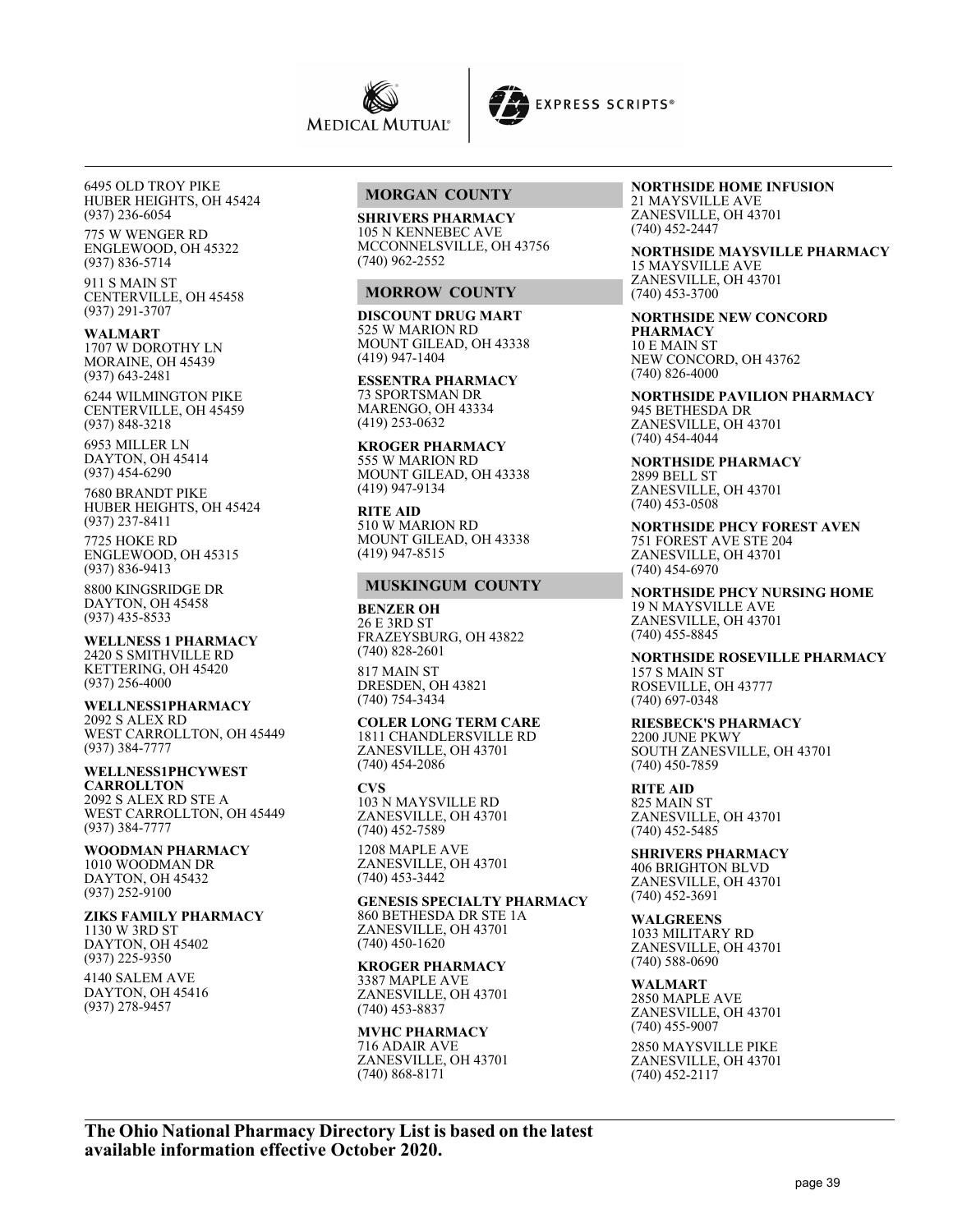6495 OLD TROY PIKE
HUBER HEIGHTS, OH 45424
(937) 236-6054

775 W WENGER RD
ENGLEWOOD, OH 45322
(937) 836-5714

911 S MAIN ST
CENTERVILLE, OH 45458
(937) 291-3707

**WALMART**
1707 W DOROTHY LN
MORAINE, OH 45439
(937) 643-2481

6244 WILMINGTON PIKE
CENTERVILLE, OH 45459
(937) 848-3218

6953 MILLER LN
DAYTON, OH 45414
(937) 454-6290

7680 BRANDT PIKE
HUBER HEIGHTS, OH 45424
(937) 237-8411

7725 HOKE RD
ENGLEWOOD, OH 45315
(937) 836-9413

8800 KINGSRIDGE DR
DAYTON, OH 45458
(937) 435-8533

**WELLNESS 1 PHARMACY**
2420 S SMITHVILLE RD
KETTERING, OH 45420
(937) 256-4000

**WELLNESS1PHARMACY**
2092 S ALEX RD
WEST CARROLLTON, OH 45449
(937) 384-7777

**WELLNESS1PHCYWEST CARROLLTON**
2092 S ALEX RD STE A
WEST CARROLLTON, OH 45449
(937) 384-7777

**WOODMAN PHARMACY**
1010 WOODMAN DR
DAYTON, OH 45432
(937) 252-9100

**ZIKS FAMILY PHARMACY**
1130 W 3RD ST
DAYTON, OH 45402
(937) 225-9350

4140 SALEM AVE
DAYTON, OH 45416
(937) 278-9457

## MORGAN COUNTY

**SHRIVERS PHARMACY**
105 N KENNEBEC AVE
MCCONNELSVILLE, OH 43756
(740) 962-2552

## MORROW COUNTY

**DISCOUNT DRUG MART**
525 W MARION RD
MOUNT GILEAD, OH 43338
(419) 947-1404

**ESSENTRA PHARMACY**
73 SPORTSMAN DR
MARENGO, OH 43334
(419) 253-0632

**KROGER PHARMACY**
555 W MARION RD
MOUNT GILEAD, OH 43338
(419) 947-9134

**RITE AID**
510 W MARION RD
MOUNT GILEAD, OH 43338
(419) 947-8515

## MUSKINGUM COUNTY

**BENZER OH**
26 E 3RD ST
FRAZEYSBURG, OH 43822
(740) 828-2601

817 MAIN ST
DRESDEN, OH 43821
(740) 754-3434

**COLER LONG TERM CARE**
1811 CHANDLERSVILLE RD
ZANESVILLE, OH 43701
(740) 454-2086

**CVS**
103 N MAYSVILLE RD
ZANESVILLE, OH 43701
(740) 452-7589

1208 MAPLE AVE
ZANESVILLE, OH 43701
(740) 453-3442

**GENESIS SPECIALTY PHARMACY**
860 BETHESDA DR STE 1A
ZANESVILLE, OH 43701
(740) 450-1620

**KROGER PHARMACY**
3387 MAPLE AVE
ZANESVILLE, OH 43701
(740) 453-8837

**MVHC PHARMACY**
716 ADAIR AVE
ZANESVILLE, OH 43701
(740) 868-8171

**NORTHSIDE HOME INFUSION**
21 MAYSVILLE AVE
ZANESVILLE, OH 43701
(740) 452-2447

**NORTHSIDE MAYSVILLE PHARMACY**
15 MAYSVILLE AVE
ZANESVILLE, OH 43701
(740) 453-3700

**NORTHSIDE NEW CONCORD PHARMACY**
10 E MAIN ST
NEW CONCORD, OH 43762
(740) 826-4000

**NORTHSIDE PAVILION PHARMACY**
945 BETHESDA DR
ZANESVILLE, OH 43701
(740) 454-4044

**NORTHSIDE PHARMACY**
2899 BELL ST
ZANESVILLE, OH 43701
(740) 453-0508

**NORTHSIDE PHCY FOREST AVEN**
751 FOREST AVE STE 204
ZANESVILLE, OH 43701
(740) 454-6970

**NORTHSIDE PHCY NURSING HOME**
19 N MAYSVILLE AVE
ZANESVILLE, OH 43701
(740) 455-8845

**NORTHSIDE ROSEVILLE PHARMACY**
157 S MAIN ST
ROSEVILLE, OH 43777
(740) 697-0348

**RIESBECK'S PHARMACY**
2200 JUNE PKWY
SOUTH ZANESVILLE, OH 43701
(740) 450-7859

**RITE AID**
825 MAIN ST
ZANESVILLE, OH 43701
(740) 452-5485

**SHRIVERS PHARMACY**
406 BRIGHTON BLVD
ZANESVILLE, OH 43701
(740) 452-3691

**WALGREENS**
1033 MILITARY RD
ZANESVILLE, OH 43701
(740) 588-0690

**WALMART**
2850 MAPLE AVE
ZANESVILLE, OH 43701
(740) 455-9007

2850 MAYSVILLE PIKE
ZANESVILLE, OH 43701
(740) 452-2117

**The Ohio National Pharmacy Directory List is based on the latest available information effective October 2020.**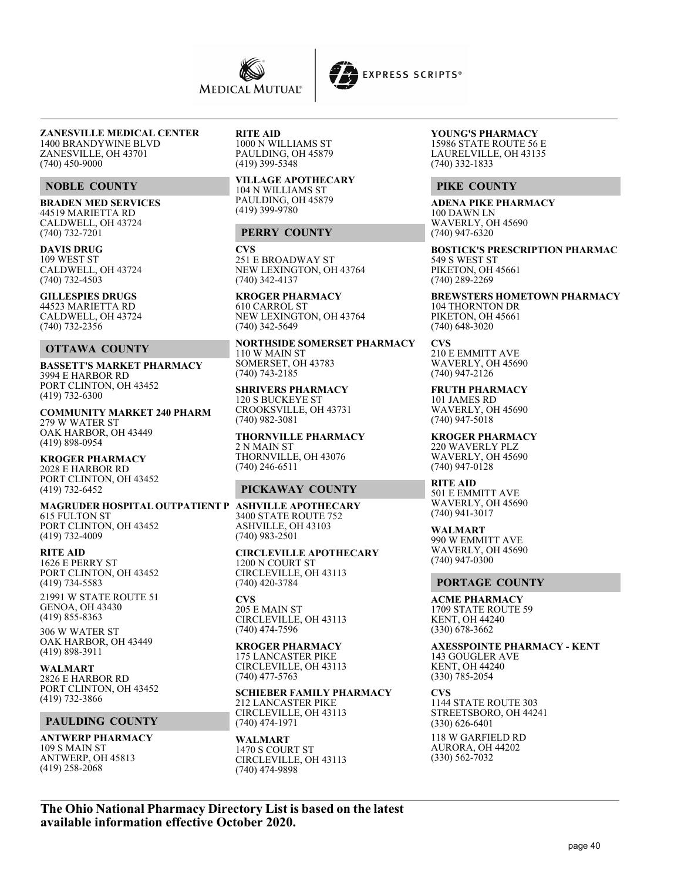**ZANESVILLE MEDICAL CENTER**
1400 BRANDYWINE BLVD
ZANESVILLE, OH 43701
(740) 450-9000

## NOBLE COUNTY

**BRADEN MED SERVICES**
44519 MARIETTA RD
CALDWELL, OH 43724
(740) 732-7201

**DAVIS DRUG**
109 WEST ST
CALDWELL, OH 43724
(740) 732-4503

**GILLESPIES DRUGS**
44523 MARIETTA RD
CALDWELL, OH 43724
(740) 732-2356

## OTTAWA COUNTY

**BASSETT'S MARKET PHARMACY**
3994 E HARBOR RD
PORT CLINTON, OH 43452
(419) 732-6300

**COMMUNITY MARKET 240 PHARM**
279 W WATER ST
OAK HARBOR, OH 43449
(419) 898-0954

**KROGER PHARMACY**
2028 E HARBOR RD
PORT CLINTON, OH 43452
(419) 732-6452

**MAGRUDER HOSPITAL OUTPATIENT P**
615 FULTON ST
PORT CLINTON, OH 43452
(419) 732-4009

**RITE AID**
1626 E PERRY ST
PORT CLINTON, OH 43452
(419) 734-5583

21991 W STATE ROUTE 51
GENOA, OH 43430
(419) 855-8363

306 W WATER ST
OAK HARBOR, OH 43449
(419) 898-3911

**WALMART**
2826 E HARBOR RD
PORT CLINTON, OH 43452
(419) 732-3866

## PAULDING COUNTY

**ANTWERP PHARMACY**
109 S MAIN ST
ANTWERP, OH 45813
(419) 258-2068

**RITE AID**
1000 N WILLIAMS ST
PAULDING, OH 45879
(419) 399-5348

**VILLAGE APOTHECARY**
104 N WILLIAMS ST
PAULDING, OH 45879
(419) 399-9780

## PERRY COUNTY

**CVS**
251 E BROADWAY ST
NEW LEXINGTON, OH 43764
(740) 342-4137

**KROGER PHARMACY**
610 CARROL ST
NEW LEXINGTON, OH 43764
(740) 342-5649

**NORTHSIDE SOMERSET PHARMACY**
110 W MAIN ST
SOMERSET, OH 43783
(740) 743-2185

**SHRIVERS PHARMACY**
120 S BUCKEYE ST
CROOKSVILLE, OH 43731
(740) 982-3081

**THORNVILLE PHARMACY**
2 N MAIN ST
THORNVILLE, OH 43076
(740) 246-6511

## PICKAWAY COUNTY

**ASHVILLE APOTHECARY**
3400 STATE ROUTE 752
ASHVILLE, OH 43103
(740) 983-2501

**CIRCLEVILLE APOTHECARY**
1200 N COURT ST
CIRCLEVILLE, OH 43113
(740) 420-3784

**CVS**
205 E MAIN ST
CIRCLEVILLE, OH 43113
(740) 474-7596

**KROGER PHARMACY**
175 LANCASTER PIKE
CIRCLEVILLE, OH 43113
(740) 477-5763

**SCHIEBER FAMILY PHARMACY**
212 LANCASTER PIKE
CIRCLEVILLE, OH 43113
(740) 474-1971

**WALMART**
1470 S COURT ST
CIRCLEVILLE, OH 43113
(740) 474-9898

**YOUNG'S PHARMACY**
15986 STATE ROUTE 56 E
LAURELVILLE, OH 43135
(740) 332-1833

## PIKE COUNTY

**ADENA PIKE PHARMACY**
100 DAWN LN
WAVERLY, OH 45690
(740) 947-6320

**BOSTICK'S PRESCRIPTION PHARMAC**
549 S WEST ST
PIKETON, OH 45661
(740) 289-2269

**BREWSTERS HOMETOWN PHARMACY**
104 THORNTON DR
PIKETON, OH 45661
(740) 648-3020

**CVS**
210 E EMMITT AVE
WAVERLY, OH 45690
(740) 947-2126

**FRUTH PHARMACY**
101 JAMES RD
WAVERLY, OH 45690
(740) 947-5018

**KROGER PHARMACY**
220 WAVERLY PLZ
WAVERLY, OH 45690
(740) 947-0128

**RITE AID**
501 E EMMITT AVE
WAVERLY, OH 45690
(740) 941-3017

**WALMART**
990 W EMMITT AVE
WAVERLY, OH 45690
(740) 947-0300

## PORTAGE COUNTY

**ACME PHARMACY**
1709 STATE ROUTE 59
KENT, OH 44240
(330) 678-3662

**AXESSPOINTE PHARMACY - KENT**
143 GOUGLER AVE
KENT, OH 44240
(330) 785-2054

**CVS**
1144 STATE ROUTE 303
STREETSBORO, OH 44241
(330) 626-6401

118 W GARFIELD RD
AURORA, OH 44202
(330) 562-7032

**The Ohio National Pharmacy Directory List is based on the latest available information effective October 2020.**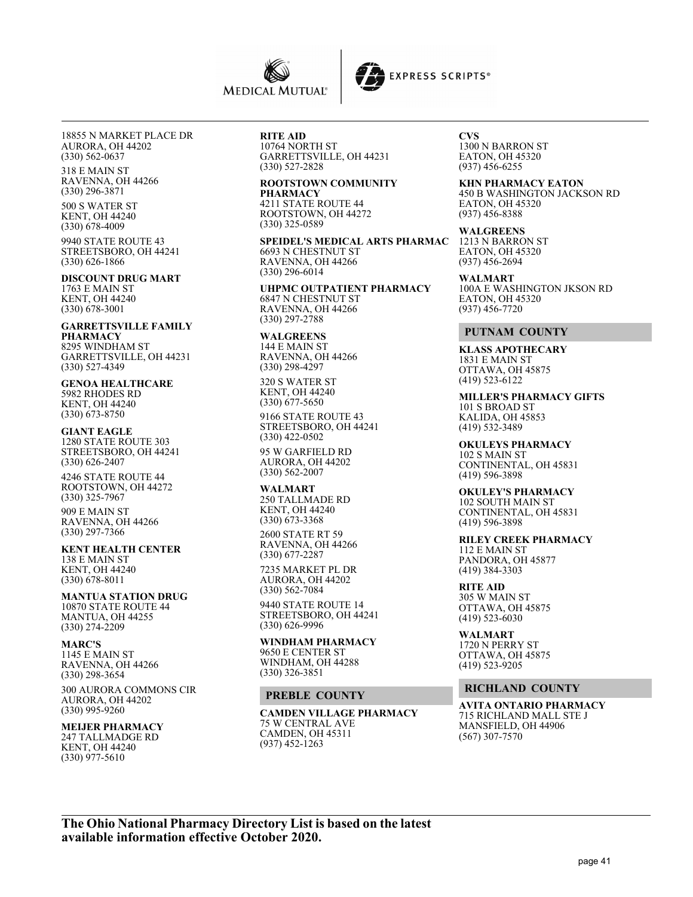18855 N MARKET PLACE DR
AURORA, OH 44202
(330) 562-0637

318 E MAIN ST
RAVENNA, OH 44266
(330) 296-3871

500 S WATER ST
KENT, OH 44240
(330) 678-4009

9940 STATE ROUTE 43
STREETSBORO, OH 44241
(330) 626-1866

**DISCOUNT DRUG MART**
1763 E MAIN ST
KENT, OH 44240
(330) 678-3001

**GARRETTSVILLE FAMILY PHARMACY**
8295 WINDHAM ST
GARRETTSVILLE, OH 44231
(330) 527-4349

**GENOA HEALTHCARE**
5982 RHODES RD
KENT, OH 44240
(330) 673-8750

**GIANT EAGLE**
1280 STATE ROUTE 303
STREETSBORO, OH 44241
(330) 626-2407

4246 STATE ROUTE 44
ROOTSTOWN, OH 44272
(330) 325-7967

909 E MAIN ST
RAVENNA, OH 44266
(330) 297-7366

**KENT HEALTH CENTER**
138 E MAIN ST
KENT, OH 44240
(330) 678-8011

**MANTUA STATION DRUG**
10870 STATE ROUTE 44
MANTUA, OH 44255
(330) 274-2209

**MARC'S**
1145 E MAIN ST
RAVENNA, OH 44266
(330) 298-3654

300 AURORA COMMONS CIR
AURORA, OH 44202
(330) 995-9260

**MEIJER PHARMACY**
247 TALLMADGE RD
KENT, OH 44240
(330) 977-5610

**RITE AID**
10764 NORTH ST
GARRETTSVILLE, OH 44231
(330) 527-2828

**ROOTSTOWN COMMUNITY PHARMACY**
4211 STATE ROUTE 44
ROOTSTOWN, OH 44272
(330) 325-0589

**SPEIDEL'S MEDICAL ARTS PHARMAC**
6693 N CHESTNUT ST
RAVENNA, OH 44266
(330) 296-6014

**UHPMC OUTPATIENT PHARMACY**
6847 N CHESTNUT ST
RAVENNA, OH 44266
(330) 297-2788

**WALGREENS**
144 E MAIN ST
RAVENNA, OH 44266
(330) 298-4297

320 S WATER ST
KENT, OH 44240
(330) 677-5650

9166 STATE ROUTE 43
STREETSBORO, OH 44241
(330) 422-0502

95 W GARFIELD RD
AURORA, OH 44202
(330) 562-2007

**WALMART**
250 TALLMADE RD
KENT, OH 44240
(330) 673-3368

2600 STATE RT 59
RAVENNA, OH 44266
(330) 677-2287

7235 MARKET PL DR
AURORA, OH 44202
(330) 562-7084

9440 STATE ROUTE 14
STREETSBORO, OH 44241
(330) 626-9996

**WINDHAM PHARMACY**
9650 E CENTER ST
WINDHAM, OH 44288
(330) 326-3851

## PREBLE COUNTY

**CAMDEN VILLAGE PHARMACY**
75 W CENTRAL AVE
CAMDEN, OH 45311
(937) 452-1263

**CVS**
1300 N BARRON ST
EATON, OH 45320
(937) 456-6255

**KHN PHARMACY EATON**
450 B WASHINGTON JACKSON RD
EATON, OH 45320
(937) 456-8388

**WALGREENS**
1213 N BARRON ST
EATON, OH 45320
(937) 456-2694

**WALMART**
100A E WASHINGTON JKSON RD
EATON, OH 45320
(937) 456-7720

## PUTNAM COUNTY

**KLASS APOTHECARY**
1831 E MAIN ST
OTTAWA, OH 45875
(419) 523-6122

**MILLER'S PHARMACY GIFTS**
101 S BROAD ST
KALIDA, OH 45853
(419) 532-3489

**OKULEYS PHARMACY**
102 S MAIN ST
CONTINENTAL, OH 45831
(419) 596-3898

**OKULEY'S PHARMACY**
102 SOUTH MAIN ST
CONTINENTAL, OH 45831
(419) 596-3898

**RILEY CREEK PHARMACY**
112 E MAIN ST
PANDORA, OH 45877
(419) 384-3303

**RITE AID**
305 W MAIN ST
OTTAWA, OH 45875
(419) 523-6030

**WALMART**
1720 N PERRY ST
OTTAWA, OH 45875
(419) 523-9205

## RICHLAND COUNTY

**AVITA ONTARIO PHARMACY**
715 RICHLAND MALL STE J
MANSFIELD, OH 44906
(567) 307-7570

**The Ohio National Pharmacy Directory List is based on the latest available information effective October 2020.**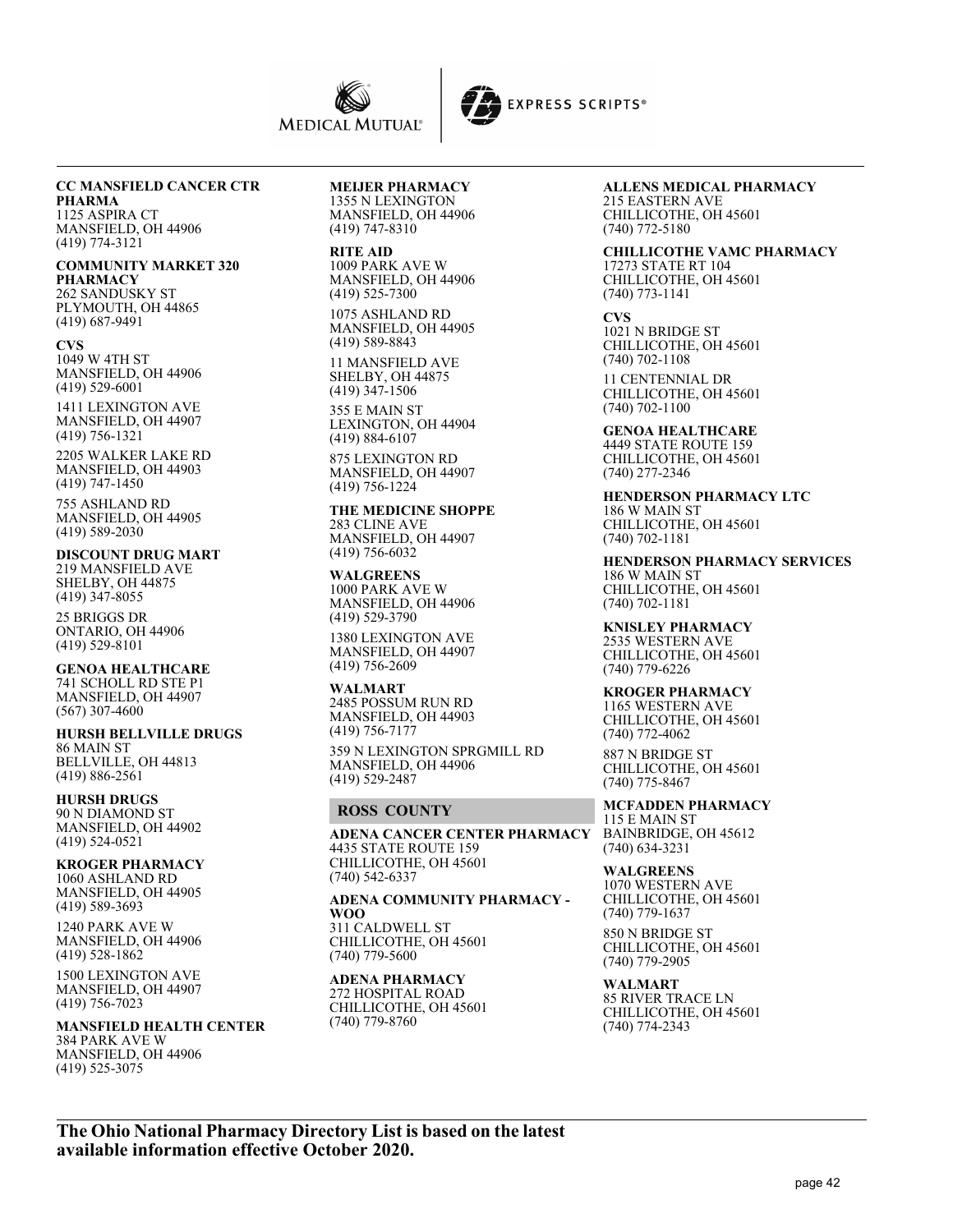**CC MANSFIELD CANCER CTR PHARMA**
1125 ASPIRA CT
MANSFIELD, OH 44906
(419) 774-3121

**COMMUNITY MARKET 320 PHARMACY**
262 SANDUSKY ST
PLYMOUTH, OH 44865
(419) 687-9491

**CVS**
1049 W 4TH ST
MANSFIELD, OH 44906
(419) 529-6001

1411 LEXINGTON AVE
MANSFIELD, OH 44907
(419) 756-1321

2205 WALKER LAKE RD
MANSFIELD, OH 44903
(419) 747-1450

755 ASHLAND RD
MANSFIELD, OH 44905
(419) 589-2030

**DISCOUNT DRUG MART**
219 MANSFIELD AVE
SHELBY, OH 44875
(419) 347-8055

25 BRIGGS DR
ONTARIO, OH 44906
(419) 529-8101

**GENOA HEALTHCARE**
741 SCHOLL RD STE P1
MANSFIELD, OH 44907
(567) 307-4600

**HURSH BELLVILLE DRUGS**
86 MAIN ST
BELLVILLE, OH 44813
(419) 886-2561

**HURSH DRUGS**
90 N DIAMOND ST
MANSFIELD, OH 44902
(419) 524-0521

**KROGER PHARMACY**
1060 ASHLAND RD
MANSFIELD, OH 44905
(419) 589-3693

1240 PARK AVE W
MANSFIELD, OH 44906
(419) 528-1862

1500 LEXINGTON AVE
MANSFIELD, OH 44907
(419) 756-7023

**MANSFIELD HEALTH CENTER**
384 PARK AVE W
MANSFIELD, OH 44906
(419) 525-3075

**MEIJER PHARMACY**
1355 N LEXINGTON
MANSFIELD, OH 44906
(419) 747-8310

**RITE AID**
1009 PARK AVE W
MANSFIELD, OH 44906
(419) 525-7300

1075 ASHLAND RD
MANSFIELD, OH 44905
(419) 589-8843

11 MANSFIELD AVE
SHELBY, OH 44875
(419) 347-1506

355 E MAIN ST
LEXINGTON, OH 44904
(419) 884-6107

875 LEXINGTON RD
MANSFIELD, OH 44907
(419) 756-1224

**THE MEDICINE SHOPPE**
283 CLINE AVE
MANSFIELD, OH 44907
(419) 756-6032

**WALGREENS**
1000 PARK AVE W
MANSFIELD, OH 44906
(419) 529-3790

1380 LEXINGTON AVE
MANSFIELD, OH 44907
(419) 756-2609

**WALMART**
2485 POSSUM RUN RD
MANSFIELD, OH 44903
(419) 756-7177

359 N LEXINGTON SPRGMILL RD
MANSFIELD, OH 44906
(419) 529-2487

## ROSS COUNTY

**ADENA CANCER CENTER PHARMACY**
4435 STATE ROUTE 159
CHILLICOTHE, OH 45601
(740) 542-6337

**ADENA COMMUNITY PHARMACY - WOO**
311 CALDWELL ST
CHILLICOTHE, OH 45601
(740) 779-5600

**ADENA PHARMACY**
272 HOSPITAL ROAD
CHILLICOTHE, OH 45601
(740) 779-8760

**ALLENS MEDICAL PHARMACY**
215 EASTERN AVE
CHILLICOTHE, OH 45601
(740) 772-5180

**CHILLICOTHE VAMC PHARMACY**
17273 STATE RT 104
CHILLICOTHE, OH 45601
(740) 773-1141

**CVS**
1021 N BRIDGE ST
CHILLICOTHE, OH 45601
(740) 702-1108

11 CENTENNIAL DR
CHILLICOTHE, OH 45601
(740) 702-1100

**GENOA HEALTHCARE**
4449 STATE ROUTE 159
CHILLICOTHE, OH 45601
(740) 277-2346

**HENDERSON PHARMACY LTC**
186 W MAIN ST
CHILLICOTHE, OH 45601
(740) 702-1181

**HENDERSON PHARMACY SERVICES**
186 W MAIN ST
CHILLICOTHE, OH 45601
(740) 702-1181

**KNISLEY PHARMACY**
2535 WESTERN AVE
CHILLICOTHE, OH 45601
(740) 779-6226

**KROGER PHARMACY**
1165 WESTERN AVE
CHILLICOTHE, OH 45601
(740) 772-4062

887 N BRIDGE ST
CHILLICOTHE, OH 45601
(740) 775-8467

**MCFADDEN PHARMACY**
115 E MAIN ST
BAINBRIDGE, OH 45612
(740) 634-3231

**WALGREENS**
1070 WESTERN AVE
CHILLICOTHE, OH 45601
(740) 779-1637

850 N BRIDGE ST
CHILLICOTHE, OH 45601
(740) 779-2905

**WALMART**
85 RIVER TRACE LN
CHILLICOTHE, OH 45601
(740) 774-2343

**The Ohio National Pharmacy Directory List is based on the latest available information effective October 2020.**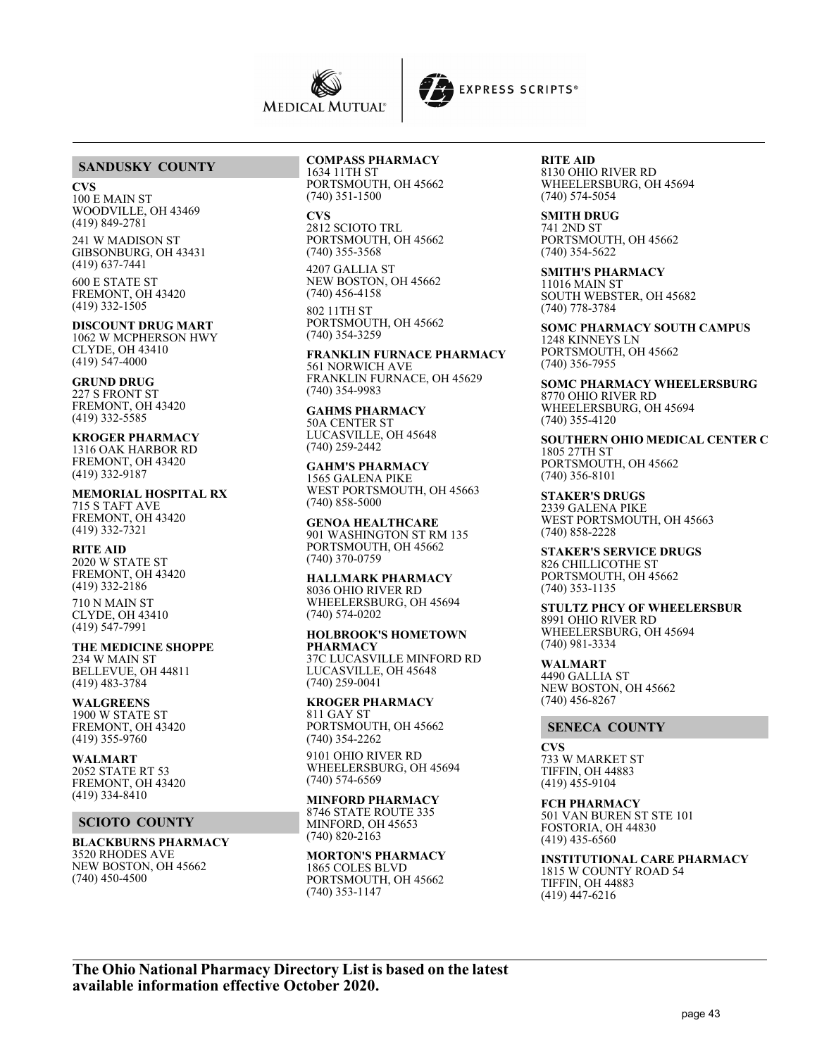## SANDUSKY COUNTY

**CVS**
100 E MAIN ST
WOODVILLE, OH 43469
(419) 849-2781

241 W MADISON ST
GIBSONBURG, OH 43431
(419) 637-7441

600 E STATE ST
FREMONT, OH 43420
(419) 332-1505

**DISCOUNT DRUG MART**
1062 W MCPHERSON HWY
CLYDE, OH 43410
(419) 547-4000

**GRUND DRUG**
227 S FRONT ST
FREMONT, OH 43420
(419) 332-5585

**KROGER PHARMACY**
1316 OAK HARBOR RD
FREMONT, OH 43420
(419) 332-9187

**MEMORIAL HOSPITAL RX**
715 S TAFT AVE
FREMONT, OH 43420
(419) 332-7321

**RITE AID**
2020 W STATE ST
FREMONT, OH 43420
(419) 332-2186

710 N MAIN ST
CLYDE, OH 43410
(419) 547-7991

**THE MEDICINE SHOPPE**
234 W MAIN ST
BELLEVUE, OH 44811
(419) 483-3784

**WALGREENS**
1900 W STATE ST
FREMONT, OH 43420
(419) 355-9760

**WALMART**
2052 STATE RT 53
FREMONT, OH 43420
(419) 334-8410

## SCIOTO COUNTY

**BLACKBURNS PHARMACY**
3520 RHODES AVE
NEW BOSTON, OH 45662
(740) 450-4500

**COMPASS PHARMACY**
1634 11TH ST
PORTSMOUTH, OH 45662
(740) 351-1500

**CVS**
2812 SCIOTO TRL
PORTSMOUTH, OH 45662
(740) 355-3568

4207 GALLIA ST
NEW BOSTON, OH 45662
(740) 456-4158

802 11TH ST
PORTSMOUTH, OH 45662
(740) 354-3259

**FRANKLIN FURNACE PHARMACY**
561 NORWICH AVE
FRANKLIN FURNACE, OH 45629
(740) 354-9983

**GAHMS PHARMACY**
50A CENTER ST
LUCASVILLE, OH 45648
(740) 259-2442

**GAHM'S PHARMACY**
1565 GALENA PIKE
WEST PORTSMOUTH, OH 45663
(740) 858-5000

**GENOA HEALTHCARE**
901 WASHINGTON ST RM 135
PORTSMOUTH, OH 45662
(740) 370-0759

**HALLMARK PHARMACY**
8036 OHIO RIVER RD
WHEELERSBURG, OH 45694
(740) 574-0202

**HOLBROOK'S HOMETOWN PHARMACY**
37C LUCASVILLE MINFORD RD
LUCASVILLE, OH 45648
(740) 259-0041

**KROGER PHARMACY**
811 GAY ST
PORTSMOUTH, OH 45662
(740) 354-2262

9101 OHIO RIVER RD
WHEELERSBURG, OH 45694
(740) 574-6569

**MINFORD PHARMACY**
8746 STATE ROUTE 335
MINFORD, OH 45653
(740) 820-2163

**MORTON'S PHARMACY**
1865 COLES BLVD
PORTSMOUTH, OH 45662
(740) 353-1147

**RITE AID**
8130 OHIO RIVER RD
WHEELERSBURG, OH 45694
(740) 574-5054

**SMITH DRUG**
741 2ND ST
PORTSMOUTH, OH 45662
(740) 354-5622

**SMITH'S PHARMACY**
11016 MAIN ST
SOUTH WEBSTER, OH 45682
(740) 778-3784

**SOMC PHARMACY SOUTH CAMPUS**
1248 KINNEYS LN
PORTSMOUTH, OH 45662
(740) 356-7955

**SOMC PHARMACY WHEELERSBURG**
8770 OHIO RIVER RD
WHEELERSBURG, OH 45694
(740) 355-4120

**SOUTHERN OHIO MEDICAL CENTER C**
1805 27TH ST
PORTSMOUTH, OH 45662
(740) 356-8101

**STAKER'S DRUGS**
2339 GALENA PIKE
WEST PORTSMOUTH, OH 45663
(740) 858-2228

**STAKER'S SERVICE DRUGS**
826 CHILLICOTHE ST
PORTSMOUTH, OH 45662
(740) 353-1135

**STULTZ PHCY OF WHEELERSBUR**
8991 OHIO RIVER RD
WHEELERSBURG, OH 45694
(740) 981-3334

**WALMART**
4490 GALLIA ST
NEW BOSTON, OH 45662
(740) 456-8267

## SENECA COUNTY

**CVS**
733 W MARKET ST
TIFFIN, OH 44883
(419) 455-9104

**FCH PHARMACY**
501 VAN BUREN ST STE 101
FOSTORIA, OH 44830
(419) 435-6560

**INSTITUTIONAL CARE PHARMACY**
1815 W COUNTY ROAD 54
TIFFIN, OH 44883
(419) 447-6216

**The Ohio National Pharmacy Directory List is based on the latest available information effective October 2020.**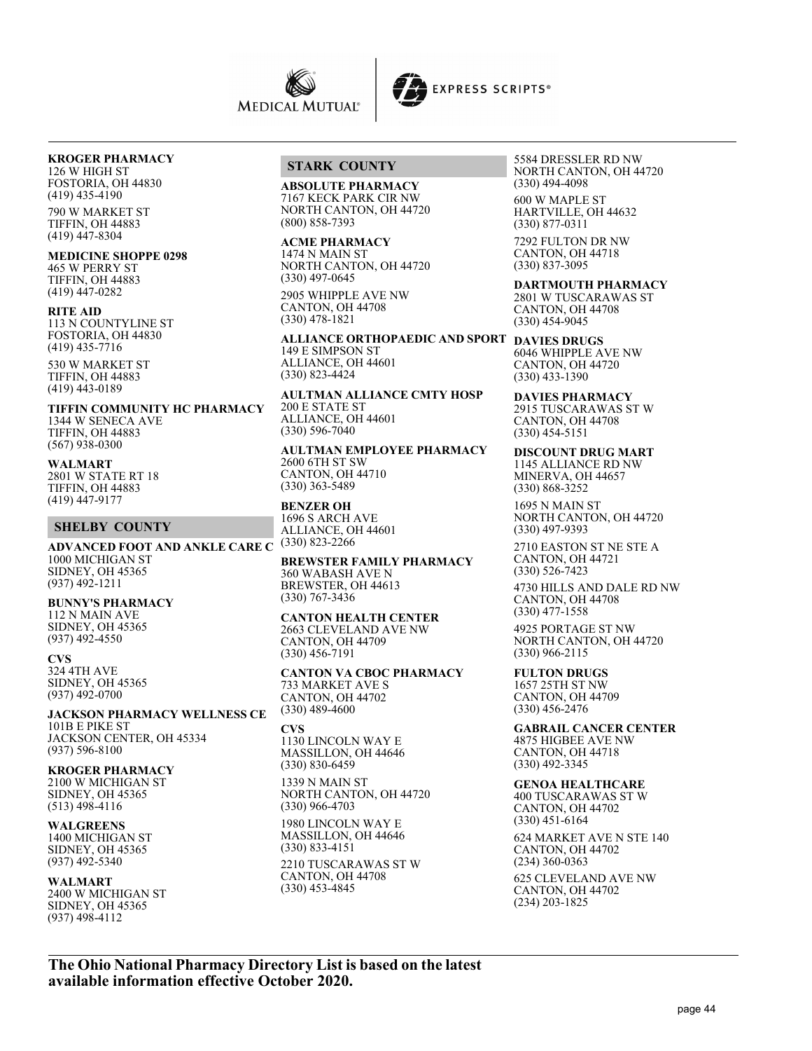**KROGER PHARMACY**
126 W HIGH ST
FOSTORIA, OH 44830
(419) 435-4190

790 W MARKET ST
TIFFIN, OH 44883
(419) 447-8304

**MEDICINE SHOPPE 0298**
465 W PERRY ST
TIFFIN, OH 44883
(419) 447-0282

**RITE AID**
113 N COUNTYLINE ST
FOSTORIA, OH 44830
(419) 435-7716

530 W MARKET ST
TIFFIN, OH 44883
(419) 443-0189

**TIFFIN COMMUNITY HC PHARMACY**
1344 W SENECA AVE
TIFFIN, OH 44883
(567) 938-0300

**WALMART**
2801 W STATE RT 18
TIFFIN, OH 44883
(419) 447-9177

## SHELBY COUNTY

**ADVANCED FOOT AND ANKLE CARE C**
1000 MICHIGAN ST
SIDNEY, OH 45365
(937) 492-1211

**BUNNY'S PHARMACY**
112 N MAIN AVE
SIDNEY, OH 45365
(937) 492-4550

**CVS**
324 4TH AVE
SIDNEY, OH 45365
(937) 492-0700

**JACKSON PHARMACY WELLNESS CE**
101B E PIKE ST
JACKSON CENTER, OH 45334
(937) 596-8100

**KROGER PHARMACY**
2100 W MICHIGAN ST
SIDNEY, OH 45365
(513) 498-4116

**WALGREENS**
1400 MICHIGAN ST
SIDNEY, OH 45365
(937) 492-5340

**WALMART**
2400 W MICHIGAN ST
SIDNEY, OH 45365
(937) 498-4112

## STARK COUNTY

**ABSOLUTE PHARMACY**
7167 KECK PARK CIR NW
NORTH CANTON, OH 44720
(800) 858-7393

**ACME PHARMACY**
1474 N MAIN ST
NORTH CANTON, OH 44720
(330) 497-0645

2905 WHIPPLE AVE NW
CANTON, OH 44708
(330) 478-1821

**ALLIANCE ORTHOPAEDIC AND SPORT**
149 E SIMPSON ST
ALLIANCE, OH 44601
(330) 823-4424

**AULTMAN ALLIANCE CMTY HOSP**
200 E STATE ST
ALLIANCE, OH 44601
(330) 596-7040

**AULTMAN EMPLOYEE PHARMACY**
2600 6TH ST SW
CANTON, OH 44710
(330) 363-5489

**BENZER OH**
1696 S ARCH AVE
ALLIANCE, OH 44601
(330) 823-2266

**BREWSTER FAMILY PHARMACY**
360 WABASH AVE N
BREWSTER, OH 44613
(330) 767-3436

**CANTON HEALTH CENTER**
2663 CLEVELAND AVE NW
CANTON, OH 44709
(330) 456-7191

**CANTON VA CBOC PHARMACY**
733 MARKET AVE S
CANTON, OH 44702
(330) 489-4600

**CVS**
1130 LINCOLN WAY E
MASSILLON, OH 44646
(330) 830-6459

1339 N MAIN ST
NORTH CANTON, OH 44720
(330) 966-4703

1980 LINCOLN WAY E
MASSILLON, OH 44646
(330) 833-4151

2210 TUSCARAWAS ST W
CANTON, OH 44708
(330) 453-4845

5584 DRESSLER RD NW
NORTH CANTON, OH 44720
(330) 494-4098

600 W MAPLE ST
HARTVILLE, OH 44632
(330) 877-0311

7292 FULTON DR NW
CANTON, OH 44718
(330) 837-3095

**DARTMOUTH PHARMACY**
2801 W TUSCARAWAS ST
CANTON, OH 44708
(330) 454-9045

**DAVIES DRUGS**
6046 WHIPPLE AVE NW
CANTON, OH 44720
(330) 433-1390

**DAVIES PHARMACY**
2915 TUSCARAWAS ST W
CANTON, OH 44708
(330) 454-5151

**DISCOUNT DRUG MART**
1145 ALLIANCE RD NW
MINERVA, OH 44657
(330) 868-3252

1695 N MAIN ST
NORTH CANTON, OH 44720
(330) 497-9393

2710 EASTON ST NE STE A
CANTON, OH 44721
(330) 526-7423

4730 HILLS AND DALE RD NW
CANTON, OH 44708
(330) 477-1558

4925 PORTAGE ST NW
NORTH CANTON, OH 44720
(330) 966-2115

**FULTON DRUGS**
1657 25TH ST NW
CANTON, OH 44709
(330) 456-2476

**GABRAIL CANCER CENTER**
4875 HIGBEE AVE NW
CANTON, OH 44718
(330) 492-3345

**GENOA HEALTHCARE**
400 TUSCARAWAS ST W
CANTON, OH 44702
(330) 451-6164

624 MARKET AVE N STE 140
CANTON, OH 44702
(234) 360-0363

625 CLEVELAND AVE NW
CANTON, OH 44702
(234) 203-1825

**The Ohio National Pharmacy Directory List is based on the latest available information effective October 2020.**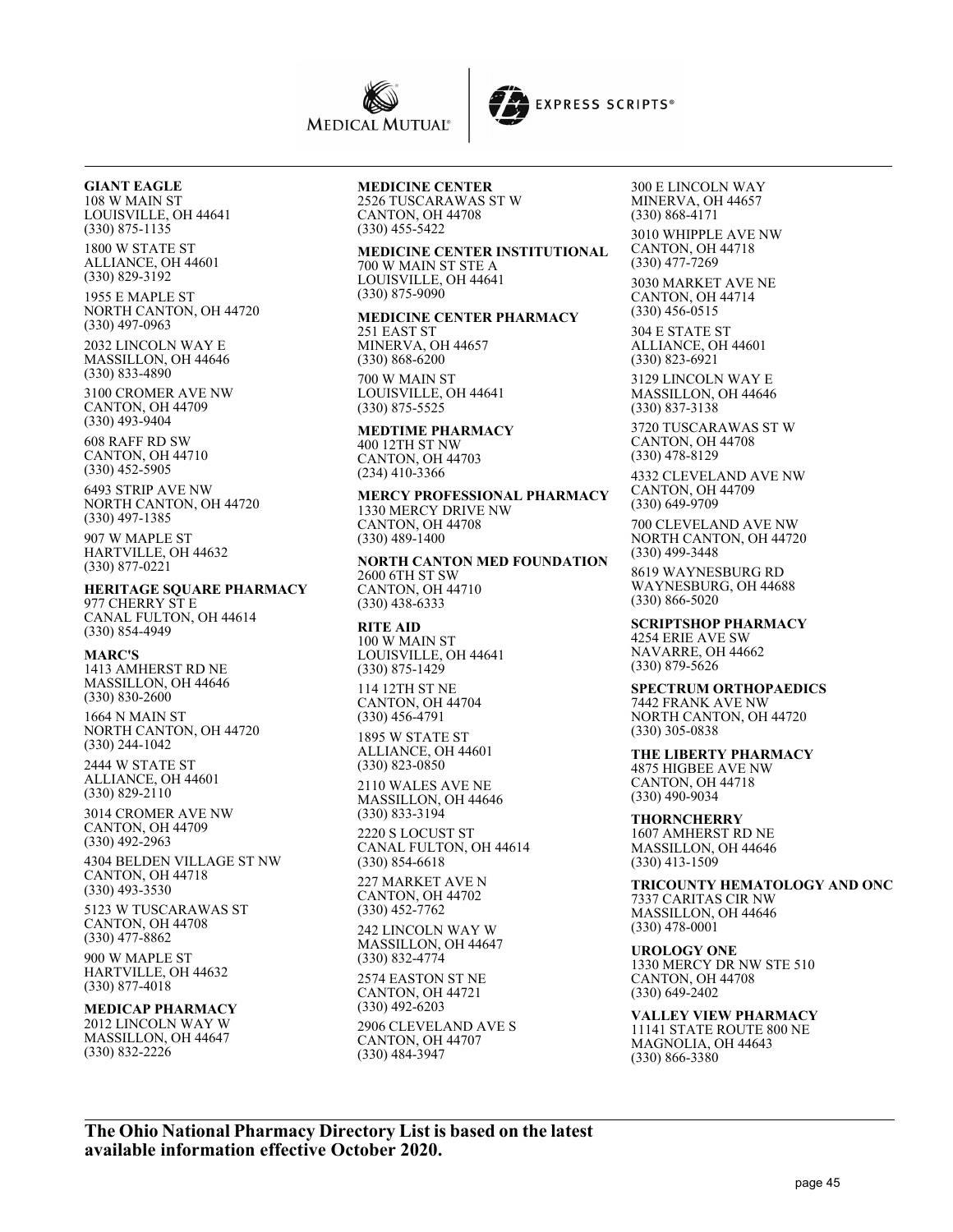**GIANT EAGLE**
108 W MAIN ST
LOUISVILLE, OH 44641
(330) 875-1135

1800 W STATE ST
ALLIANCE, OH 44601
(330) 829-3192

1955 E MAPLE ST
NORTH CANTON, OH 44720
(330) 497-0963

2032 LINCOLN WAY E
MASSILLON, OH 44646
(330) 833-4890

3100 CROMER AVE NW
CANTON, OH 44709
(330) 493-9404

608 RAFF RD SW
CANTON, OH 44710
(330) 452-5905

6493 STRIP AVE NW
NORTH CANTON, OH 44720
(330) 497-1385

907 W MAPLE ST
HARTVILLE, OH 44632
(330) 877-0221

**HERITAGE SQUARE PHARMACY**
977 CHERRY ST E
CANAL FULTON, OH 44614
(330) 854-4949

**MARC'S**
1413 AMHERST RD NE
MASSILLON, OH 44646
(330) 830-2600

1664 N MAIN ST
NORTH CANTON, OH 44720
(330) 244-1042

2444 W STATE ST
ALLIANCE, OH 44601
(330) 829-2110

3014 CROMER AVE NW
CANTON, OH 44709
(330) 492-2963

4304 BELDEN VILLAGE ST NW
CANTON, OH 44718
(330) 493-3530

5123 W TUSCARAWAS ST
CANTON, OH 44708
(330) 477-8862

900 W MAPLE ST
HARTVILLE, OH 44632
(330) 877-4018

**MEDICAP PHARMACY**
2012 LINCOLN WAY W
MASSILLON, OH 44647
(330) 832-2226

**MEDICINE CENTER**
2526 TUSCARAWAS ST W
CANTON, OH 44708
(330) 455-5422

**MEDICINE CENTER INSTITUTIONAL**
700 W MAIN ST STE A
LOUISVILLE, OH 44641
(330) 875-9090

**MEDICINE CENTER PHARMACY**
251 EAST ST
MINERVA, OH 44657
(330) 868-6200

700 W MAIN ST
LOUISVILLE, OH 44641
(330) 875-5525

**MEDTIME PHARMACY**
400 12TH ST NW
CANTON, OH 44703
(234) 410-3366

**MERCY PROFESSIONAL PHARMACY**
1330 MERCY DRIVE NW
CANTON, OH 44708
(330) 489-1400

**NORTH CANTON MED FOUNDATION**
2600 6TH ST SW
CANTON, OH 44710
(330) 438-6333

**RITE AID**
100 W MAIN ST
LOUISVILLE, OH 44641
(330) 875-1429

114 12TH ST NE
CANTON, OH 44704
(330) 456-4791

1895 W STATE ST
ALLIANCE, OH 44601
(330) 823-0850

2110 WALES AVE NE
MASSILLON, OH 44646
(330) 833-3194

2220 S LOCUST ST
CANAL FULTON, OH 44614
(330) 854-6618

227 MARKET AVE N
CANTON, OH 44702
(330) 452-7762

242 LINCOLN WAY W
MASSILLON, OH 44647
(330) 832-4774

2574 EASTON ST NE
CANTON, OH 44721
(330) 492-6203

2906 CLEVELAND AVE S
CANTON, OH 44707
(330) 484-3947

300 E LINCOLN WAY
MINERVA, OH 44657
(330) 868-4171

3010 WHIPPLE AVE NW
CANTON, OH 44718
(330) 477-7269

3030 MARKET AVE NE
CANTON, OH 44714
(330) 456-0515

304 E STATE ST
ALLIANCE, OH 44601
(330) 823-6921

3129 LINCOLN WAY E
MASSILLON, OH 44646
(330) 837-3138

3720 TUSCARAWAS ST W
CANTON, OH 44708
(330) 478-8129

4332 CLEVELAND AVE NW
CANTON, OH 44709
(330) 649-9709

700 CLEVELAND AVE NW
NORTH CANTON, OH 44720
(330) 499-3448

8619 WAYNESBURG RD
WAYNESBURG, OH 44688
(330) 866-5020

**SCRIPTSHOP PHARMACY**
4254 ERIE AVE SW
NAVARRE, OH 44662
(330) 879-5626

**SPECTRUM ORTHOPAEDICS**
7442 FRANK AVE NW
NORTH CANTON, OH 44720
(330) 305-0838

**THE LIBERTY PHARMACY**
4875 HIGBEE AVE NW
CANTON, OH 44718
(330) 490-9034

**THORNCHERRY**
1607 AMHERST RD NE
MASSILLON, OH 44646
(330) 413-1509

**TRICOUNTY HEMATOLOGY AND ONC**
7337 CARITAS CIR NW
MASSILLON, OH 44646
(330) 478-0001

**UROLOGY ONE**
1330 MERCY DR NW STE 510
CANTON, OH 44708
(330) 649-2402

**VALLEY VIEW PHARMACY**
11141 STATE ROUTE 800 NE
MAGNOLIA, OH 44643
(330) 866-3380

**The Ohio National Pharmacy Directory List is based on the latest available information effective October 2020.**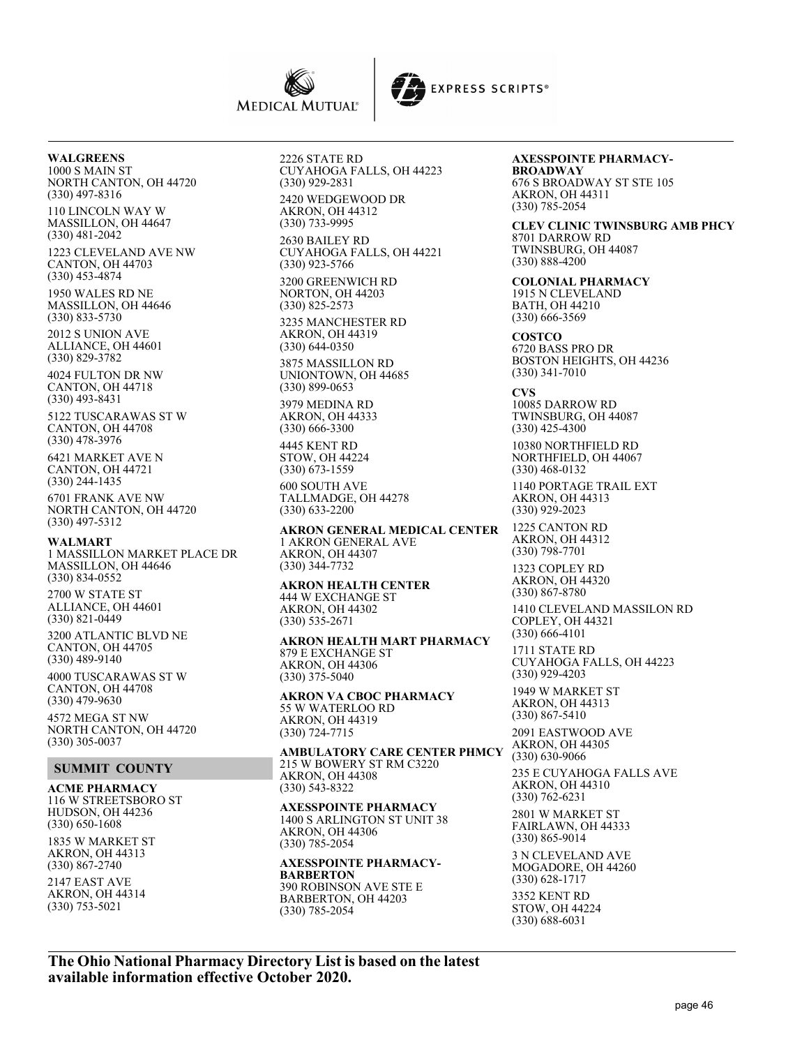**WALGREENS**
1000 S MAIN ST
NORTH CANTON, OH 44720
(330) 497-8316

110 LINCOLN WAY W
MASSILLON, OH 44647
(330) 481-2042

1223 CLEVELAND AVE NW
CANTON, OH 44703
(330) 453-4874

1950 WALES RD NE
MASSILLON, OH 44646
(330) 833-5730

2012 S UNION AVE
ALLIANCE, OH 44601
(330) 829-3782

4024 FULTON DR NW
CANTON, OH 44718
(330) 493-8431

5122 TUSCARAWAS ST W
CANTON, OH 44708
(330) 478-3976

6421 MARKET AVE N
CANTON, OH 44721
(330) 244-1435

6701 FRANK AVE NW
NORTH CANTON, OH 44720
(330) 497-5312

**WALMART**
1 MASSILLON MARKET PLACE DR
MASSILLON, OH 44646
(330) 834-0552

2700 W STATE ST
ALLIANCE, OH 44601
(330) 821-0449

3200 ATLANTIC BLVD NE
CANTON, OH 44705
(330) 489-9140

4000 TUSCARAWAS ST W
CANTON, OH 44708
(330) 479-9630

4572 MEGA ST NW
NORTH CANTON, OH 44720
(330) 305-0037

## SUMMIT COUNTY

**ACME PHARMACY**
116 W STREETSBORO ST
HUDSON, OH 44236
(330) 650-1608

1835 W MARKET ST
AKRON, OH 44313
(330) 867-2740

2147 EAST AVE
AKRON, OH 44314
(330) 753-5021

2226 STATE RD
CUYAHOGA FALLS, OH 44223
(330) 929-2831

2420 WEDGEWOOD DR
AKRON, OH 44312
(330) 733-9995

2630 BAILEY RD
CUYAHOGA FALLS, OH 44221
(330) 923-5766

3200 GREENWICH RD
NORTON, OH 44203
(330) 825-2573

3235 MANCHESTER RD
AKRON, OH 44319
(330) 644-0350

3875 MASSILLON RD
UNIONTOWN, OH 44685
(330) 899-0653

3979 MEDINA RD
AKRON, OH 44333
(330) 666-3300

4445 KENT RD
STOW, OH 44224
(330) 673-1559

600 SOUTH AVE
TALLMADGE, OH 44278
(330) 633-2200

**AKRON GENERAL MEDICAL CENTER**
1 AKRON GENERAL AVE
AKRON, OH 44307
(330) 344-7732

**AKRON HEALTH CENTER**
444 W EXCHANGE ST
AKRON, OH 44302
(330) 535-2671

**AKRON HEALTH MART PHARMACY**
879 E EXCHANGE ST
AKRON, OH 44306
(330) 375-5040

**AKRON VA CBOC PHARMACY**
55 W WATERLOO RD
AKRON, OH 44319
(330) 724-7715

**AMBULATORY CARE CENTER PHMCY**
215 W BOWERY ST RM C3220
AKRON, OH 44308
(330) 543-8322

**AXESSPOINTE PHARMACY**
1400 S ARLINGTON ST UNIT 38
AKRON, OH 44306
(330) 785-2054

**AXESSPOINTE PHARMACY-BARBERTON**
390 ROBINSON AVE STE E
BARBERTON, OH 44203
(330) 785-2054

**AXESSPOINTE PHARMACY-BROADWAY**
676 S BROADWAY ST STE 105
AKRON, OH 44311
(330) 785-2054

**CLEV CLINIC TWINSBURG AMB PHCY**
8701 DARROW RD
TWINSBURG, OH 44087
(330) 888-4200

**COLONIAL PHARMACY**
1915 N CLEVELAND
BATH, OH 44210
(330) 666-3569

**COSTCO**
6720 BASS PRO DR
BOSTON HEIGHTS, OH 44236
(330) 341-7010

**CVS**
10085 DARROW RD
TWINSBURG, OH 44087
(330) 425-4300

10380 NORTHFIELD RD
NORTHFIELD, OH 44067
(330) 468-0132

1140 PORTAGE TRAIL EXT
AKRON, OH 44313
(330) 929-2023

1225 CANTON RD
AKRON, OH 44312
(330) 798-7701

1323 COPLEY RD
AKRON, OH 44320
(330) 867-8780

1410 CLEVELAND MASSILON RD
COPLEY, OH 44321
(330) 666-4101

1711 STATE RD
CUYAHOGA FALLS, OH 44223
(330) 929-4203

1949 W MARKET ST
AKRON, OH 44313
(330) 867-5410

2091 EASTWOOD AVE
AKRON, OH 44305
(330) 630-9066

235 E CUYAHOGA FALLS AVE
AKRON, OH 44310
(330) 762-6231

2801 W MARKET ST
FAIRLAWN, OH 44333
(330) 865-9014

3 N CLEVELAND AVE
MOGADORE, OH 44260
(330) 628-1717

3352 KENT RD
STOW, OH 44224
(330) 688-6031

**The Ohio National Pharmacy Directory List is based on the latest available information effective October 2020.**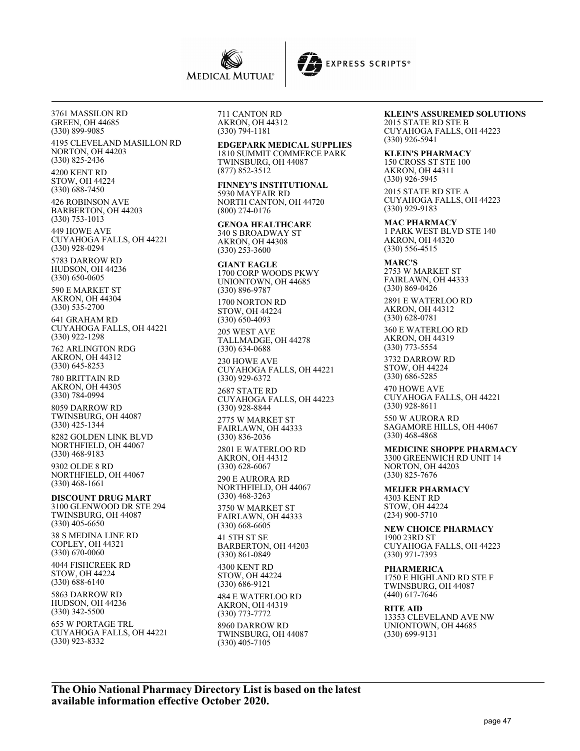3761 MASSILON RD
GREEN, OH 44685
(330) 899-9085

4195 CLEVELAND MASILLON RD
NORTON, OH 44203
(330) 825-2436

4200 KENT RD
STOW, OH 44224
(330) 688-7450

426 ROBINSON AVE
BARBERTON, OH 44203
(330) 753-1013

449 HOWE AVE
CUYAHOGA FALLS, OH 44221
(330) 928-0294

5783 DARROW RD
HUDSON, OH 44236
(330) 650-0605

590 E MARKET ST
AKRON, OH 44304
(330) 535-2700

641 GRAHAM RD
CUYAHOGA FALLS, OH 44221
(330) 922-1298

762 ARLINGTON RDG
AKRON, OH 44312
(330) 645-8253

780 BRITTAIN RD
AKRON, OH 44305
(330) 784-0994

8059 DARROW RD
TWINSBURG, OH 44087
(330) 425-1344

8282 GOLDEN LINK BLVD
NORTHFIELD, OH 44067
(330) 468-9183

9302 OLDE 8 RD
NORTHFIELD, OH 44067
(330) 468-1661

**DISCOUNT DRUG MART**
3100 GLENWOOD DR STE 294
TWINSBURG, OH 44087
(330) 405-6650

38 S MEDINA LINE RD
COPLEY, OH 44321
(330) 670-0060

4044 FISHCREEK RD
STOW, OH 44224
(330) 688-6140

5863 DARROW RD
HUDSON, OH 44236
(330) 342-5500

655 W PORTAGE TRL
CUYAHOGA FALLS, OH 44221
(330) 923-8332

711 CANTON RD
AKRON, OH 44312
(330) 794-1181

**EDGEPARK MEDICAL SUPPLIES**
1810 SUMMIT COMMERCE PARK
TWINSBURG, OH 44087
(877) 852-3512

**FINNEY'S INSTITUTIONAL**
5930 MAYFAIR RD
NORTH CANTON, OH 44720
(800) 274-0176

**GENOA HEALTHCARE**
340 S BROADWAY ST
AKRON, OH 44308
(330) 253-3600

**GIANT EAGLE**
1700 CORP WOODS PKWY
UNIONTOWN, OH 44685
(330) 896-9787

1700 NORTON RD
STOW, OH 44224
(330) 650-4093

205 WEST AVE
TALLMADGE, OH 44278
(330) 634-0688

230 HOWE AVE
CUYAHOGA FALLS, OH 44221
(330) 929-6372

2687 STATE RD
CUYAHOGA FALLS, OH 44223
(330) 928-8844

2775 W MARKET ST
FAIRLAWN, OH 44333
(330) 836-2036

2801 E WATERLOO RD
AKRON, OH 44312
(330) 628-6067

290 E AURORA RD
NORTHFIELD, OH 44067
(330) 468-3263

3750 W MARKET ST
FAIRLAWN, OH 44333
(330) 668-6605

41 5TH ST SE
BARBERTON, OH 44203
(330) 861-0849

4300 KENT RD
STOW, OH 44224
(330) 686-9121

484 E WATERLOO RD
AKRON, OH 44319
(330) 773-7772

8960 DARROW RD
TWINSBURG, OH 44087
(330) 405-7105

**KLEIN'S ASSUREMED SOLUTIONS**
2015 STATE RD STE B
CUYAHOGA FALLS, OH 44223
(330) 926-5941

**KLEIN'S PHARMACY**
150 CROSS ST STE 100
AKRON, OH 44311
(330) 926-5945

2015 STATE RD STE A
CUYAHOGA FALLS, OH 44223
(330) 929-9183

**MAC PHARMACY**
1 PARK WEST BLVD STE 140
AKRON, OH 44320
(330) 556-4515

**MARC'S**
2753 W MARKET ST
FAIRLAWN, OH 44333
(330) 869-0426

2891 E WATERLOO RD
AKRON, OH 44312
(330) 628-0781

360 E WATERLOO RD
AKRON, OH 44319
(330) 773-5554

3732 DARROW RD
STOW, OH 44224
(330) 686-5285

470 HOWE AVE
CUYAHOGA FALLS, OH 44221
(330) 928-8611

550 W AURORA RD
SAGAMORE HILLS, OH 44067
(330) 468-4868

**MEDICINE SHOPPE PHARMACY**
3300 GREENWICH RD UNIT 14
NORTON, OH 44203
(330) 825-7676

**MEIJER PHARMACY**
4303 KENT RD
STOW, OH 44224
(234) 900-5710

**NEW CHOICE PHARMACY**
1900 23RD ST
CUYAHOGA FALLS, OH 44223
(330) 971-7393

**PHARMERICA**
1750 E HIGHLAND RD STE F
TWINSBURG, OH 44087
(440) 617-7646

**RITE AID**
13353 CLEVELAND AVE NW
UNIONTOWN, OH 44685
(330) 699-9131

**The Ohio National Pharmacy Directory List is based on the latest available information effective October 2020.**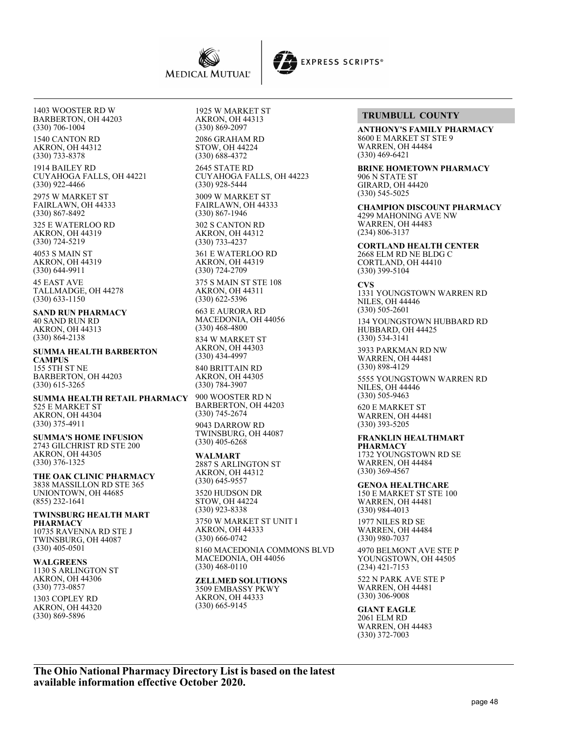1403 WOOSTER RD W
BARBERTON, OH 44203
(330) 706-1004

1540 CANTON RD
AKRON, OH 44312
(330) 733-8378

1914 BAILEY RD
CUYAHOGA FALLS, OH 44221
(330) 922-4466

2975 W MARKET ST
FAIRLAWN, OH 44333
(330) 867-8492

325 E WATERLOO RD
AKRON, OH 44319
(330) 724-5219

4053 S MAIN ST
AKRON, OH 44319
(330) 644-9911

45 EAST AVE
TALLMADGE, OH 44278
(330) 633-1150

**SAND RUN PHARMACY**
40 SAND RUN RD
AKRON, OH 44313
(330) 864-2138

**SUMMA HEALTH BARBERTON CAMPUS**
155 5TH ST NE
BARBERTON, OH 44203
(330) 615-3265

**SUMMA HEALTH RETAIL PHARMACY**
525 E MARKET ST
AKRON, OH 44304
(330) 375-4911

**SUMMA'S HOME INFUSION**
2743 GILCHRIST RD STE 200
AKRON, OH 44305
(330) 376-1325

**THE OAK CLINIC PHARMACY**
3838 MASSILLON RD STE 365
UNIONTOWN, OH 44685
(855) 232-1641

**TWINSBURG HEALTH MART PHARMACY**
10735 RAVENNA RD STE J
TWINSBURG, OH 44087
(330) 405-0501

**WALGREENS**
1130 S ARLINGTON ST
AKRON, OH 44306
(330) 773-0857

1303 COPLEY RD
AKRON, OH 44320
(330) 869-5896

1925 W MARKET ST
AKRON, OH 44313
(330) 869-2097

2086 GRAHAM RD
STOW, OH 44224
(330) 688-4372

2645 STATE RD
CUYAHOGA FALLS, OH 44223
(330) 928-5444

3009 W MARKET ST
FAIRLAWN, OH 44333
(330) 867-1946

302 S CANTON RD
AKRON, OH 44312
(330) 733-4237

361 E WATERLOO RD
AKRON, OH 44319
(330) 724-2709

375 S MAIN ST STE 108
AKRON, OH 44311
(330) 622-5396

663 E AURORA RD
MACEDONIA, OH 44056
(330) 468-4800

834 W MARKET ST
AKRON, OH 44303
(330) 434-4997

840 BRITTAIN RD
AKRON, OH 44305
(330) 784-3907

900 WOOSTER RD N
BARBERTON, OH 44203
(330) 745-2674

9043 DARROW RD
TWINSBURG, OH 44087
(330) 405-6268

**WALMART**
2887 S ARLINGTON ST
AKRON, OH 44312
(330) 645-9557

3520 HUDSON DR
STOW, OH 44224
(330) 923-8338

3750 W MARKET ST UNIT I
AKRON, OH 44333
(330) 666-0742

8160 MACEDONIA COMMONS BLVD
MACEDONIA, OH 44056
(330) 468-0110

**ZELLMED SOLUTIONS**
3509 EMBASSY PKWY
AKRON, OH 44333
(330) 665-9145

## TRUMBULL COUNTY

**ANTHONY'S FAMILY PHARMACY**
8600 E MARKET ST STE 9
WARREN, OH 44484
(330) 469-6421

**BRINE HOMETOWN PHARMACY**
906 N STATE ST
GIRARD, OH 44420
(330) 545-5025

**CHAMPION DISCOUNT PHARMACY**
4299 MAHONING AVE NW
WARREN, OH 44483
(234) 806-3137

**CORTLAND HEALTH CENTER**
2668 ELM RD NE BLDG C
CORTLAND, OH 44410
(330) 399-5104

**CVS**
1331 YOUNGSTOWN WARREN RD
NILES, OH 44446
(330) 505-2601

134 YOUNGSTOWN HUBBARD RD
HUBBARD, OH 44425
(330) 534-3141

3933 PARKMAN RD NW
WARREN, OH 44481
(330) 898-4129

5555 YOUNGSTOWN WARREN RD
NILES, OH 44446
(330) 505-9463

620 E MARKET ST
WARREN, OH 44481
(330) 393-5205

**FRANKLIN HEALTHMART PHARMACY**
1732 YOUNGSTOWN RD SE
WARREN, OH 44484
(330) 369-4567

**GENOA HEALTHCARE**
150 E MARKET ST STE 100
WARREN, OH 44481
(330) 984-4013

1977 NILES RD SE
WARREN, OH 44484
(330) 980-7037

4970 BELMONT AVE STE P
YOUNGSTOWN, OH 44505
(234) 421-7153

522 N PARK AVE STE P
WARREN, OH 44481
(330) 306-9008

**GIANT EAGLE**
2061 ELM RD
WARREN, OH 44483
(330) 372-7003

**The Ohio National Pharmacy Directory List is based on the latest available information effective October 2020.**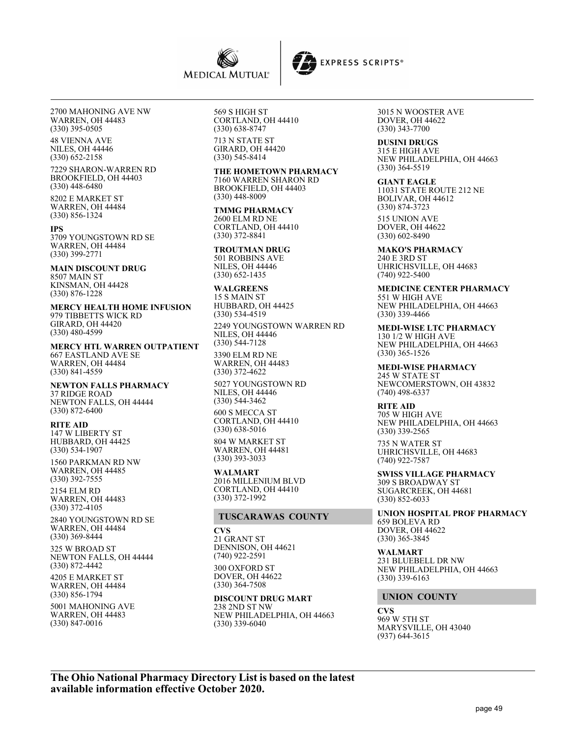2700 MAHONING AVE NW
WARREN, OH 44483
(330) 395-0505

48 VIENNA AVE
NILES, OH 44446
(330) 652-2158

7229 SHARON-WARREN RD
BROOKFIELD, OH 44403
(330) 448-6480

8202 E MARKET ST
WARREN, OH 44484
(330) 856-1324

**IPS**
3709 YOUNGSTOWN RD SE
WARREN, OH 44484
(330) 399-2771

**MAIN DISCOUNT DRUG**
8507 MAIN ST
KINSMAN, OH 44428
(330) 876-1228

**MERCY HEALTH HOME INFUSION**
979 TIBBETTS WICK RD
GIRARD, OH 44420
(330) 480-4599

**MERCY HTL WARREN OUTPATIENT**
667 EASTLAND AVE SE
WARREN, OH 44484
(330) 841-4559

**NEWTON FALLS PHARMACY**
37 RIDGE ROAD
NEWTON FALLS, OH 44444
(330) 872-6400

**RITE AID**
147 W LIBERTY ST
HUBBARD, OH 44425
(330) 534-1907

1560 PARKMAN RD NW
WARREN, OH 44485
(330) 392-7555

2154 ELM RD
WARREN, OH 44483
(330) 372-4105

2840 YOUNGSTOWN RD SE
WARREN, OH 44484
(330) 369-8444

325 W BROAD ST
NEWTON FALLS, OH 44444
(330) 872-4442

4205 E MARKET ST
WARREN, OH 44484
(330) 856-1794

5001 MAHONING AVE
WARREN, OH 44483
(330) 847-0016

569 S HIGH ST
CORTLAND, OH 44410
(330) 638-8747

713 N STATE ST
GIRARD, OH 44420
(330) 545-8414

**THE HOMETOWN PHARMACY**
7160 WARREN SHARON RD
BROOKFIELD, OH 44403
(330) 448-8009

**TMMG PHARMACY**
2600 ELM RD NE
CORTLAND, OH 44410
(330) 372-8841

**TROUTMAN DRUG**
501 ROBBINS AVE
NILES, OH 44446
(330) 652-1435

**WALGREENS**
15 S MAIN ST
HUBBARD, OH 44425
(330) 534-4519

2249 YOUNGSTOWN WARREN RD
NILES, OH 44446
(330) 544-7128

3390 ELM RD NE
WARREN, OH 44483
(330) 372-4622

5027 YOUNGSTOWN RD
NILES, OH 44446
(330) 544-3462

600 S MECCA ST
CORTLAND, OH 44410
(330) 638-5016

804 W MARKET ST
WARREN, OH 44481
(330) 393-3033

**WALMART**
2016 MILLENIUM BLVD
CORTLAND, OH 44410
(330) 372-1992

## TUSCARAWAS COUNTY

**CVS**
21 GRANT ST
DENNISON, OH 44621
(740) 922-2591

300 OXFORD ST
DOVER, OH 44622
(330) 364-7508

**DISCOUNT DRUG MART**
238 2ND ST NW
NEW PHILADELPHIA, OH 44663
(330) 339-6040

3015 N WOOSTER AVE
DOVER, OH 44622
(330) 343-7700

**DUSINI DRUGS**
315 E HIGH AVE
NEW PHILADELPHIA, OH 44663
(330) 364-5519

**GIANT EAGLE**
11031 STATE ROUTE 212 NE
BOLIVAR, OH 44612
(330) 874-3723

515 UNION AVE
DOVER, OH 44622
(330) 602-8490

**MAKO'S PHARMACY**
240 E 3RD ST
UHRICHSVILLE, OH 44683
(740) 922-5400

**MEDICINE CENTER PHARMACY**
551 W HIGH AVE
NEW PHILADELPHIA, OH 44663
(330) 339-4466

**MEDI-WISE LTC PHARMACY**
130 1/2 W HIGH AVE
NEW PHILADELPHIA, OH 44663
(330) 365-1526

**MEDI-WISE PHARMACY**
245 W STATE ST
NEWCOMERSTOWN, OH 43832
(740) 498-6337

**RITE AID**
705 W HIGH AVE
NEW PHILADELPHIA, OH 44663
(330) 339-2565

735 N WATER ST
UHRICHSVILLE, OH 44683
(740) 922-7587

**SWISS VILLAGE PHARMACY**
309 S BROADWAY ST
SUGARCREEK, OH 44681
(330) 852-6033

**UNION HOSPITAL PROF PHARMACY**
659 BOLEVA RD
DOVER, OH 44622
(330) 365-3845

**WALMART**
231 BLUEBELL DR NW
NEW PHILADELPHIA, OH 44663
(330) 339-6163

## UNION COUNTY

**CVS**
969 W 5TH ST
MARYSVILLE, OH 43040
(937) 644-3615

**The Ohio National Pharmacy Directory List is based on the latest available information effective October 2020.**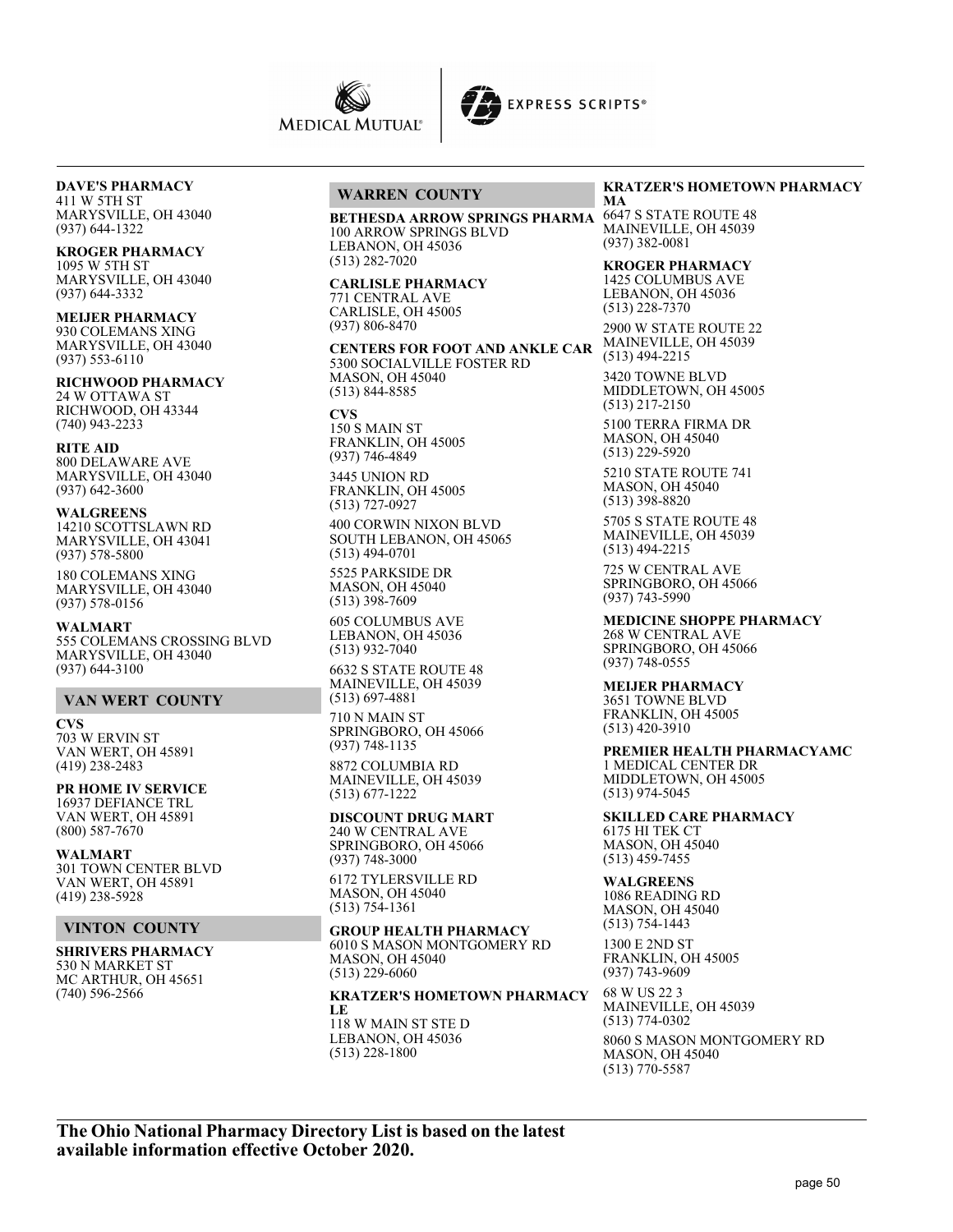**DAVE'S PHARMACY**
411 W 5TH ST
MARYSVILLE, OH 43040
(937) 644-1322

**KROGER PHARMACY**
1095 W 5TH ST
MARYSVILLE, OH 43040
(937) 644-3332

**MEIJER PHARMACY**
930 COLEMANS XING
MARYSVILLE, OH 43040
(937) 553-6110

**RICHWOOD PHARMACY**
24 W OTTAWA ST
RICHWOOD, OH 43344
(740) 943-2233

**RITE AID**
800 DELAWARE AVE
MARYSVILLE, OH 43040
(937) 642-3600

**WALGREENS**
14210 SCOTTSLAWN RD
MARYSVILLE, OH 43041
(937) 578-5800

180 COLEMANS XING
MARYSVILLE, OH 43040
(937) 578-0156

**WALMART**
555 COLEMANS CROSSING BLVD
MARYSVILLE, OH 43040
(937) 644-3100

## VAN WERT COUNTY

**CVS**
703 W ERVIN ST
VAN WERT, OH 45891
(419) 238-2483

**PR HOME IV SERVICE**
16937 DEFIANCE TRL
VAN WERT, OH 45891
(800) 587-7670

**WALMART**
301 TOWN CENTER BLVD
VAN WERT, OH 45891
(419) 238-5928

## VINTON COUNTY

**SHRIVERS PHARMACY**
530 N MARKET ST
MC ARTHUR, OH 45651
(740) 596-2566

## WARREN COUNTY

**BETHESDA ARROW SPRINGS PHARMA**
100 ARROW SPRINGS BLVD
LEBANON, OH 45036
(513) 282-7020

**CARLISLE PHARMACY**
771 CENTRAL AVE
CARLISLE, OH 45005
(937) 806-8470

**CENTERS FOR FOOT AND ANKLE CAR**
5300 SOCIALVILLE FOSTER RD
MASON, OH 45040
(513) 844-8585

**CVS**
150 S MAIN ST
FRANKLIN, OH 45005
(937) 746-4849

3445 UNION RD
FRANKLIN, OH 45005
(513) 727-0927

400 CORWIN NIXON BLVD
SOUTH LEBANON, OH 45065
(513) 494-0701

5525 PARKSIDE DR
MASON, OH 45040
(513) 398-7609

605 COLUMBUS AVE
LEBANON, OH 45036
(513) 932-7040

6632 S STATE ROUTE 48
MAINEVILLE, OH 45039
(513) 697-4881

710 N MAIN ST
SPRINGBORO, OH 45066
(937) 748-1135

8872 COLUMBIA RD
MAINEVILLE, OH 45039
(513) 677-1222

**DISCOUNT DRUG MART**
240 W CENTRAL AVE
SPRINGBORO, OH 45066
(937) 748-3000

6172 TYLERSVILLE RD
MASON, OH 45040
(513) 754-1361

**GROUP HEALTH PHARMACY**
6010 S MASON MONTGOMERY RD
MASON, OH 45040
(513) 229-6060

**KRATZER'S HOMETOWN PHARMACY LE**
118 W MAIN ST STE D
LEBANON, OH 45036
(513) 228-1800

**KRATZER'S HOMETOWN PHARMACY MA**
6647 S STATE ROUTE 48
MAINEVILLE, OH 45039
(937) 382-0081

**KROGER PHARMACY**
1425 COLUMBUS AVE
LEBANON, OH 45036
(513) 228-7370

2900 W STATE ROUTE 22
MAINEVILLE, OH 45039
(513) 494-2215

3420 TOWNE BLVD
MIDDLETOWN, OH 45005
(513) 217-2150

5100 TERRA FIRMA DR
MASON, OH 45040
(513) 229-5920

5210 STATE ROUTE 741
MASON, OH 45040
(513) 398-8820

5705 S STATE ROUTE 48
MAINEVILLE, OH 45039
(513) 494-2215

725 W CENTRAL AVE
SPRINGBORO, OH 45066
(937) 743-5990

**MEDICINE SHOPPE PHARMACY**
268 W CENTRAL AVE
SPRINGBORO, OH 45066
(937) 748-0555

**MEIJER PHARMACY**
3651 TOWNE BLVD
FRANKLIN, OH 45005
(513) 420-3910

**PREMIER HEALTH PHARMACYAMC**
1 MEDICAL CENTER DR
MIDDLETOWN, OH 45005
(513) 974-5045

**SKILLED CARE PHARMACY**
6175 HI TEK CT
MASON, OH 45040
(513) 459-7455

**WALGREENS**
1086 READING RD
MASON, OH 45040
(513) 754-1443

1300 E 2ND ST
FRANKLIN, OH 45005
(937) 743-9609

68 W US 22 3
MAINEVILLE, OH 45039
(513) 774-0302

8060 S MASON MONTGOMERY RD
MASON, OH 45040
(513) 770-5587

**The Ohio National Pharmacy Directory List is based on the latest available information effective October 2020.**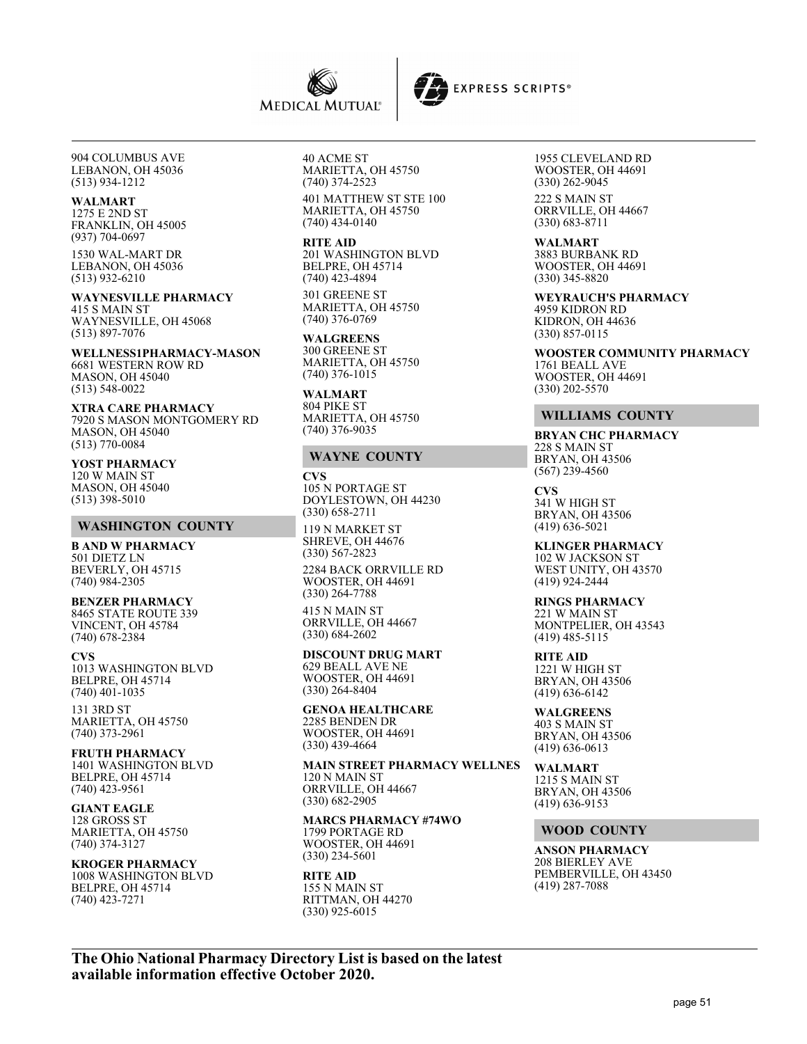904 COLUMBUS AVE
LEBANON, OH 45036
(513) 934-1212

**WALMART**
1275 E 2ND ST
FRANKLIN, OH 45005
(937) 704-0697

1530 WAL-MART DR
LEBANON, OH 45036
(513) 932-6210

**WAYNESVILLE PHARMACY**
415 S MAIN ST
WAYNESVILLE, OH 45068
(513) 897-7076

**WELLNESS1PHARMACY-MASON**
6681 WESTERN ROW RD
MASON, OH 45040
(513) 548-0022

**XTRA CARE PHARMACY**
7920 S MASON MONTGOMERY RD
MASON, OH 45040
(513) 770-0084

**YOST PHARMACY**
120 W MAIN ST
MASON, OH 45040
(513) 398-5010

## WASHINGTON COUNTY

**B AND W PHARMACY**
501 DIETZ LN
BEVERLY, OH 45715
(740) 984-2305

**BENZER PHARMACY**
8465 STATE ROUTE 339
VINCENT, OH 45784
(740) 678-2384

**CVS**
1013 WASHINGTON BLVD
BELPRE, OH 45714
(740) 401-1035

131 3RD ST
MARIETTA, OH 45750
(740) 373-2961

**FRUTH PHARMACY**
1401 WASHINGTON BLVD
BELPRE, OH 45714
(740) 423-9561

**GIANT EAGLE**
128 GROSS ST
MARIETTA, OH 45750
(740) 374-3127

**KROGER PHARMACY**
1008 WASHINGTON BLVD
BELPRE, OH 45714
(740) 423-7271

40 ACME ST
MARIETTA, OH 45750
(740) 374-2523

401 MATTHEW ST STE 100
MARIETTA, OH 45750
(740) 434-0140

**RITE AID**
201 WASHINGTON BLVD
BELPRE, OH 45714
(740) 423-4894

301 GREENE ST
MARIETTA, OH 45750
(740) 376-0769

**WALGREENS**
300 GREENE ST
MARIETTA, OH 45750
(740) 376-1015

**WALMART**
804 PIKE ST
MARIETTA, OH 45750
(740) 376-9035

## WAYNE COUNTY

**CVS**
105 N PORTAGE ST
DOYLESTOWN, OH 44230
(330) 658-2711

119 N MARKET ST
SHREVE, OH 44676
(330) 567-2823

2284 BACK ORRVILLE RD
WOOSTER, OH 44691
(330) 264-7788

415 N MAIN ST
ORRVILLE, OH 44667
(330) 684-2602

**DISCOUNT DRUG MART**
629 BEALL AVE NE
WOOSTER, OH 44691
(330) 264-8404

**GENOA HEALTHCARE**
2285 BENDEN DR
WOOSTER, OH 44691
(330) 439-4664

**MAIN STREET PHARMACY WELLNES**
120 N MAIN ST
ORRVILLE, OH 44667
(330) 682-2905

**MARCS PHARMACY #74WO**
1799 PORTAGE RD
WOOSTER, OH 44691
(330) 234-5601

**RITE AID**
155 N MAIN ST
RITTMAN, OH 44270
(330) 925-6015

1955 CLEVELAND RD
WOOSTER, OH 44691
(330) 262-9045

222 S MAIN ST
ORRVILLE, OH 44667
(330) 683-8711

**WALMART**
3883 BURBANK RD
WOOSTER, OH 44691
(330) 345-8820

**WEYRAUCH'S PHARMACY**
4959 KIDRON RD
KIDRON, OH 44636
(330) 857-0115

**WOOSTER COMMUNITY PHARMACY**
1761 BEALL AVE
WOOSTER, OH 44691
(330) 202-5570

## WILLIAMS COUNTY

**BRYAN CHC PHARMACY**
228 S MAIN ST
BRYAN, OH 43506
(567) 239-4560

**CVS**
341 W HIGH ST
BRYAN, OH 43506
(419) 636-5021

**KLINGER PHARMACY**
102 W JACKSON ST
WEST UNITY, OH 43570
(419) 924-2444

**RINGS PHARMACY**
221 W MAIN ST
MONTPELIER, OH 43543
(419) 485-5115

**RITE AID**
1221 W HIGH ST
BRYAN, OH 43506
(419) 636-6142

**WALGREENS**
403 S MAIN ST
BRYAN, OH 43506
(419) 636-0613

**WALMART**
1215 S MAIN ST
BRYAN, OH 43506
(419) 636-9153

## WOOD COUNTY

**ANSON PHARMACY**
208 BIERLEY AVE
PEMBERVILLE, OH 43450
(419) 287-7088

**The Ohio National Pharmacy Directory List is based on the latest available information effective October 2020.**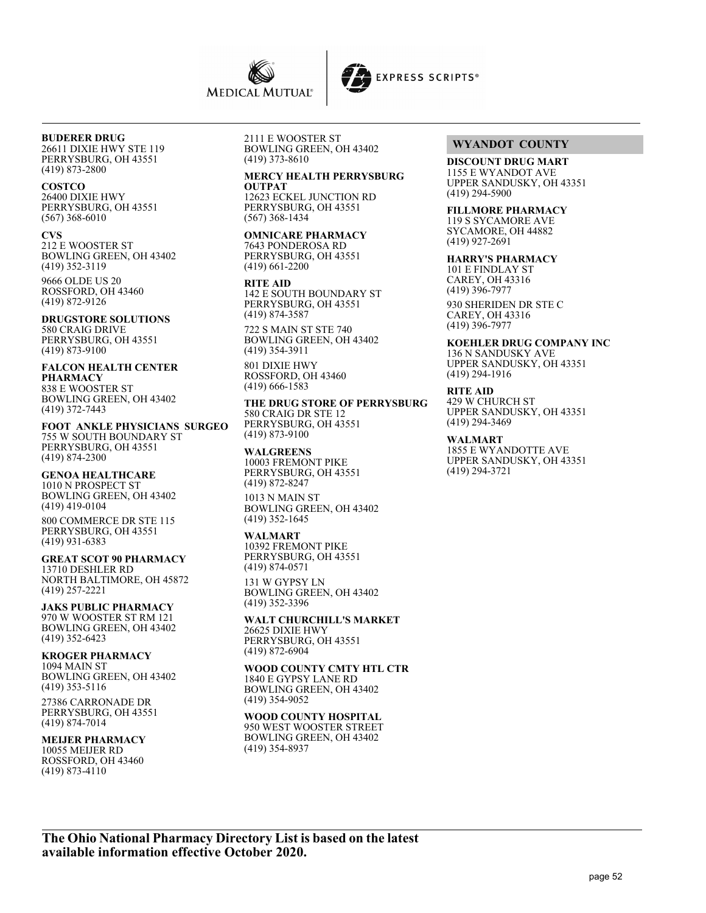**BUDERER DRUG**
26611 DIXIE HWY STE 119
PERRYSBURG, OH 43551
(419) 873-2800

**COSTCO**
26400 DIXIE HWY
PERRYSBURG, OH 43551
(567) 368-6010

**CVS**
212 E WOOSTER ST
BOWLING GREEN, OH 43402
(419) 352-3119

9666 OLDE US 20
ROSSFORD, OH 43460
(419) 872-9126

**DRUGSTORE SOLUTIONS**
580 CRAIG DRIVE
PERRYSBURG, OH 43551
(419) 873-9100

**FALCON HEALTH CENTER PHARMACY**
838 E WOOSTER ST
BOWLING GREEN, OH 43402
(419) 372-7443

**FOOT ANKLE PHYSICIANS SURGEO**
755 W SOUTH BOUNDARY ST
PERRYSBURG, OH 43551
(419) 874-2300

**GENOA HEALTHCARE**
1010 N PROSPECT ST
BOWLING GREEN, OH 43402
(419) 419-0104

800 COMMERCE DR STE 115
PERRYSBURG, OH 43551
(419) 931-6383

**GREAT SCOT 90 PHARMACY**
13710 DESHLER RD
NORTH BALTIMORE, OH 45872
(419) 257-2221

**JAKS PUBLIC PHARMACY**
970 W WOOSTER ST RM 121
BOWLING GREEN, OH 43402
(419) 352-6423

**KROGER PHARMACY**
1094 MAIN ST
BOWLING GREEN, OH 43402
(419) 353-5116

27386 CARRONADE DR
PERRYSBURG, OH 43551
(419) 874-7014

**MEIJER PHARMACY**
10055 MEIJER RD
ROSSFORD, OH 43460
(419) 873-4110

2111 E WOOSTER ST
BOWLING GREEN, OH 43402
(419) 373-8610

**MERCY HEALTH PERRYSBURG OUTPAT**
12623 ECKEL JUNCTION RD
PERRYSBURG, OH 43551
(567) 368-1434

**OMNICARE PHARMACY**
7643 PONDEROSA RD
PERRYSBURG, OH 43551
(419) 661-2200

**RITE AID**
142 E SOUTH BOUNDARY ST
PERRYSBURG, OH 43551
(419) 874-3587

722 S MAIN ST STE 740
BOWLING GREEN, OH 43402
(419) 354-3911

801 DIXIE HWY
ROSSFORD, OH 43460
(419) 666-1583

**THE DRUG STORE OF PERRYSBURG**
580 CRAIG DR STE 12
PERRYSBURG, OH 43551
(419) 873-9100

**WALGREENS**
10003 FREMONT PIKE
PERRYSBURG, OH 43551
(419) 872-8247

1013 N MAIN ST
BOWLING GREEN, OH 43402
(419) 352-1645

**WALMART**
10392 FREMONT PIKE
PERRYSBURG, OH 43551
(419) 874-0571

131 W GYPSY LN
BOWLING GREEN, OH 43402
(419) 352-3396

**WALT CHURCHILL'S MARKET**
26625 DIXIE HWY
PERRYSBURG, OH 43551
(419) 872-6904

**WOOD COUNTY CMTY HTL CTR**
1840 E GYPSY LANE RD
BOWLING GREEN, OH 43402
(419) 354-9052

**WOOD COUNTY HOSPITAL**
950 WEST WOOSTER STREET
BOWLING GREEN, OH 43402
(419) 354-8937

## WYANDOT COUNTY

**DISCOUNT DRUG MART**
1155 E WYANDOT AVE
UPPER SANDUSKY, OH 43351
(419) 294-5900

**FILLMORE PHARMACY**
119 S SYCAMORE AVE
SYCAMORE, OH 44882
(419) 927-2691

**HARRY'S PHARMACY**
101 E FINDLAY ST
CAREY, OH 43316
(419) 396-7977

930 SHERIDEN DR STE C
CAREY, OH 43316
(419) 396-7977

**KOEHLER DRUG COMPANY INC**
136 N SANDUSKY AVE
UPPER SANDUSKY, OH 43351
(419) 294-1916

**RITE AID**
429 W CHURCH ST
UPPER SANDUSKY, OH 43351
(419) 294-3469

**WALMART**
1855 E WYANDOTTE AVE
UPPER SANDUSKY, OH 43351
(419) 294-3721

**The Ohio National Pharmacy Directory List is based on the latest available information effective October 2020.**